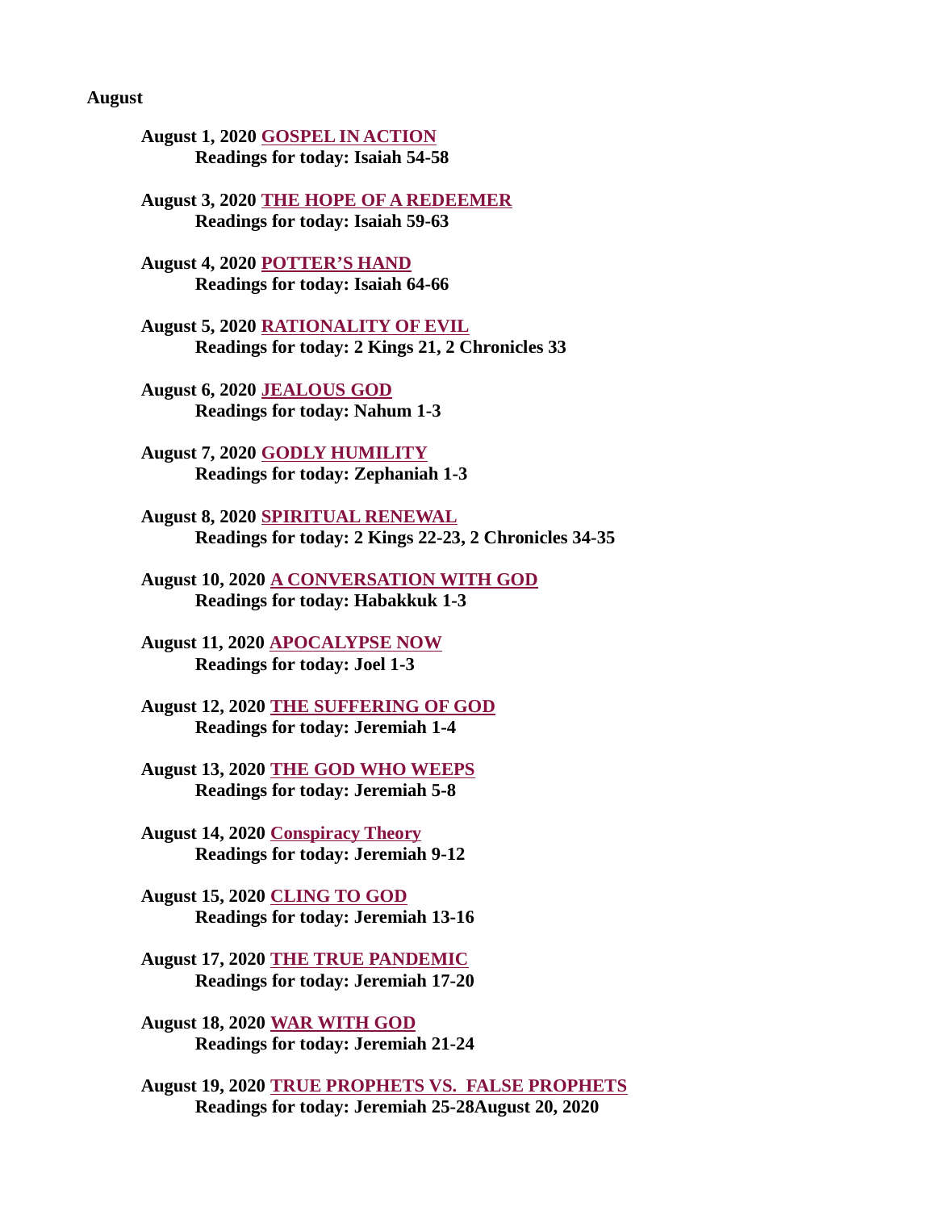**August**

**August 1, 2020 GOSPEL IN ACTION**
**Readings for today: Isaiah 54-58**

**August 3, 2020 THE HOPE OF A REDEEMER**
**Readings for today: Isaiah 59-63**

**August 4, 2020 POTTER'S HAND**
**Readings for today: Isaiah 64-66**

**August 5, 2020 RATIONALITY OF EVIL**
**Readings for today: 2 Kings 21, 2 Chronicles 33**

**August 6, 2020 JEALOUS GOD**
**Readings for today: Nahum 1-3**

**August 7, 2020 GODLY HUMILITY**
**Readings for today: Zephaniah 1-3**

**August 8, 2020 SPIRITUAL RENEWAL**
**Readings for today: 2 Kings 22-23, 2 Chronicles 34-35**

**August 10, 2020 A CONVERSATION WITH GOD**
**Readings for today: Habakkuk 1-3**

**August 11, 2020 APOCALYPSE NOW**
**Readings for today: Joel 1-3**

**August 12, 2020 THE SUFFERING OF GOD**
**Readings for today: Jeremiah 1-4**

**August 13, 2020 THE GOD WHO WEEPS**
**Readings for today: Jeremiah 5-8**

**August 14, 2020 Conspiracy Theory**
**Readings for today: Jeremiah 9-12**

**August 15, 2020 CLING TO GOD**
**Readings for today: Jeremiah 13-16**

**August 17, 2020 THE TRUE PANDEMIC**
**Readings for today: Jeremiah 17-20**

**August 18, 2020 WAR WITH GOD**
**Readings for today: Jeremiah 21-24**

**August 19, 2020 TRUE PROPHETS VS. FALSE PROPHETS**
**Readings for today: Jeremiah 25-28August 20, 2020**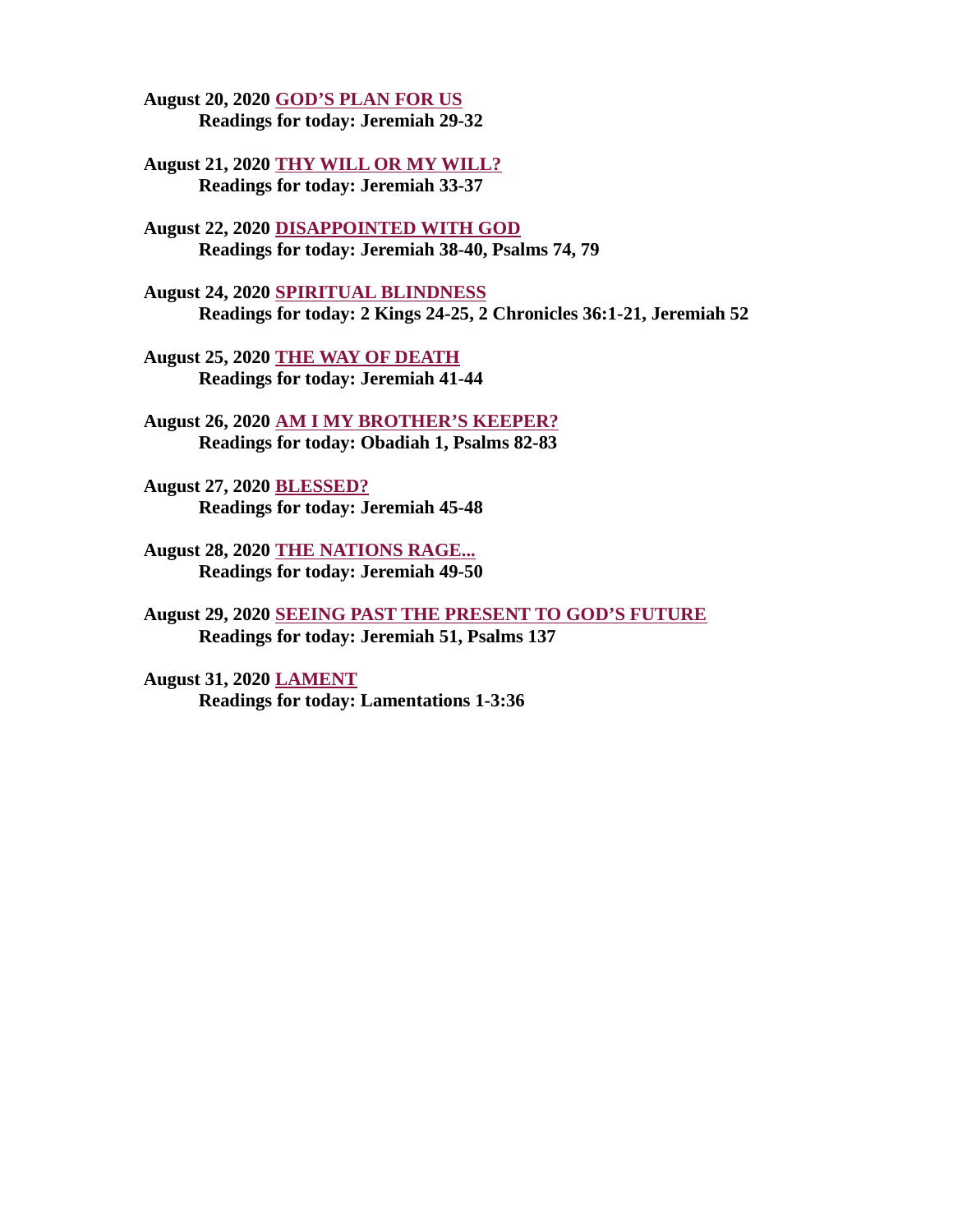**August 20, 2020** **GOD'S PLAN FOR US**
**Readings for today: Jeremiah 29-32**

**August 21, 2020** **THY WILL OR MY WILL?**
**Readings for today: Jeremiah 33-37**

**August 22, 2020** **DISAPPOINTED WITH GOD**
**Readings for today: Jeremiah 38-40, Psalms 74, 79**

**August 24, 2020** **SPIRITUAL BLINDNESS**
**Readings for today: 2 Kings 24-25, 2 Chronicles 36:1-21, Jeremiah 52**

**August 25, 2020** **THE WAY OF DEATH**
**Readings for today: Jeremiah 41-44**

**August 26, 2020** **AM I MY BROTHER'S KEEPER?**
**Readings for today: Obadiah 1, Psalms 82-83**

**August 27, 2020** **BLESSED?**
**Readings for today: Jeremiah 45-48**

**August 28, 2020** **THE NATIONS RAGE...**
**Readings for today: Jeremiah 49-50**

**August 29, 2020** **SEEING PAST THE PRESENT TO GOD'S FUTURE**
**Readings for today: Jeremiah 51, Psalms 137**

**August 31, 2020** **LAMENT**
**Readings for today: Lamentations 1-3:36**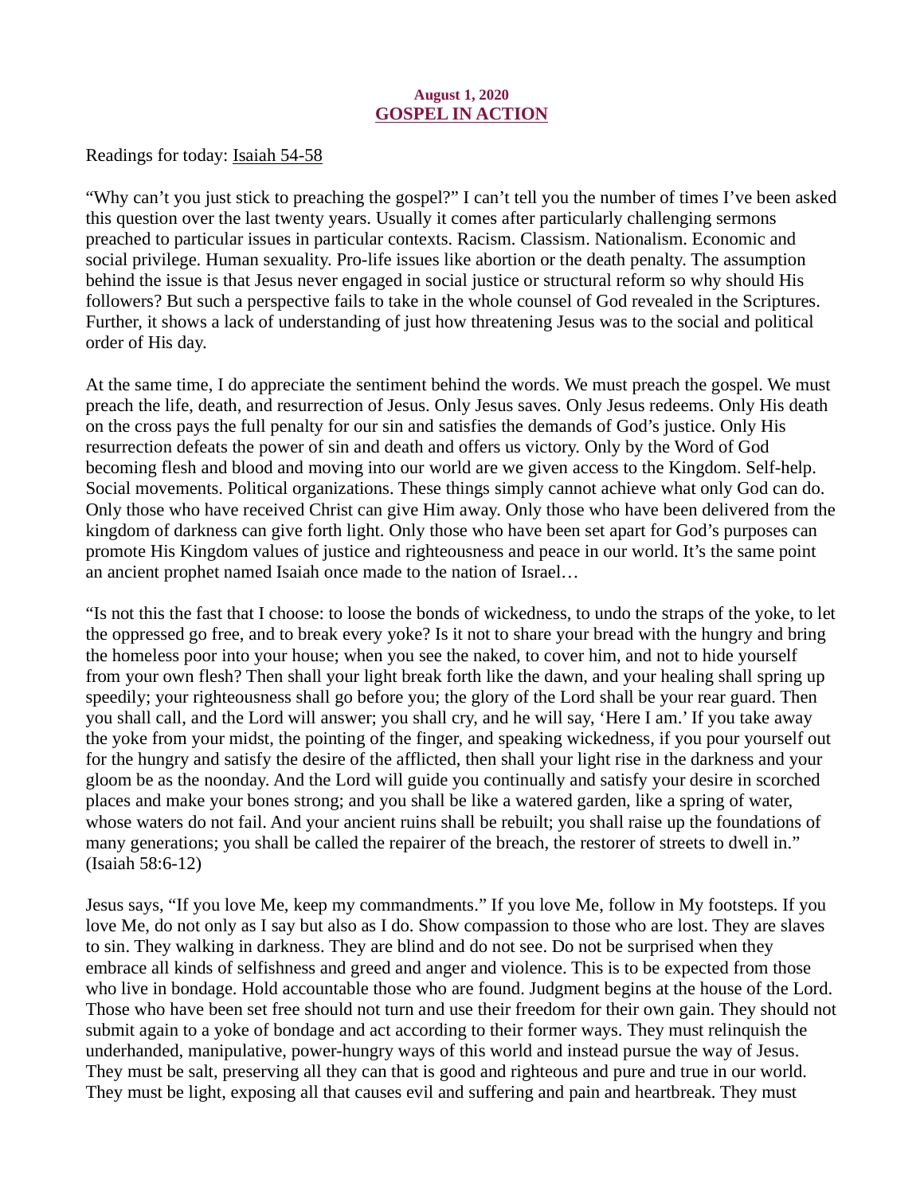**August 1, 2020**

## GOSPEL IN ACTION

Readings for today: Isaiah 54-58

"Why can't you just stick to preaching the gospel?" I can't tell you the number of times I've been asked this question over the last twenty years. Usually it comes after particularly challenging sermons preached to particular issues in particular contexts. Racism. Classism. Nationalism. Economic and social privilege. Human sexuality. Pro-life issues like abortion or the death penalty. The assumption behind the issue is that Jesus never engaged in social justice or structural reform so why should His followers? But such a perspective fails to take in the whole counsel of God revealed in the Scriptures. Further, it shows a lack of understanding of just how threatening Jesus was to the social and political order of His day.

At the same time, I do appreciate the sentiment behind the words. We must preach the gospel. We must preach the life, death, and resurrection of Jesus. Only Jesus saves. Only Jesus redeems. Only His death on the cross pays the full penalty for our sin and satisfies the demands of God's justice. Only His resurrection defeats the power of sin and death and offers us victory. Only by the Word of God becoming flesh and blood and moving into our world are we given access to the Kingdom. Self-help. Social movements. Political organizations. These things simply cannot achieve what only God can do. Only those who have received Christ can give Him away. Only those who have been delivered from the kingdom of darkness can give forth light. Only those who have been set apart for God's purposes can promote His Kingdom values of justice and righteousness and peace in our world. It's the same point an ancient prophet named Isaiah once made to the nation of Israel…

"Is not this the fast that I choose: to loose the bonds of wickedness, to undo the straps of the yoke, to let the oppressed go free, and to break every yoke? Is it not to share your bread with the hungry and bring the homeless poor into your house; when you see the naked, to cover him, and not to hide yourself from your own flesh? Then shall your light break forth like the dawn, and your healing shall spring up speedily; your righteousness shall go before you; the glory of the Lord shall be your rear guard. Then you shall call, and the Lord will answer; you shall cry, and he will say, 'Here I am.' If you take away the yoke from your midst, the pointing of the finger, and speaking wickedness, if you pour yourself out for the hungry and satisfy the desire of the afflicted, then shall your light rise in the darkness and your gloom be as the noonday. And the Lord will guide you continually and satisfy your desire in scorched places and make your bones strong; and you shall be like a watered garden, like a spring of water, whose waters do not fail. And your ancient ruins shall be rebuilt; you shall raise up the foundations of many generations; you shall be called the repairer of the breach, the restorer of streets to dwell in." (Isaiah 58:6-12)

Jesus says, "If you love Me, keep my commandments." If you love Me, follow in My footsteps. If you love Me, do not only as I say but also as I do. Show compassion to those who are lost. They are slaves to sin. They walking in darkness. They are blind and do not see. Do not be surprised when they embrace all kinds of selfishness and greed and anger and violence. This is to be expected from those who live in bondage. Hold accountable those who are found. Judgment begins at the house of the Lord. Those who have been set free should not turn and use their freedom for their own gain. They should not submit again to a yoke of bondage and act according to their former ways. They must relinquish the underhanded, manipulative, power-hungry ways of this world and instead pursue the way of Jesus. They must be salt, preserving all they can that is good and righteous and pure and true in our world. They must be light, exposing all that causes evil and suffering and pain and heartbreak. They must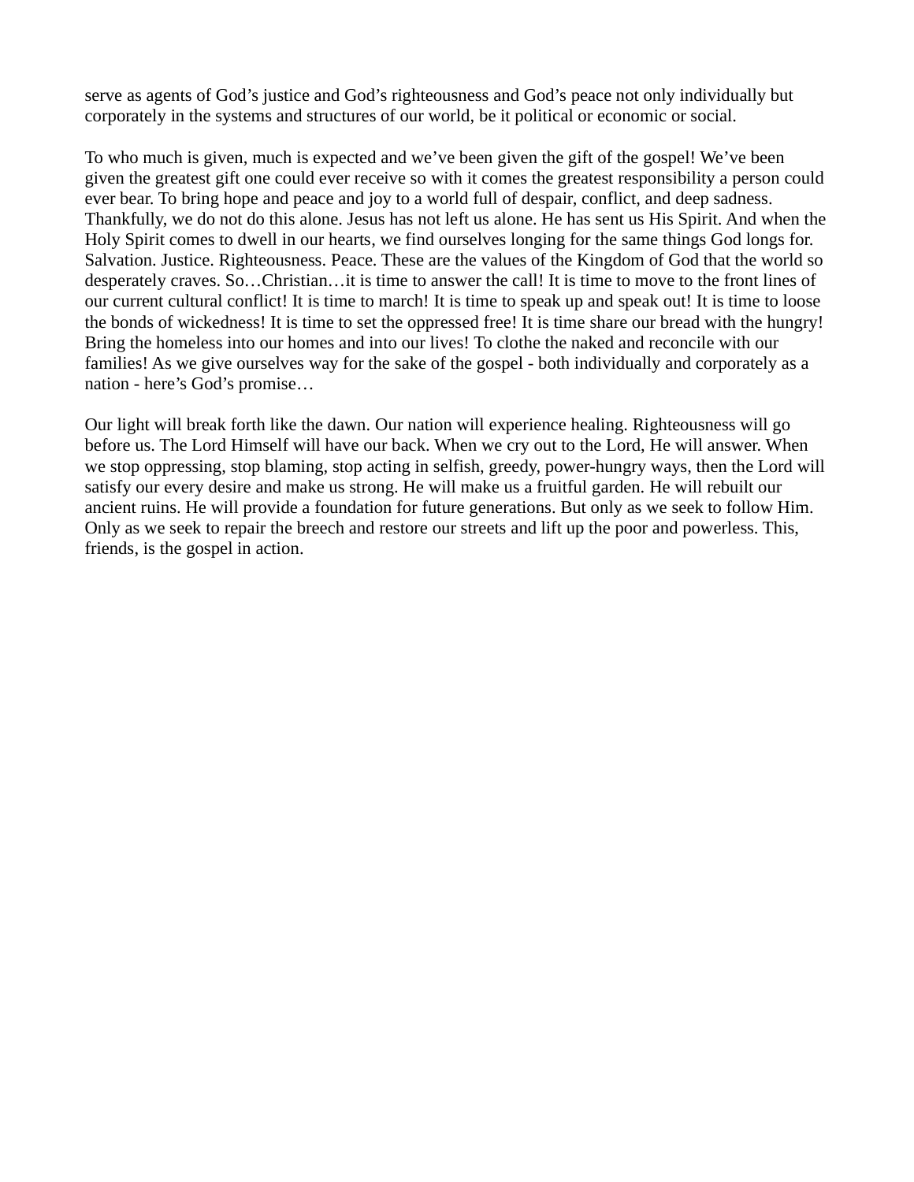serve as agents of God's justice and God's righteousness and God's peace not only individually but corporately in the systems and structures of our world, be it political or economic or social.

To who much is given, much is expected and we've been given the gift of the gospel! We've been given the greatest gift one could ever receive so with it comes the greatest responsibility a person could ever bear. To bring hope and peace and joy to a world full of despair, conflict, and deep sadness. Thankfully, we do not do this alone. Jesus has not left us alone. He has sent us His Spirit. And when the Holy Spirit comes to dwell in our hearts, we find ourselves longing for the same things God longs for. Salvation. Justice. Righteousness. Peace. These are the values of the Kingdom of God that the world so desperately craves. So…Christian…it is time to answer the call! It is time to move to the front lines of our current cultural conflict! It is time to march! It is time to speak up and speak out! It is time to loose the bonds of wickedness! It is time to set the oppressed free! It is time share our bread with the hungry! Bring the homeless into our homes and into our lives! To clothe the naked and reconcile with our families! As we give ourselves way for the sake of the gospel - both individually and corporately as a nation - here's God's promise…

Our light will break forth like the dawn. Our nation will experience healing. Righteousness will go before us. The Lord Himself will have our back. When we cry out to the Lord, He will answer. When we stop oppressing, stop blaming, stop acting in selfish, greedy, power-hungry ways, then the Lord will satisfy our every desire and make us strong. He will make us a fruitful garden. He will rebuilt our ancient ruins. He will provide a foundation for future generations. But only as we seek to follow Him. Only as we seek to repair the breech and restore our streets and lift up the poor and powerless. This, friends, is the gospel in action.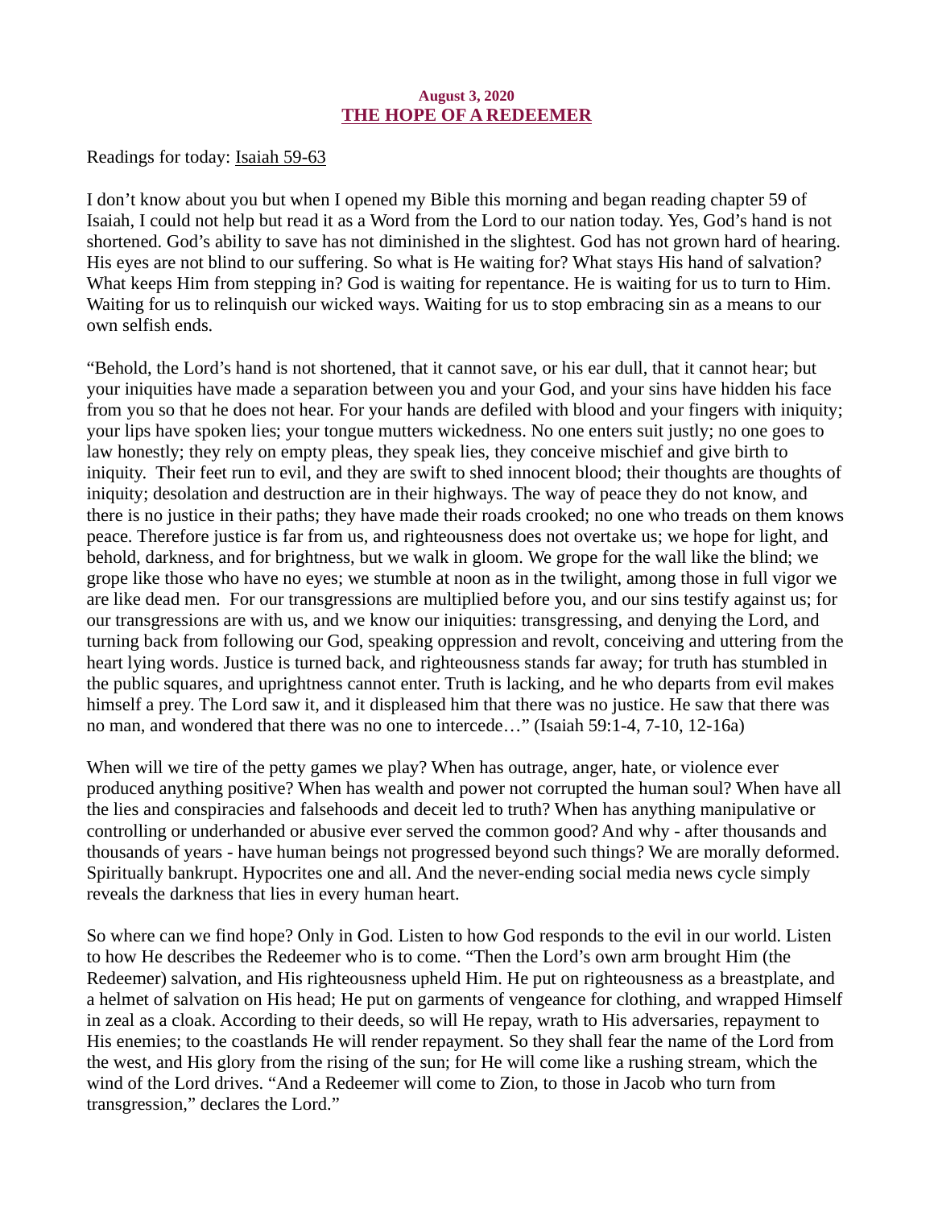**August 3, 2020**

## THE HOPE OF A REDEEMER

Readings for today: Isaiah 59-63

I don't know about you but when I opened my Bible this morning and began reading chapter 59 of Isaiah, I could not help but read it as a Word from the Lord to our nation today. Yes, God's hand is not shortened. God's ability to save has not diminished in the slightest. God has not grown hard of hearing. His eyes are not blind to our suffering. So what is He waiting for? What stays His hand of salvation? What keeps Him from stepping in? God is waiting for repentance. He is waiting for us to turn to Him. Waiting for us to relinquish our wicked ways. Waiting for us to stop embracing sin as a means to our own selfish ends.

"Behold, the Lord's hand is not shortened, that it cannot save, or his ear dull, that it cannot hear; but your iniquities have made a separation between you and your God, and your sins have hidden his face from you so that he does not hear. For your hands are defiled with blood and your fingers with iniquity; your lips have spoken lies; your tongue mutters wickedness. No one enters suit justly; no one goes to law honestly; they rely on empty pleas, they speak lies, they conceive mischief and give birth to iniquity. Their feet run to evil, and they are swift to shed innocent blood; their thoughts are thoughts of iniquity; desolation and destruction are in their highways. The way of peace they do not know, and there is no justice in their paths; they have made their roads crooked; no one who treads on them knows peace. Therefore justice is far from us, and righteousness does not overtake us; we hope for light, and behold, darkness, and for brightness, but we walk in gloom. We grope for the wall like the blind; we grope like those who have no eyes; we stumble at noon as in the twilight, among those in full vigor we are like dead men. For our transgressions are multiplied before you, and our sins testify against us; for our transgressions are with us, and we know our iniquities: transgressing, and denying the Lord, and turning back from following our God, speaking oppression and revolt, conceiving and uttering from the heart lying words. Justice is turned back, and righteousness stands far away; for truth has stumbled in the public squares, and uprightness cannot enter. Truth is lacking, and he who departs from evil makes himself a prey. The Lord saw it, and it displeased him that there was no justice. He saw that there was no man, and wondered that there was no one to intercede…" (Isaiah 59:1-4, 7-10, 12-16a)

When will we tire of the petty games we play? When has outrage, anger, hate, or violence ever produced anything positive? When has wealth and power not corrupted the human soul? When have all the lies and conspiracies and falsehoods and deceit led to truth? When has anything manipulative or controlling or underhanded or abusive ever served the common good? And why - after thousands and thousands of years - have human beings not progressed beyond such things? We are morally deformed. Spiritually bankrupt. Hypocrites one and all. And the never-ending social media news cycle simply reveals the darkness that lies in every human heart.

So where can we find hope? Only in God. Listen to how God responds to the evil in our world. Listen to how He describes the Redeemer who is to come. "Then the Lord's own arm brought Him (the Redeemer) salvation, and His righteousness upheld Him. He put on righteousness as a breastplate, and a helmet of salvation on His head; He put on garments of vengeance for clothing, and wrapped Himself in zeal as a cloak. According to their deeds, so will He repay, wrath to His adversaries, repayment to His enemies; to the coastlands He will render repayment. So they shall fear the name of the Lord from the west, and His glory from the rising of the sun; for He will come like a rushing stream, which the wind of the Lord drives. "And a Redeemer will come to Zion, to those in Jacob who turn from transgression," declares the Lord."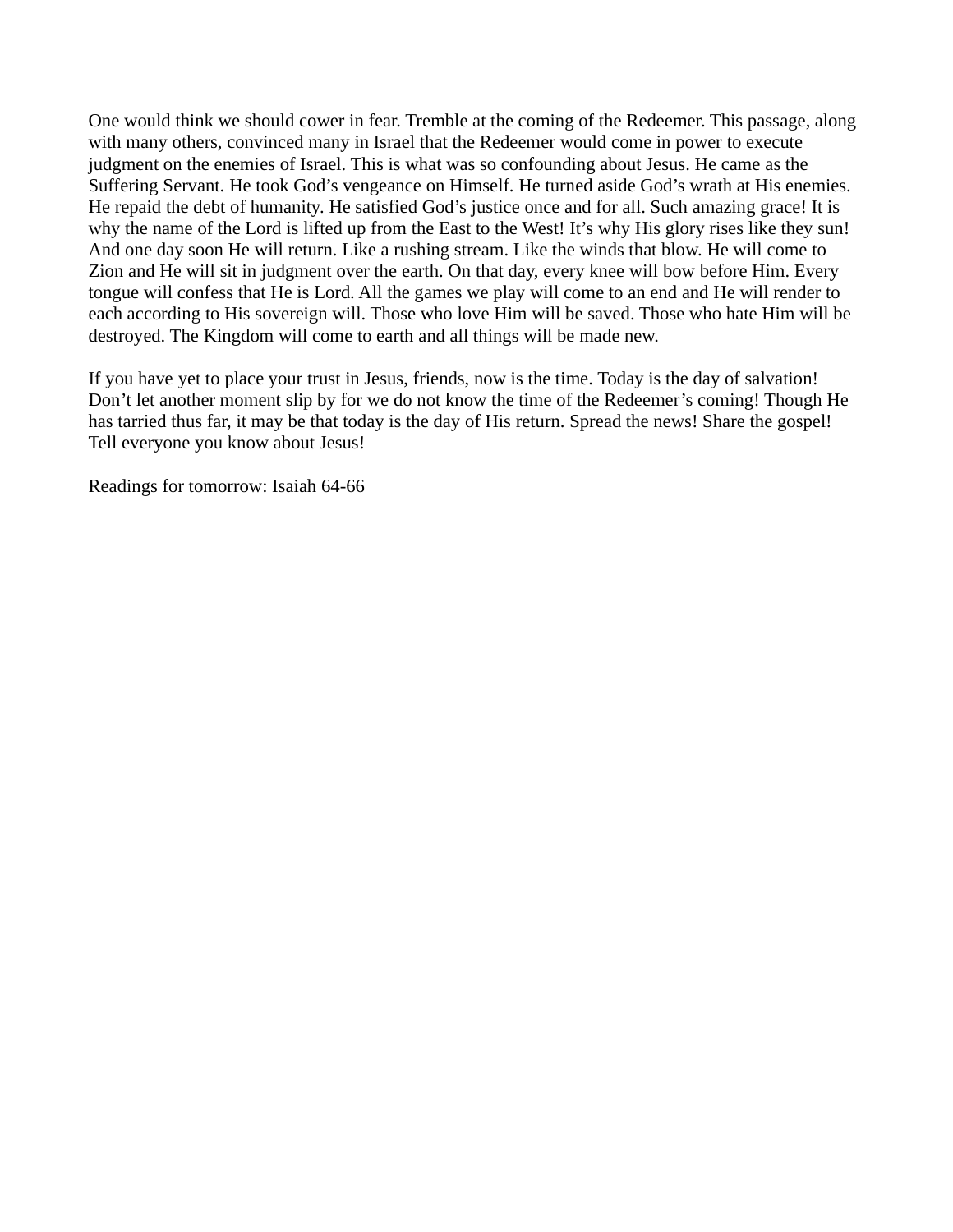One would think we should cower in fear. Tremble at the coming of the Redeemer. This passage, along with many others, convinced many in Israel that the Redeemer would come in power to execute judgment on the enemies of Israel. This is what was so confounding about Jesus. He came as the Suffering Servant. He took God's vengeance on Himself. He turned aside God's wrath at His enemies. He repaid the debt of humanity. He satisfied God's justice once and for all. Such amazing grace! It is why the name of the Lord is lifted up from the East to the West! It's why His glory rises like they sun! And one day soon He will return. Like a rushing stream. Like the winds that blow. He will come to Zion and He will sit in judgment over the earth. On that day, every knee will bow before Him. Every tongue will confess that He is Lord. All the games we play will come to an end and He will render to each according to His sovereign will. Those who love Him will be saved. Those who hate Him will be destroyed. The Kingdom will come to earth and all things will be made new.

If you have yet to place your trust in Jesus, friends, now is the time. Today is the day of salvation! Don't let another moment slip by for we do not know the time of the Redeemer's coming! Though He has tarried thus far, it may be that today is the day of His return. Spread the news! Share the gospel! Tell everyone you know about Jesus!

Readings for tomorrow: Isaiah 64-66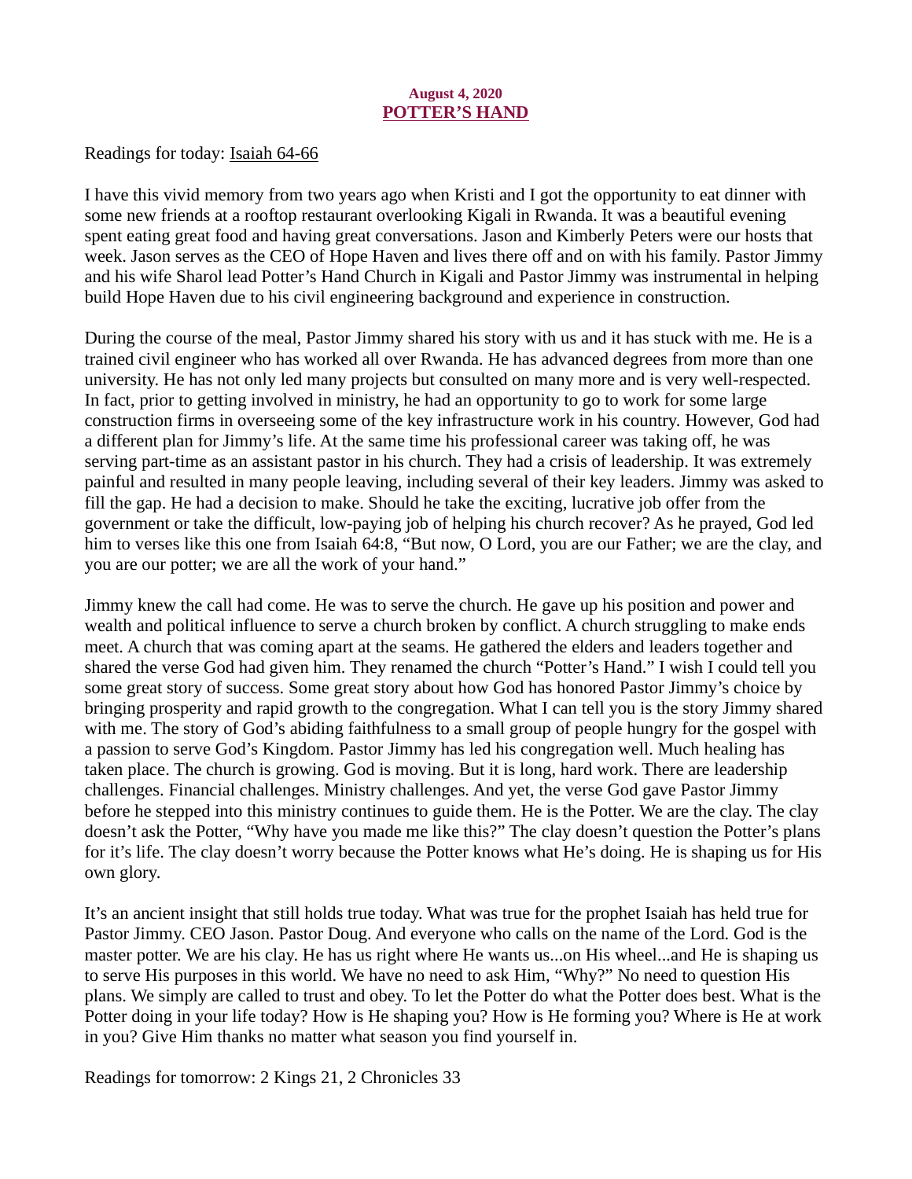**August 4, 2020**

# POTTER'S HAND

Readings for today: Isaiah 64-66

I have this vivid memory from two years ago when Kristi and I got the opportunity to eat dinner with some new friends at a rooftop restaurant overlooking Kigali in Rwanda. It was a beautiful evening spent eating great food and having great conversations. Jason and Kimberly Peters were our hosts that week. Jason serves as the CEO of Hope Haven and lives there off and on with his family. Pastor Jimmy and his wife Sharol lead Potter's Hand Church in Kigali and Pastor Jimmy was instrumental in helping build Hope Haven due to his civil engineering background and experience in construction.

During the course of the meal, Pastor Jimmy shared his story with us and it has stuck with me. He is a trained civil engineer who has worked all over Rwanda. He has advanced degrees from more than one university. He has not only led many projects but consulted on many more and is very well-respected. In fact, prior to getting involved in ministry, he had an opportunity to go to work for some large construction firms in overseeing some of the key infrastructure work in his country. However, God had a different plan for Jimmy's life. At the same time his professional career was taking off, he was serving part-time as an assistant pastor in his church. They had a crisis of leadership. It was extremely painful and resulted in many people leaving, including several of their key leaders. Jimmy was asked to fill the gap. He had a decision to make. Should he take the exciting, lucrative job offer from the government or take the difficult, low-paying job of helping his church recover? As he prayed, God led him to verses like this one from Isaiah 64:8, "But now, O Lord, you are our Father; we are the clay, and you are our potter; we are all the work of your hand."

Jimmy knew the call had come. He was to serve the church. He gave up his position and power and wealth and political influence to serve a church broken by conflict. A church struggling to make ends meet. A church that was coming apart at the seams. He gathered the elders and leaders together and shared the verse God had given him. They renamed the church "Potter's Hand." I wish I could tell you some great story of success. Some great story about how God has honored Pastor Jimmy's choice by bringing prosperity and rapid growth to the congregation. What I can tell you is the story Jimmy shared with me. The story of God's abiding faithfulness to a small group of people hungry for the gospel with a passion to serve God's Kingdom. Pastor Jimmy has led his congregation well. Much healing has taken place. The church is growing. God is moving. But it is long, hard work. There are leadership challenges. Financial challenges. Ministry challenges. And yet, the verse God gave Pastor Jimmy before he stepped into this ministry continues to guide them. He is the Potter. We are the clay. The clay doesn't ask the Potter, "Why have you made me like this?" The clay doesn't question the Potter's plans for it's life. The clay doesn't worry because the Potter knows what He's doing. He is shaping us for His own glory.

It's an ancient insight that still holds true today. What was true for the prophet Isaiah has held true for Pastor Jimmy. CEO Jason. Pastor Doug. And everyone who calls on the name of the Lord. God is the master potter. We are his clay. He has us right where He wants us...on His wheel...and He is shaping us to serve His purposes in this world. We have no need to ask Him, "Why?" No need to question His plans. We simply are called to trust and obey. To let the Potter do what the Potter does best. What is the Potter doing in your life today? How is He shaping you? How is He forming you? Where is He at work in you? Give Him thanks no matter what season you find yourself in.

Readings for tomorrow: 2 Kings 21, 2 Chronicles 33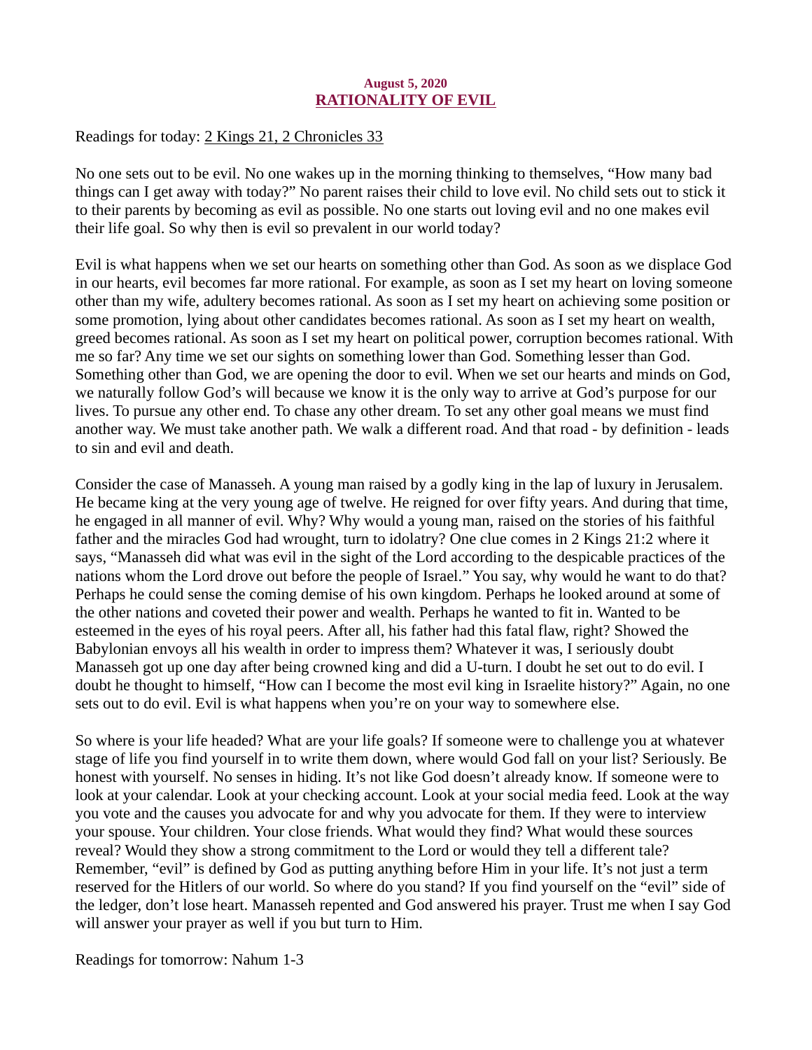**August 5, 2020**

## RATIONALITY OF EVIL

Readings for today: 2 Kings 21, 2 Chronicles 33

No one sets out to be evil. No one wakes up in the morning thinking to themselves, "How many bad things can I get away with today?" No parent raises their child to love evil. No child sets out to stick it to their parents by becoming as evil as possible. No one starts out loving evil and no one makes evil their life goal. So why then is evil so prevalent in our world today?

Evil is what happens when we set our hearts on something other than God. As soon as we displace God in our hearts, evil becomes far more rational. For example, as soon as I set my heart on loving someone other than my wife, adultery becomes rational. As soon as I set my heart on achieving some position or some promotion, lying about other candidates becomes rational. As soon as I set my heart on wealth, greed becomes rational. As soon as I set my heart on political power, corruption becomes rational. With me so far? Any time we set our sights on something lower than God. Something lesser than God. Something other than God, we are opening the door to evil. When we set our hearts and minds on God, we naturally follow God's will because we know it is the only way to arrive at God's purpose for our lives. To pursue any other end. To chase any other dream. To set any other goal means we must find another way. We must take another path. We walk a different road. And that road - by definition - leads to sin and evil and death.

Consider the case of Manasseh. A young man raised by a godly king in the lap of luxury in Jerusalem. He became king at the very young age of twelve. He reigned for over fifty years. And during that time, he engaged in all manner of evil. Why? Why would a young man, raised on the stories of his faithful father and the miracles God had wrought, turn to idolatry? One clue comes in 2 Kings 21:2 where it says, "Manasseh did what was evil in the sight of the Lord according to the despicable practices of the nations whom the Lord drove out before the people of Israel." You say, why would he want to do that? Perhaps he could sense the coming demise of his own kingdom. Perhaps he looked around at some of the other nations and coveted their power and wealth. Perhaps he wanted to fit in. Wanted to be esteemed in the eyes of his royal peers. After all, his father had this fatal flaw, right? Showed the Babylonian envoys all his wealth in order to impress them? Whatever it was, I seriously doubt Manasseh got up one day after being crowned king and did a U-turn. I doubt he set out to do evil. I doubt he thought to himself, "How can I become the most evil king in Israelite history?" Again, no one sets out to do evil. Evil is what happens when you're on your way to somewhere else.

So where is your life headed? What are your life goals? If someone were to challenge you at whatever stage of life you find yourself in to write them down, where would God fall on your list? Seriously. Be honest with yourself. No senses in hiding. It's not like God doesn't already know. If someone were to look at your calendar. Look at your checking account. Look at your social media feed. Look at the way you vote and the causes you advocate for and why you advocate for them. If they were to interview your spouse. Your children. Your close friends. What would they find? What would these sources reveal? Would they show a strong commitment to the Lord or would they tell a different tale? Remember, "evil" is defined by God as putting anything before Him in your life. It's not just a term reserved for the Hitlers of our world. So where do you stand? If you find yourself on the "evil" side of the ledger, don't lose heart. Manasseh repented and God answered his prayer. Trust me when I say God will answer your prayer as well if you but turn to Him.

Readings for tomorrow: Nahum 1-3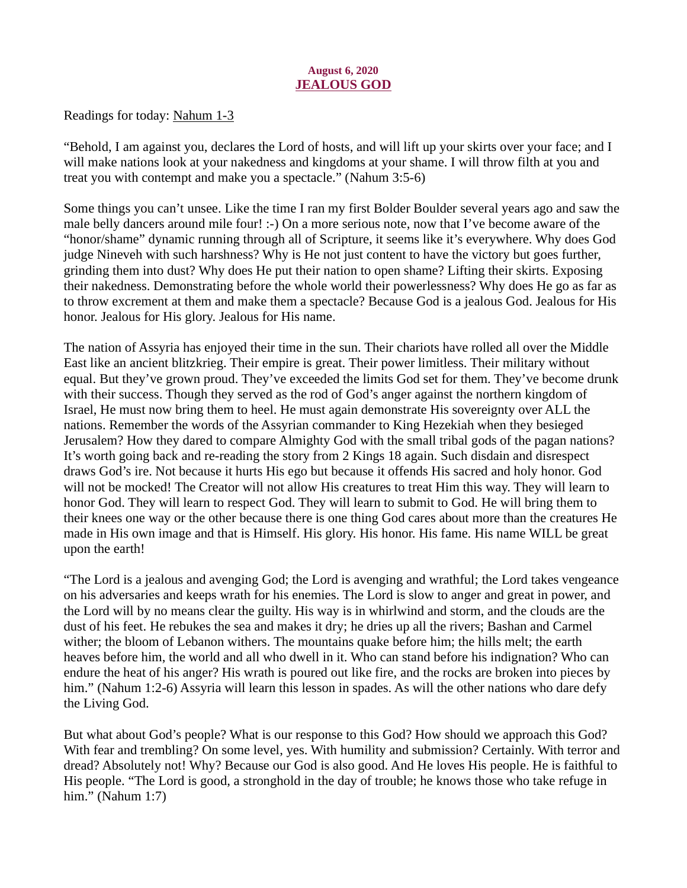**August 6, 2020**

## JEALOUS GOD

Readings for today: Nahum 1-3

"Behold, I am against you, declares the Lord of hosts, and will lift up your skirts over your face; and I will make nations look at your nakedness and kingdoms at your shame. I will throw filth at you and treat you with contempt and make you a spectacle." (Nahum 3:5-6)

Some things you can't unsee. Like the time I ran my first Bolder Boulder several years ago and saw the male belly dancers around mile four! :-) On a more serious note, now that I've become aware of the "honor/shame" dynamic running through all of Scripture, it seems like it's everywhere. Why does God judge Nineveh with such harshness? Why is He not just content to have the victory but goes further, grinding them into dust? Why does He put their nation to open shame? Lifting their skirts. Exposing their nakedness. Demonstrating before the whole world their powerlessness? Why does He go as far as to throw excrement at them and make them a spectacle? Because God is a jealous God. Jealous for His honor. Jealous for His glory. Jealous for His name.

The nation of Assyria has enjoyed their time in the sun. Their chariots have rolled all over the Middle East like an ancient blitzkrieg. Their empire is great. Their power limitless. Their military without equal. But they've grown proud. They've exceeded the limits God set for them. They've become drunk with their success. Though they served as the rod of God's anger against the northern kingdom of Israel, He must now bring them to heel. He must again demonstrate His sovereignty over ALL the nations. Remember the words of the Assyrian commander to King Hezekiah when they besieged Jerusalem? How they dared to compare Almighty God with the small tribal gods of the pagan nations? It's worth going back and re-reading the story from 2 Kings 18 again. Such disdain and disrespect draws God's ire. Not because it hurts His ego but because it offends His sacred and holy honor. God will not be mocked! The Creator will not allow His creatures to treat Him this way. They will learn to honor God. They will learn to respect God. They will learn to submit to God. He will bring them to their knees one way or the other because there is one thing God cares about more than the creatures He made in His own image and that is Himself. His glory. His honor. His fame. His name WILL be great upon the earth!

"The Lord is a jealous and avenging God; the Lord is avenging and wrathful; the Lord takes vengeance on his adversaries and keeps wrath for his enemies. The Lord is slow to anger and great in power, and the Lord will by no means clear the guilty. His way is in whirlwind and storm, and the clouds are the dust of his feet. He rebukes the sea and makes it dry; he dries up all the rivers; Bashan and Carmel wither; the bloom of Lebanon withers. The mountains quake before him; the hills melt; the earth heaves before him, the world and all who dwell in it. Who can stand before his indignation? Who can endure the heat of his anger? His wrath is poured out like fire, and the rocks are broken into pieces by him." (Nahum 1:2-6) Assyria will learn this lesson in spades. As will the other nations who dare defy the Living God.

But what about God's people? What is our response to this God? How should we approach this God? With fear and trembling? On some level, yes. With humility and submission? Certainly. With terror and dread? Absolutely not! Why? Because our God is also good. And He loves His people. He is faithful to His people. "The Lord is good, a stronghold in the day of trouble; he knows those who take refuge in him." (Nahum 1:7)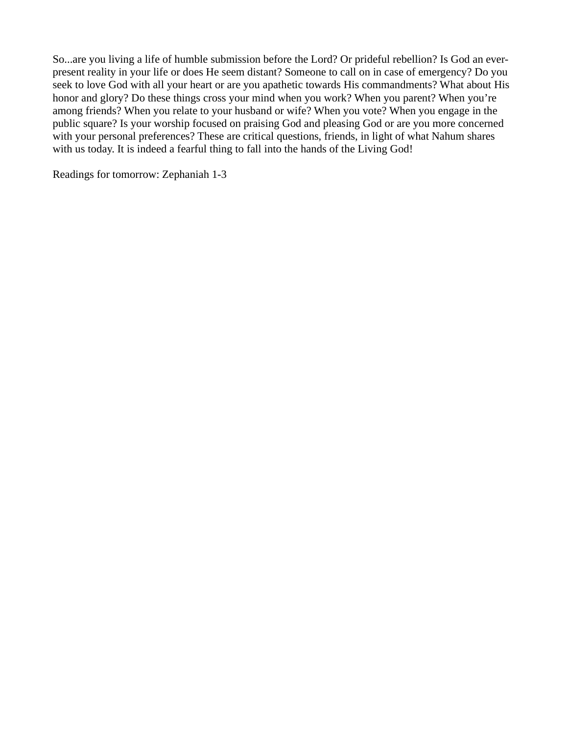So...are you living a life of humble submission before the Lord? Or prideful rebellion? Is God an ever-present reality in your life or does He seem distant? Someone to call on in case of emergency? Do you seek to love God with all your heart or are you apathetic towards His commandments? What about His honor and glory? Do these things cross your mind when you work? When you parent? When you're among friends? When you relate to your husband or wife? When you vote? When you engage in the public square? Is your worship focused on praising God and pleasing God or are you more concerned with your personal preferences? These are critical questions, friends, in light of what Nahum shares with us today. It is indeed a fearful thing to fall into the hands of the Living God!

Readings for tomorrow: Zephaniah 1-3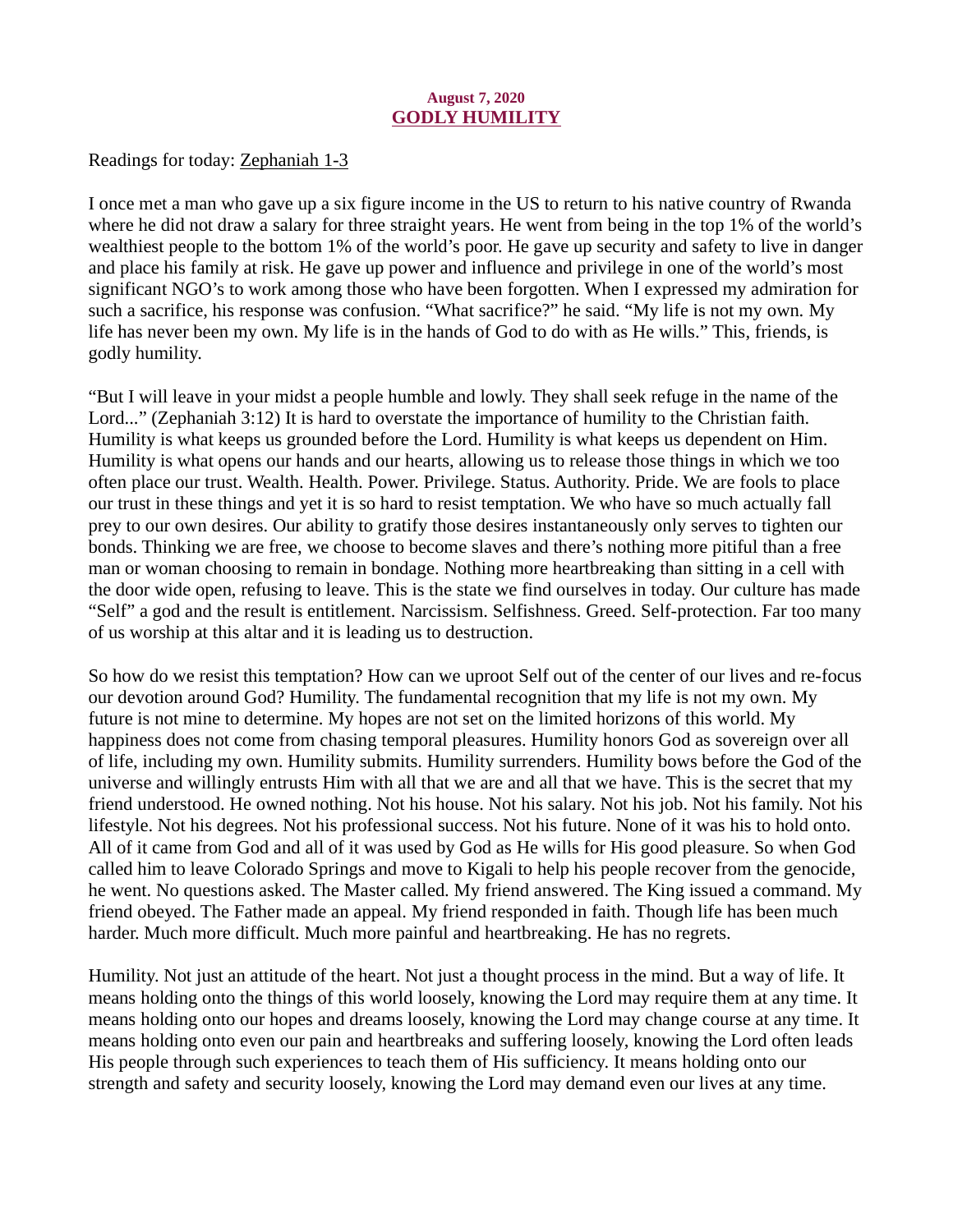**August 7, 2020**

## GODLY HUMILITY

Readings for today: Zephaniah 1-3

I once met a man who gave up a six figure income in the US to return to his native country of Rwanda where he did not draw a salary for three straight years. He went from being in the top 1% of the world's wealthiest people to the bottom 1% of the world's poor. He gave up security and safety to live in danger and place his family at risk. He gave up power and influence and privilege in one of the world's most significant NGO's to work among those who have been forgotten. When I expressed my admiration for such a sacrifice, his response was confusion. "What sacrifice?" he said. "My life is not my own. My life has never been my own. My life is in the hands of God to do with as He wills." This, friends, is godly humility.

"But I will leave in your midst a people humble and lowly. They shall seek refuge in the name of the Lord..." (Zephaniah 3:12) It is hard to overstate the importance of humility to the Christian faith. Humility is what keeps us grounded before the Lord. Humility is what keeps us dependent on Him. Humility is what opens our hands and our hearts, allowing us to release those things in which we too often place our trust. Wealth. Health. Power. Privilege. Status. Authority. Pride. We are fools to place our trust in these things and yet it is so hard to resist temptation. We who have so much actually fall prey to our own desires. Our ability to gratify those desires instantaneously only serves to tighten our bonds. Thinking we are free, we choose to become slaves and there's nothing more pitiful than a free man or woman choosing to remain in bondage. Nothing more heartbreaking than sitting in a cell with the door wide open, refusing to leave. This is the state we find ourselves in today. Our culture has made "Self" a god and the result is entitlement. Narcissism. Selfishness. Greed. Self-protection. Far too many of us worship at this altar and it is leading us to destruction.

So how do we resist this temptation? How can we uproot Self out of the center of our lives and re-focus our devotion around God? Humility. The fundamental recognition that my life is not my own. My future is not mine to determine. My hopes are not set on the limited horizons of this world. My happiness does not come from chasing temporal pleasures. Humility honors God as sovereign over all of life, including my own. Humility submits. Humility surrenders. Humility bows before the God of the universe and willingly entrusts Him with all that we are and all that we have. This is the secret that my friend understood. He owned nothing. Not his house. Not his salary. Not his job. Not his family. Not his lifestyle. Not his degrees. Not his professional success. Not his future. None of it was his to hold onto. All of it came from God and all of it was used by God as He wills for His good pleasure. So when God called him to leave Colorado Springs and move to Kigali to help his people recover from the genocide, he went. No questions asked. The Master called. My friend answered. The King issued a command. My friend obeyed. The Father made an appeal. My friend responded in faith. Though life has been much harder. Much more difficult. Much more painful and heartbreaking. He has no regrets.

Humility. Not just an attitude of the heart. Not just a thought process in the mind. But a way of life. It means holding onto the things of this world loosely, knowing the Lord may require them at any time. It means holding onto our hopes and dreams loosely, knowing the Lord may change course at any time. It means holding onto even our pain and heartbreaks and suffering loosely, knowing the Lord often leads His people through such experiences to teach them of His sufficiency. It means holding onto our strength and safety and security loosely, knowing the Lord may demand even our lives at any time.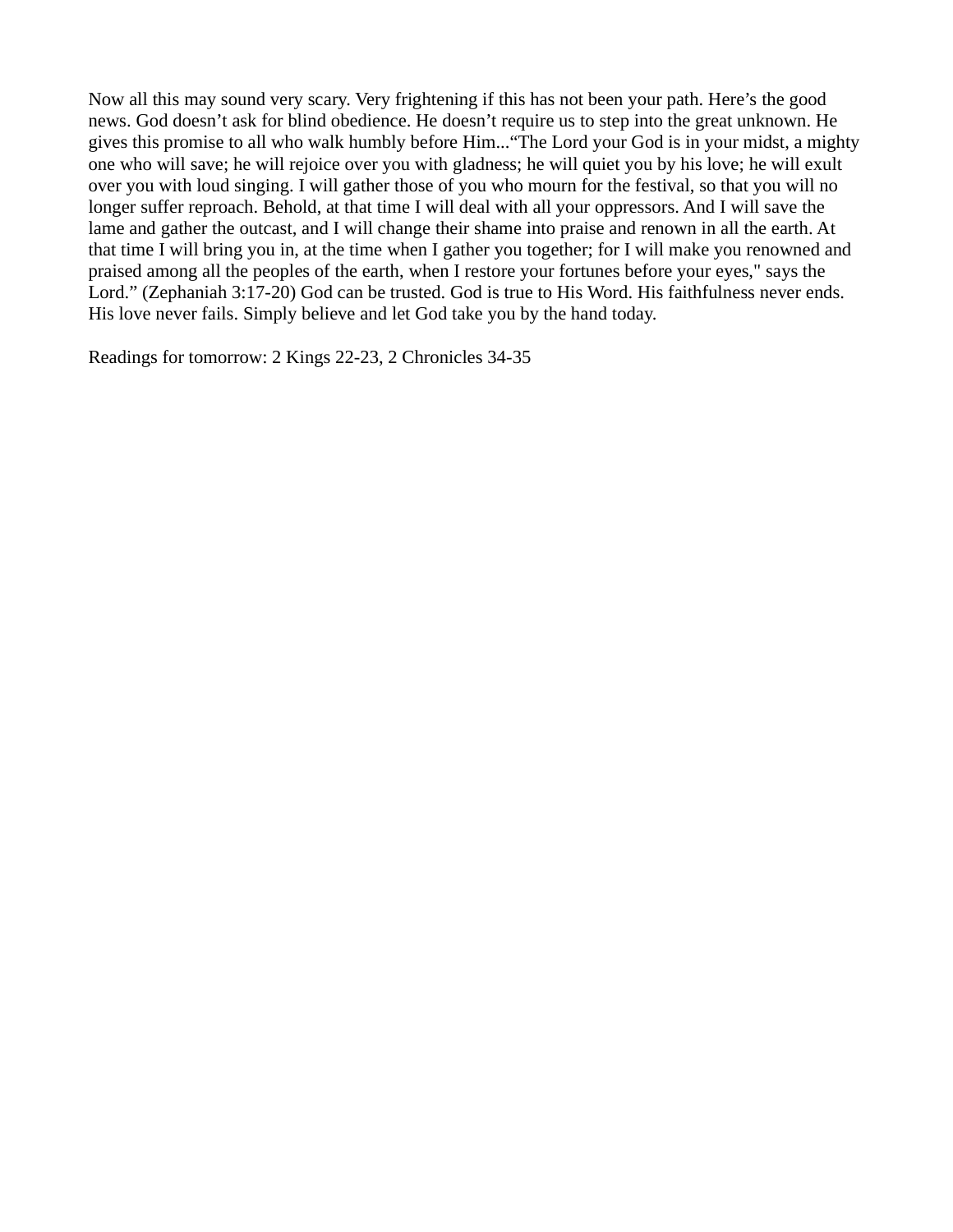Now all this may sound very scary. Very frightening if this has not been your path. Here's the good news. God doesn't ask for blind obedience. He doesn't require us to step into the great unknown. He gives this promise to all who walk humbly before Him..."The Lord your God is in your midst, a mighty one who will save; he will rejoice over you with gladness; he will quiet you by his love; he will exult over you with loud singing. I will gather those of you who mourn for the festival, so that you will no longer suffer reproach. Behold, at that time I will deal with all your oppressors. And I will save the lame and gather the outcast, and I will change their shame into praise and renown in all the earth. At that time I will bring you in, at the time when I gather you together; for I will make you renowned and praised among all the peoples of the earth, when I restore your fortunes before your eyes," says the Lord." (Zephaniah 3:17-20) God can be trusted. God is true to His Word. His faithfulness never ends. His love never fails. Simply believe and let God take you by the hand today.

Readings for tomorrow: 2 Kings 22-23, 2 Chronicles 34-35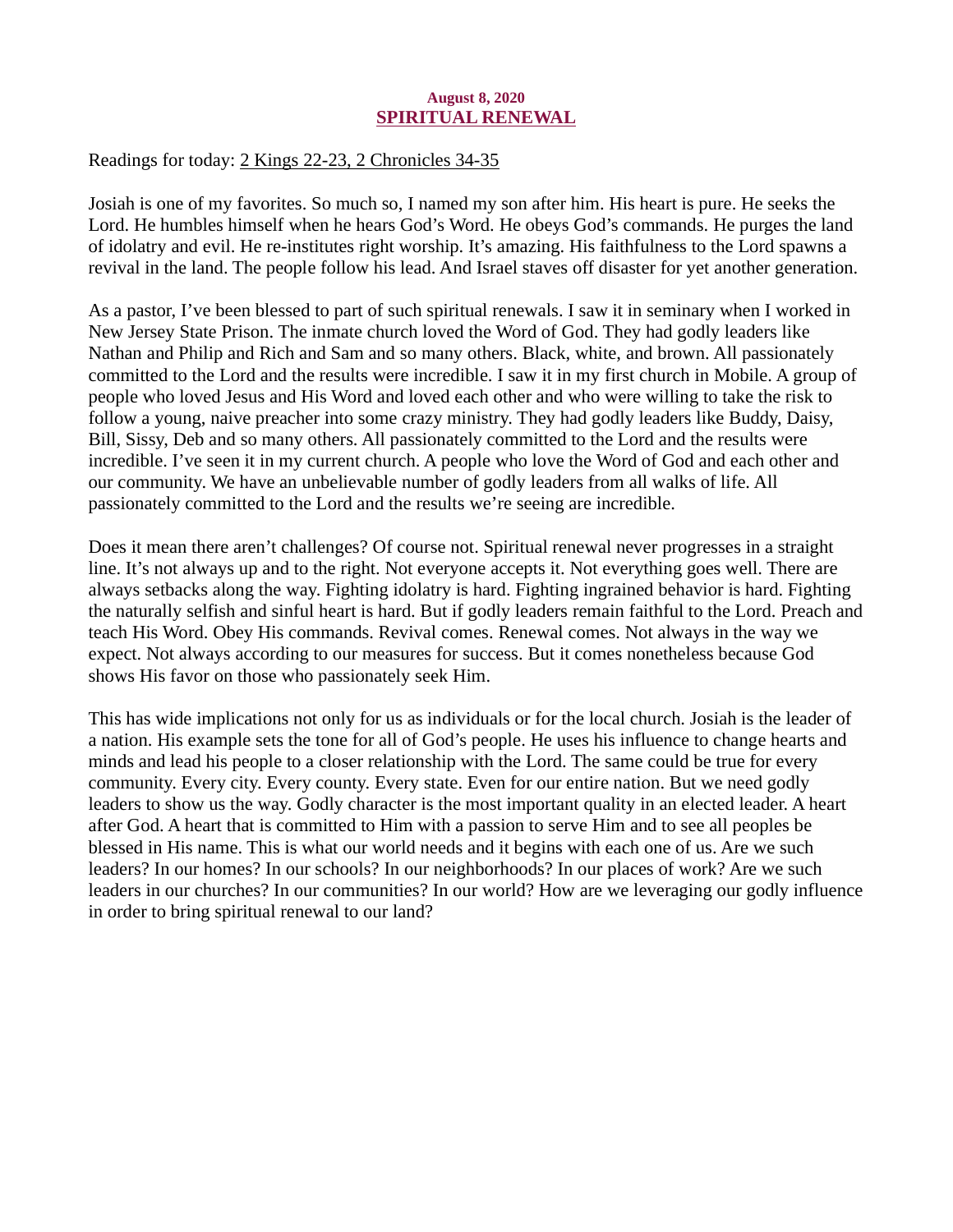**August 8, 2020**

## SPIRITUAL RENEWAL

Readings for today: 2 Kings 22-23, 2 Chronicles 34-35

Josiah is one of my favorites. So much so, I named my son after him. His heart is pure. He seeks the Lord. He humbles himself when he hears God's Word. He obeys God's commands. He purges the land of idolatry and evil. He re-institutes right worship. It's amazing. His faithfulness to the Lord spawns a revival in the land. The people follow his lead. And Israel staves off disaster for yet another generation.

As a pastor, I've been blessed to part of such spiritual renewals. I saw it in seminary when I worked in New Jersey State Prison. The inmate church loved the Word of God. They had godly leaders like Nathan and Philip and Rich and Sam and so many others. Black, white, and brown. All passionately committed to the Lord and the results were incredible. I saw it in my first church in Mobile. A group of people who loved Jesus and His Word and loved each other and who were willing to take the risk to follow a young, naive preacher into some crazy ministry. They had godly leaders like Buddy, Daisy, Bill, Sissy, Deb and so many others. All passionately committed to the Lord and the results were incredible. I've seen it in my current church. A people who love the Word of God and each other and our community. We have an unbelievable number of godly leaders from all walks of life. All passionately committed to the Lord and the results we're seeing are incredible.

Does it mean there aren't challenges? Of course not. Spiritual renewal never progresses in a straight line. It's not always up and to the right. Not everyone accepts it. Not everything goes well. There are always setbacks along the way. Fighting idolatry is hard. Fighting ingrained behavior is hard. Fighting the naturally selfish and sinful heart is hard. But if godly leaders remain faithful to the Lord. Preach and teach His Word. Obey His commands. Revival comes. Renewal comes. Not always in the way we expect. Not always according to our measures for success. But it comes nonetheless because God shows His favor on those who passionately seek Him.

This has wide implications not only for us as individuals or for the local church. Josiah is the leader of a nation. His example sets the tone for all of God's people. He uses his influence to change hearts and minds and lead his people to a closer relationship with the Lord. The same could be true for every community. Every city. Every county. Every state. Even for our entire nation. But we need godly leaders to show us the way. Godly character is the most important quality in an elected leader. A heart after God. A heart that is committed to Him with a passion to serve Him and to see all peoples be blessed in His name. This is what our world needs and it begins with each one of us. Are we such leaders? In our homes? In our schools? In our neighborhoods? In our places of work? Are we such leaders in our churches? In our communities? In our world? How are we leveraging our godly influence in order to bring spiritual renewal to our land?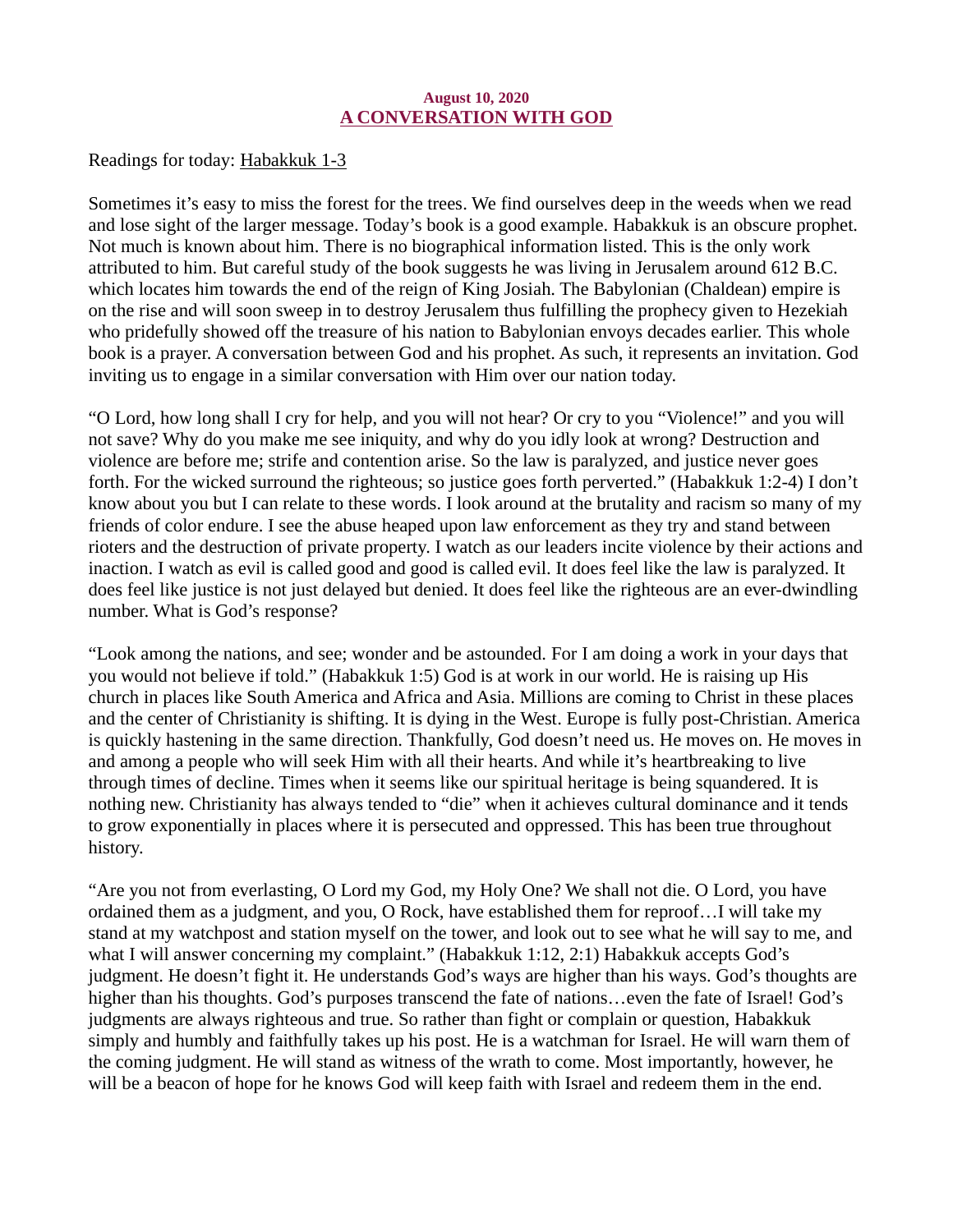**August 10, 2020**

## A CONVERSATION WITH GOD

Readings for today: Habakkuk 1-3

Sometimes it's easy to miss the forest for the trees. We find ourselves deep in the weeds when we read and lose sight of the larger message. Today's book is a good example. Habakkuk is an obscure prophet. Not much is known about him. There is no biographical information listed. This is the only work attributed to him. But careful study of the book suggests he was living in Jerusalem around 612 B.C. which locates him towards the end of the reign of King Josiah. The Babylonian (Chaldean) empire is on the rise and will soon sweep in to destroy Jerusalem thus fulfilling the prophecy given to Hezekiah who pridefully showed off the treasure of his nation to Babylonian envoys decades earlier. This whole book is a prayer. A conversation between God and his prophet. As such, it represents an invitation. God inviting us to engage in a similar conversation with Him over our nation today.

"O Lord, how long shall I cry for help, and you will not hear? Or cry to you "Violence!" and you will not save? Why do you make me see iniquity, and why do you idly look at wrong? Destruction and violence are before me; strife and contention arise. So the law is paralyzed, and justice never goes forth. For the wicked surround the righteous; so justice goes forth perverted." (Habakkuk 1:2-4) I don't know about you but I can relate to these words. I look around at the brutality and racism so many of my friends of color endure. I see the abuse heaped upon law enforcement as they try and stand between rioters and the destruction of private property. I watch as our leaders incite violence by their actions and inaction. I watch as evil is called good and good is called evil. It does feel like the law is paralyzed. It does feel like justice is not just delayed but denied. It does feel like the righteous are an ever-dwindling number. What is God's response?

"Look among the nations, and see; wonder and be astounded. For I am doing a work in your days that you would not believe if told." (Habakkuk 1:5) God is at work in our world. He is raising up His church in places like South America and Africa and Asia. Millions are coming to Christ in these places and the center of Christianity is shifting. It is dying in the West. Europe is fully post-Christian. America is quickly hastening in the same direction. Thankfully, God doesn't need us. He moves on. He moves in and among a people who will seek Him with all their hearts. And while it's heartbreaking to live through times of decline. Times when it seems like our spiritual heritage is being squandered. It is nothing new. Christianity has always tended to "die" when it achieves cultural dominance and it tends to grow exponentially in places where it is persecuted and oppressed. This has been true throughout history.

"Are you not from everlasting, O Lord my God, my Holy One? We shall not die. O Lord, you have ordained them as a judgment, and you, O Rock, have established them for reproof…I will take my stand at my watchpost and station myself on the tower, and look out to see what he will say to me, and what I will answer concerning my complaint." (Habakkuk 1:12, 2:1) Habakkuk accepts God's judgment. He doesn't fight it. He understands God's ways are higher than his ways. God's thoughts are higher than his thoughts. God's purposes transcend the fate of nations…even the fate of Israel! God's judgments are always righteous and true. So rather than fight or complain or question, Habakkuk simply and humbly and faithfully takes up his post. He is a watchman for Israel. He will warn them of the coming judgment. He will stand as witness of the wrath to come. Most importantly, however, he will be a beacon of hope for he knows God will keep faith with Israel and redeem them in the end.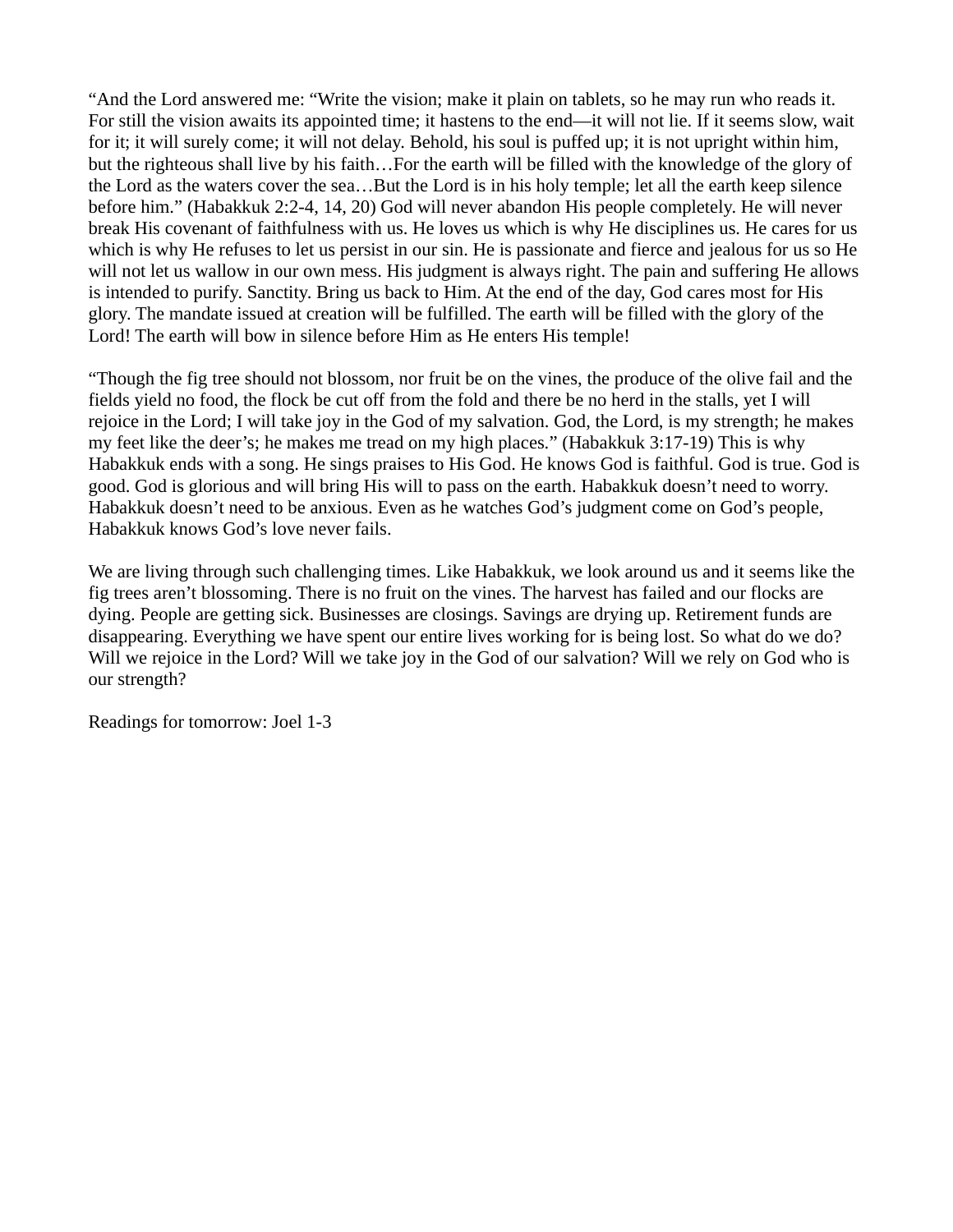"And the Lord answered me: "Write the vision; make it plain on tablets, so he may run who reads it. For still the vision awaits its appointed time; it hastens to the end—it will not lie. If it seems slow, wait for it; it will surely come; it will not delay. Behold, his soul is puffed up; it is not upright within him, but the righteous shall live by his faith…For the earth will be filled with the knowledge of the glory of the Lord as the waters cover the sea…But the Lord is in his holy temple; let all the earth keep silence before him." (Habakkuk 2:2-4, 14, 20) God will never abandon His people completely. He will never break His covenant of faithfulness with us. He loves us which is why He disciplines us. He cares for us which is why He refuses to let us persist in our sin. He is passionate and fierce and jealous for us so He will not let us wallow in our own mess. His judgment is always right. The pain and suffering He allows is intended to purify. Sanctity. Bring us back to Him. At the end of the day, God cares most for His glory. The mandate issued at creation will be fulfilled. The earth will be filled with the glory of the Lord! The earth will bow in silence before Him as He enters His temple!

"Though the fig tree should not blossom, nor fruit be on the vines, the produce of the olive fail and the fields yield no food, the flock be cut off from the fold and there be no herd in the stalls, yet I will rejoice in the Lord; I will take joy in the God of my salvation. God, the Lord, is my strength; he makes my feet like the deer's; he makes me tread on my high places." (Habakkuk 3:17-19) This is why Habakkuk ends with a song. He sings praises to His God. He knows God is faithful. God is true. God is good. God is glorious and will bring His will to pass on the earth. Habakkuk doesn't need to worry. Habakkuk doesn't need to be anxious. Even as he watches God's judgment come on God's people, Habakkuk knows God's love never fails.

We are living through such challenging times. Like Habakkuk, we look around us and it seems like the fig trees aren't blossoming. There is no fruit on the vines. The harvest has failed and our flocks are dying. People are getting sick. Businesses are closings. Savings are drying up. Retirement funds are disappearing. Everything we have spent our entire lives working for is being lost. So what do we do? Will we rejoice in the Lord? Will we take joy in the God of our salvation? Will we rely on God who is our strength?

Readings for tomorrow: Joel 1-3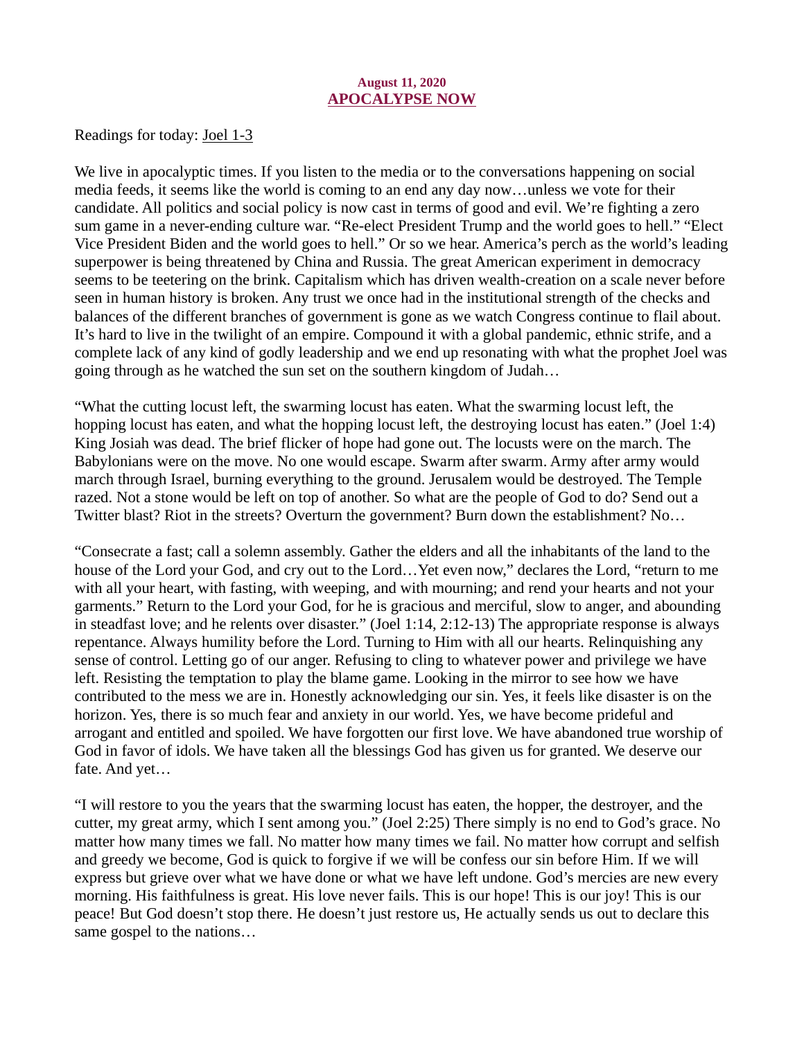**August 11, 2020**

## APOCALYPSE NOW

Readings for today: Joel 1-3

We live in apocalyptic times. If you listen to the media or to the conversations happening on social media feeds, it seems like the world is coming to an end any day now…unless we vote for their candidate. All politics and social policy is now cast in terms of good and evil. We're fighting a zero sum game in a never-ending culture war. "Re-elect President Trump and the world goes to hell." "Elect Vice President Biden and the world goes to hell." Or so we hear. America's perch as the world's leading superpower is being threatened by China and Russia. The great American experiment in democracy seems to be teetering on the brink. Capitalism which has driven wealth-creation on a scale never before seen in human history is broken. Any trust we once had in the institutional strength of the checks and balances of the different branches of government is gone as we watch Congress continue to flail about. It's hard to live in the twilight of an empire. Compound it with a global pandemic, ethnic strife, and a complete lack of any kind of godly leadership and we end up resonating with what the prophet Joel was going through as he watched the sun set on the southern kingdom of Judah…

"What the cutting locust left, the swarming locust has eaten. What the swarming locust left, the hopping locust has eaten, and what the hopping locust left, the destroying locust has eaten." (Joel 1:4) King Josiah was dead. The brief flicker of hope had gone out. The locusts were on the march. The Babylonians were on the move. No one would escape. Swarm after swarm. Army after army would march through Israel, burning everything to the ground. Jerusalem would be destroyed. The Temple razed. Not a stone would be left on top of another. So what are the people of God to do? Send out a Twitter blast? Riot in the streets? Overturn the government? Burn down the establishment? No…

"Consecrate a fast; call a solemn assembly. Gather the elders and all the inhabitants of the land to the house of the Lord your God, and cry out to the Lord…Yet even now," declares the Lord, "return to me with all your heart, with fasting, with weeping, and with mourning; and rend your hearts and not your garments." Return to the Lord your God, for he is gracious and merciful, slow to anger, and abounding in steadfast love; and he relents over disaster." (Joel 1:14, 2:12-13) The appropriate response is always repentance. Always humility before the Lord. Turning to Him with all our hearts. Relinquishing any sense of control. Letting go of our anger. Refusing to cling to whatever power and privilege we have left. Resisting the temptation to play the blame game. Looking in the mirror to see how we have contributed to the mess we are in. Honestly acknowledging our sin. Yes, it feels like disaster is on the horizon. Yes, there is so much fear and anxiety in our world. Yes, we have become prideful and arrogant and entitled and spoiled. We have forgotten our first love. We have abandoned true worship of God in favor of idols. We have taken all the blessings God has given us for granted. We deserve our fate. And yet…

"I will restore to you the years that the swarming locust has eaten, the hopper, the destroyer, and the cutter, my great army, which I sent among you." (Joel 2:25) There simply is no end to God's grace. No matter how many times we fall. No matter how many times we fail. No matter how corrupt and selfish and greedy we become, God is quick to forgive if we will be confess our sin before Him. If we will express but grieve over what we have done or what we have left undone. God's mercies are new every morning. His faithfulness is great. His love never fails. This is our hope! This is our joy! This is our peace! But God doesn't stop there. He doesn't just restore us, He actually sends us out to declare this same gospel to the nations…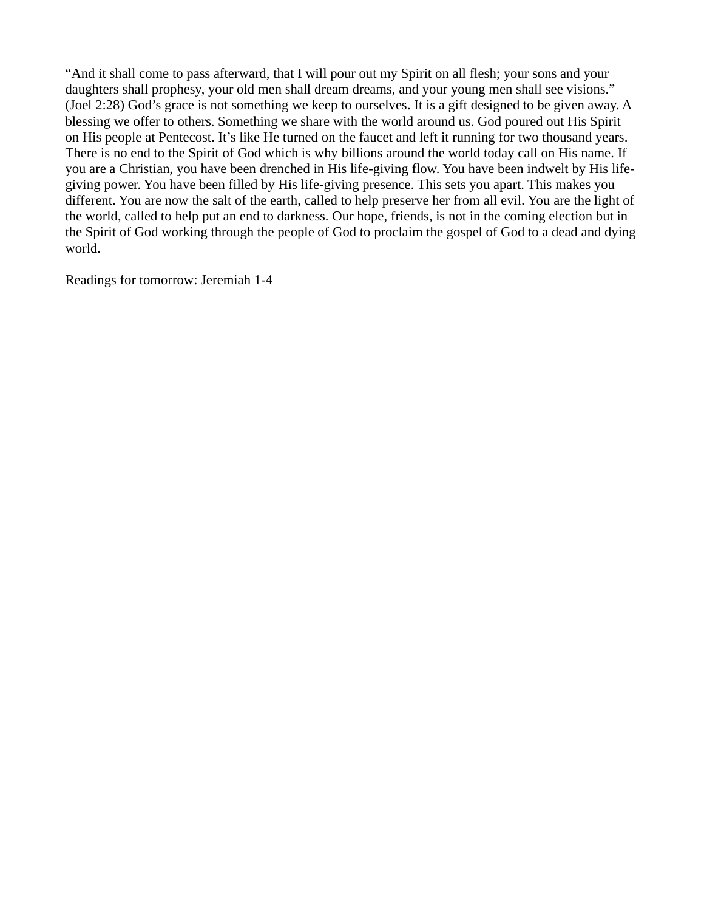"And it shall come to pass afterward, that I will pour out my Spirit on all flesh; your sons and your daughters shall prophesy, your old men shall dream dreams, and your young men shall see visions." (Joel 2:28) God's grace is not something we keep to ourselves. It is a gift designed to be given away. A blessing we offer to others. Something we share with the world around us. God poured out His Spirit on His people at Pentecost. It's like He turned on the faucet and left it running for two thousand years. There is no end to the Spirit of God which is why billions around the world today call on His name. If you are a Christian, you have been drenched in His life-giving flow. You have been indwelt by His life-giving power. You have been filled by His life-giving presence. This sets you apart. This makes you different. You are now the salt of the earth, called to help preserve her from all evil. You are the light of the world, called to help put an end to darkness. Our hope, friends, is not in the coming election but in the Spirit of God working through the people of God to proclaim the gospel of God to a dead and dying world.

Readings for tomorrow: Jeremiah 1-4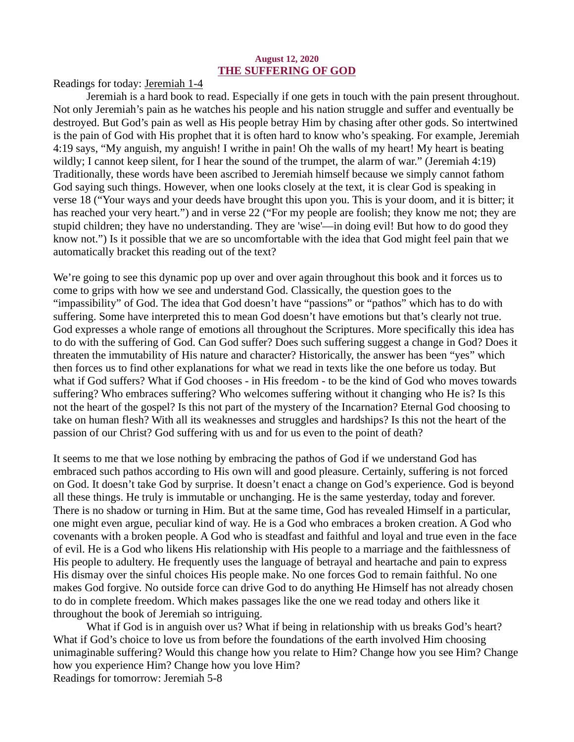**August 12, 2020**

## THE SUFFERING OF GOD

Readings for today: Jeremiah 1-4

Jeremiah is a hard book to read. Especially if one gets in touch with the pain present throughout. Not only Jeremiah's pain as he watches his people and his nation struggle and suffer and eventually be destroyed. But God's pain as well as His people betray Him by chasing after other gods. So intertwined is the pain of God with His prophet that it is often hard to know who's speaking. For example, Jeremiah 4:19 says, "My anguish, my anguish! I writhe in pain! Oh the walls of my heart! My heart is beating wildly; I cannot keep silent, for I hear the sound of the trumpet, the alarm of war." (Jeremiah 4:19) Traditionally, these words have been ascribed to Jeremiah himself because we simply cannot fathom God saying such things. However, when one looks closely at the text, it is clear God is speaking in verse 18 ("Your ways and your deeds have brought this upon you. This is your doom, and it is bitter; it has reached your very heart.") and in verse 22 ("For my people are foolish; they know me not; they are stupid children; they have no understanding. They are 'wise'—in doing evil! But how to do good they know not.") Is it possible that we are so uncomfortable with the idea that God might feel pain that we automatically bracket this reading out of the text?

We're going to see this dynamic pop up over and over again throughout this book and it forces us to come to grips with how we see and understand God. Classically, the question goes to the "impassibility" of God. The idea that God doesn't have "passions" or "pathos" which has to do with suffering. Some have interpreted this to mean God doesn't have emotions but that's clearly not true. God expresses a whole range of emotions all throughout the Scriptures. More specifically this idea has to do with the suffering of God. Can God suffer? Does such suffering suggest a change in God? Does it threaten the immutability of His nature and character? Historically, the answer has been "yes" which then forces us to find other explanations for what we read in texts like the one before us today. But what if God suffers? What if God chooses - in His freedom - to be the kind of God who moves towards suffering? Who embraces suffering? Who welcomes suffering without it changing who He is? Is this not the heart of the gospel? Is this not part of the mystery of the Incarnation? Eternal God choosing to take on human flesh? With all its weaknesses and struggles and hardships? Is this not the heart of the passion of our Christ? God suffering with us and for us even to the point of death?

It seems to me that we lose nothing by embracing the pathos of God if we understand God has embraced such pathos according to His own will and good pleasure. Certainly, suffering is not forced on God. It doesn't take God by surprise. It doesn't enact a change on God's experience. God is beyond all these things. He truly is immutable or unchanging. He is the same yesterday, today and forever. There is no shadow or turning in Him. But at the same time, God has revealed Himself in a particular, one might even argue, peculiar kind of way. He is a God who embraces a broken creation. A God who covenants with a broken people. A God who is steadfast and faithful and loyal and true even in the face of evil. He is a God who likens His relationship with His people to a marriage and the faithlessness of His people to adultery. He frequently uses the language of betrayal and heartache and pain to express His dismay over the sinful choices His people make. No one forces God to remain faithful. No one makes God forgive. No outside force can drive God to do anything He Himself has not already chosen to do in complete freedom. Which makes passages like the one we read today and others like it throughout the book of Jeremiah so intriguing.

What if God is in anguish over us? What if being in relationship with us breaks God's heart? What if God's choice to love us from before the foundations of the earth involved Him choosing unimaginable suffering? Would this change how you relate to Him? Change how you see Him? Change how you experience Him? Change how you love Him?

Readings for tomorrow: Jeremiah 5-8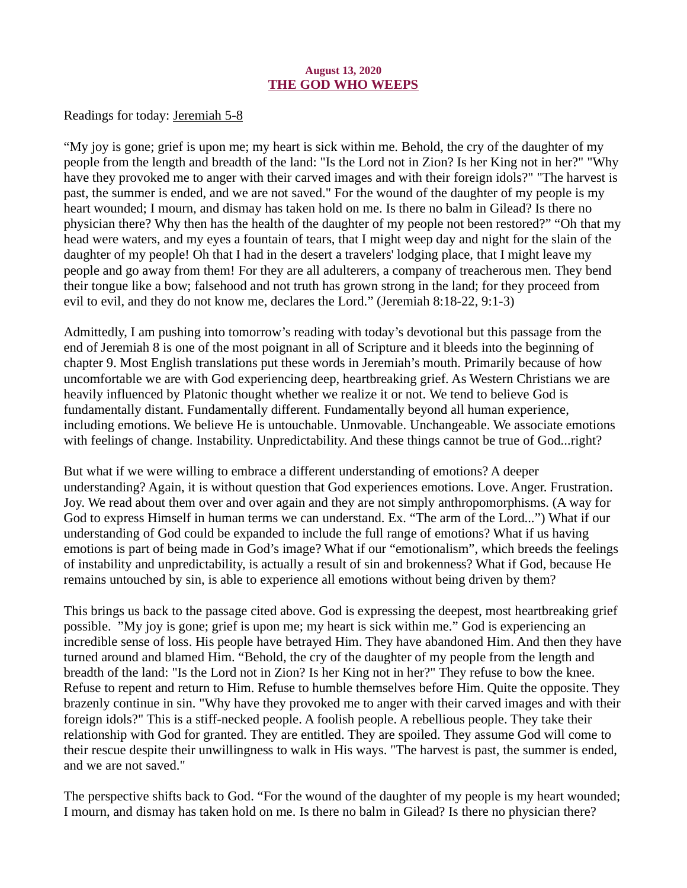**August 13, 2020**

## THE GOD WHO WEEPS

Readings for today: Jeremiah 5-8

"My joy is gone; grief is upon me; my heart is sick within me. Behold, the cry of the daughter of my people from the length and breadth of the land: "Is the Lord not in Zion? Is her King not in her?" "Why have they provoked me to anger with their carved images and with their foreign idols?" "The harvest is past, the summer is ended, and we are not saved." For the wound of the daughter of my people is my heart wounded; I mourn, and dismay has taken hold on me. Is there no balm in Gilead? Is there no physician there? Why then has the health of the daughter of my people not been restored?" "Oh that my head were waters, and my eyes a fountain of tears, that I might weep day and night for the slain of the daughter of my people! Oh that I had in the desert a travelers' lodging place, that I might leave my people and go away from them! For they are all adulterers, a company of treacherous men. They bend their tongue like a bow; falsehood and not truth has grown strong in the land; for they proceed from evil to evil, and they do not know me, declares the Lord." (Jeremiah 8:18-22, 9:1-3)

Admittedly, I am pushing into tomorrow's reading with today's devotional but this passage from the end of Jeremiah 8 is one of the most poignant in all of Scripture and it bleeds into the beginning of chapter 9. Most English translations put these words in Jeremiah's mouth. Primarily because of how uncomfortable we are with God experiencing deep, heartbreaking grief. As Western Christians we are heavily influenced by Platonic thought whether we realize it or not. We tend to believe God is fundamentally distant. Fundamentally different. Fundamentally beyond all human experience, including emotions. We believe He is untouchable. Unmovable. Unchangeable. We associate emotions with feelings of change. Instability. Unpredictability. And these things cannot be true of God...right?

But what if we were willing to embrace a different understanding of emotions? A deeper understanding? Again, it is without question that God experiences emotions. Love. Anger. Frustration. Joy. We read about them over and over again and they are not simply anthropomorphisms. (A way for God to express Himself in human terms we can understand. Ex. "The arm of the Lord...") What if our understanding of God could be expanded to include the full range of emotions? What if us having emotions is part of being made in God's image? What if our "emotionalism", which breeds the feelings of instability and unpredictability, is actually a result of sin and brokenness? What if God, because He remains untouched by sin, is able to experience all emotions without being driven by them?

This brings us back to the passage cited above. God is expressing the deepest, most heartbreaking grief possible. "My joy is gone; grief is upon me; my heart is sick within me." God is experiencing an incredible sense of loss. His people have betrayed Him. They have abandoned Him. And then they have turned around and blamed Him. "Behold, the cry of the daughter of my people from the length and breadth of the land: "Is the Lord not in Zion? Is her King not in her?" They refuse to bow the knee. Refuse to repent and return to Him. Refuse to humble themselves before Him. Quite the opposite. They brazenly continue in sin. "Why have they provoked me to anger with their carved images and with their foreign idols?" This is a stiff-necked people. A foolish people. A rebellious people. They take their relationship with God for granted. They are entitled. They are spoiled. They assume God will come to their rescue despite their unwillingness to walk in His ways. "The harvest is past, the summer is ended, and we are not saved."

The perspective shifts back to God. "For the wound of the daughter of my people is my heart wounded; I mourn, and dismay has taken hold on me. Is there no balm in Gilead? Is there no physician there?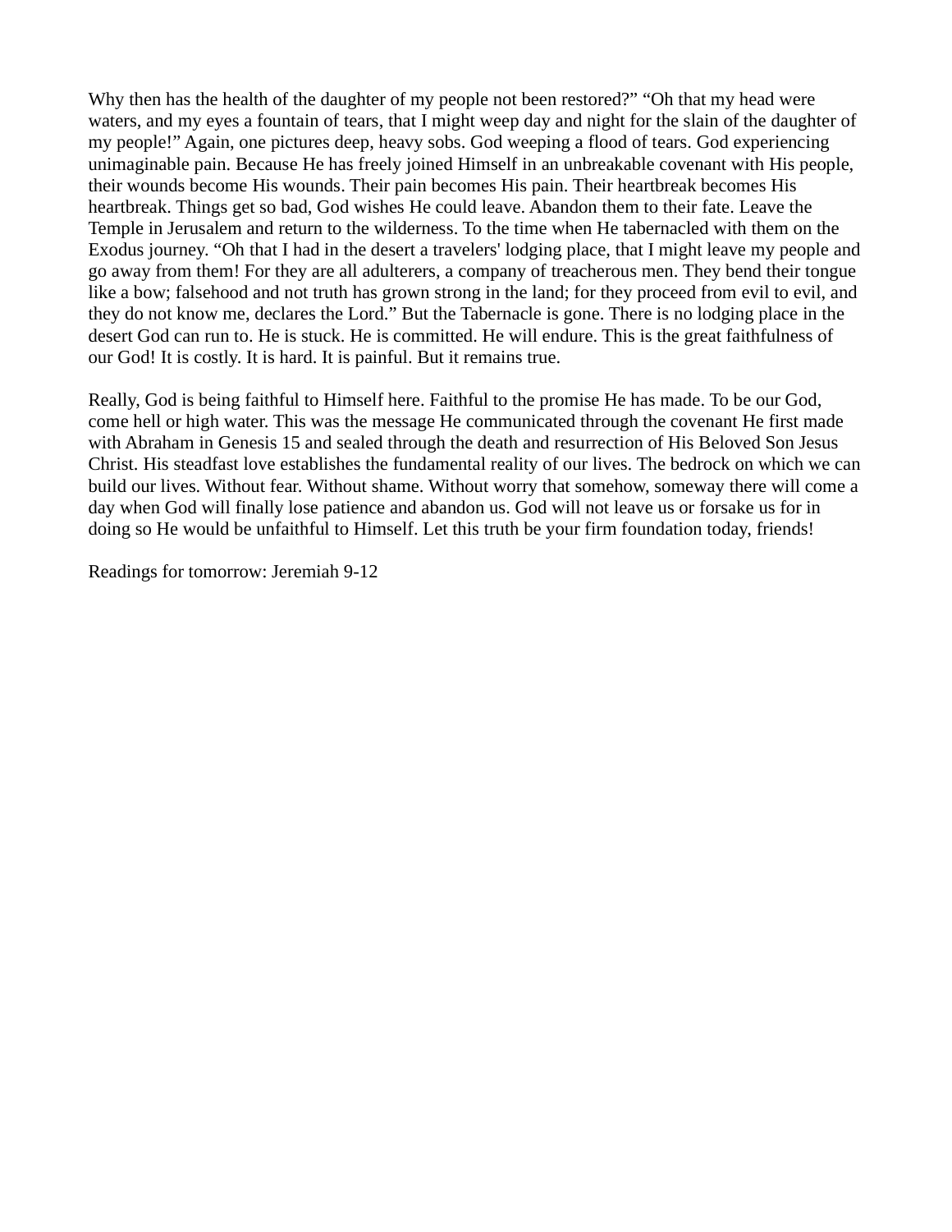Why then has the health of the daughter of my people not been restored?" "Oh that my head were waters, and my eyes a fountain of tears, that I might weep day and night for the slain of the daughter of my people!" Again, one pictures deep, heavy sobs. God weeping a flood of tears. God experiencing unimaginable pain. Because He has freely joined Himself in an unbreakable covenant with His people, their wounds become His wounds. Their pain becomes His pain. Their heartbreak becomes His heartbreak. Things get so bad, God wishes He could leave. Abandon them to their fate. Leave the Temple in Jerusalem and return to the wilderness. To the time when He tabernacled with them on the Exodus journey. "Oh that I had in the desert a travelers' lodging place, that I might leave my people and go away from them! For they are all adulterers, a company of treacherous men. They bend their tongue like a bow; falsehood and not truth has grown strong in the land; for they proceed from evil to evil, and they do not know me, declares the Lord." But the Tabernacle is gone. There is no lodging place in the desert God can run to. He is stuck. He is committed. He will endure. This is the great faithfulness of our God! It is costly. It is hard. It is painful. But it remains true.

Really, God is being faithful to Himself here. Faithful to the promise He has made. To be our God, come hell or high water. This was the message He communicated through the covenant He first made with Abraham in Genesis 15 and sealed through the death and resurrection of His Beloved Son Jesus Christ. His steadfast love establishes the fundamental reality of our lives. The bedrock on which we can build our lives. Without fear. Without shame. Without worry that somehow, someway there will come a day when God will finally lose patience and abandon us. God will not leave us or forsake us for in doing so He would be unfaithful to Himself. Let this truth be your firm foundation today, friends!

Readings for tomorrow: Jeremiah 9-12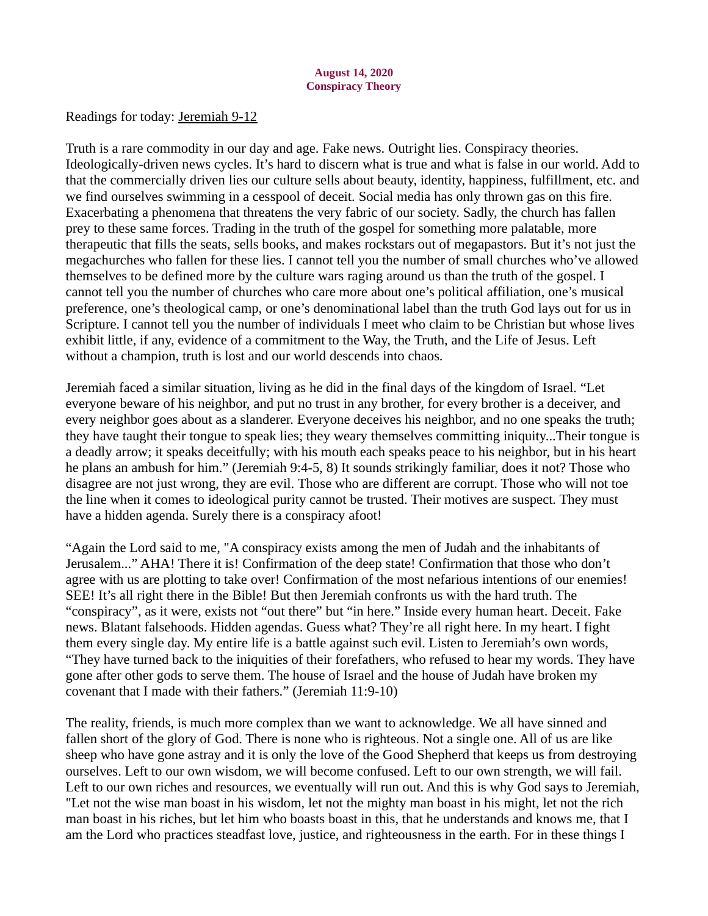**August 14, 2020**
**Conspiracy Theory**

Readings for today: Jeremiah 9-12

Truth is a rare commodity in our day and age. Fake news. Outright lies. Conspiracy theories. Ideologically-driven news cycles. It's hard to discern what is true and what is false in our world. Add to that the commercially driven lies our culture sells about beauty, identity, happiness, fulfillment, etc. and we find ourselves swimming in a cesspool of deceit. Social media has only thrown gas on this fire. Exacerbating a phenomena that threatens the very fabric of our society. Sadly, the church has fallen prey to these same forces. Trading in the truth of the gospel for something more palatable, more therapeutic that fills the seats, sells books, and makes rockstars out of megapastors. But it's not just the megachurches who fallen for these lies. I cannot tell you the number of small churches who've allowed themselves to be defined more by the culture wars raging around us than the truth of the gospel. I cannot tell you the number of churches who care more about one's political affiliation, one's musical preference, one's theological camp, or one's denominational label than the truth God lays out for us in Scripture. I cannot tell you the number of individuals I meet who claim to be Christian but whose lives exhibit little, if any, evidence of a commitment to the Way, the Truth, and the Life of Jesus. Left without a champion, truth is lost and our world descends into chaos.

Jeremiah faced a similar situation, living as he did in the final days of the kingdom of Israel. "Let everyone beware of his neighbor, and put no trust in any brother, for every brother is a deceiver, and every neighbor goes about as a slanderer. Everyone deceives his neighbor, and no one speaks the truth; they have taught their tongue to speak lies; they weary themselves committing iniquity...Their tongue is a deadly arrow; it speaks deceitfully; with his mouth each speaks peace to his neighbor, but in his heart he plans an ambush for him." (Jeremiah 9:4-5, 8) It sounds strikingly familiar, does it not? Those who disagree are not just wrong, they are evil. Those who are different are corrupt. Those who will not toe the line when it comes to ideological purity cannot be trusted. Their motives are suspect. They must have a hidden agenda. Surely there is a conspiracy afoot!

"Again the Lord said to me, "A conspiracy exists among the men of Judah and the inhabitants of Jerusalem..." AHA! There it is! Confirmation of the deep state! Confirmation that those who don't agree with us are plotting to take over! Confirmation of the most nefarious intentions of our enemies! SEE! It's all right there in the Bible! But then Jeremiah confronts us with the hard truth. The "conspiracy", as it were, exists not "out there" but "in here." Inside every human heart. Deceit. Fake news. Blatant falsehoods. Hidden agendas. Guess what? They're all right here. In my heart. I fight them every single day. My entire life is a battle against such evil. Listen to Jeremiah's own words, "They have turned back to the iniquities of their forefathers, who refused to hear my words. They have gone after other gods to serve them. The house of Israel and the house of Judah have broken my covenant that I made with their fathers." (Jeremiah 11:9-10)

The reality, friends, is much more complex than we want to acknowledge. We all have sinned and fallen short of the glory of God. There is none who is righteous. Not a single one. All of us are like sheep who have gone astray and it is only the love of the Good Shepherd that keeps us from destroying ourselves. Left to our own wisdom, we will become confused. Left to our own strength, we will fail. Left to our own riches and resources, we eventually will run out. And this is why God says to Jeremiah, "Let not the wise man boast in his wisdom, let not the mighty man boast in his might, let not the rich man boast in his riches, but let him who boasts boast in this, that he understands and knows me, that I am the Lord who practices steadfast love, justice, and righteousness in the earth. For in these things I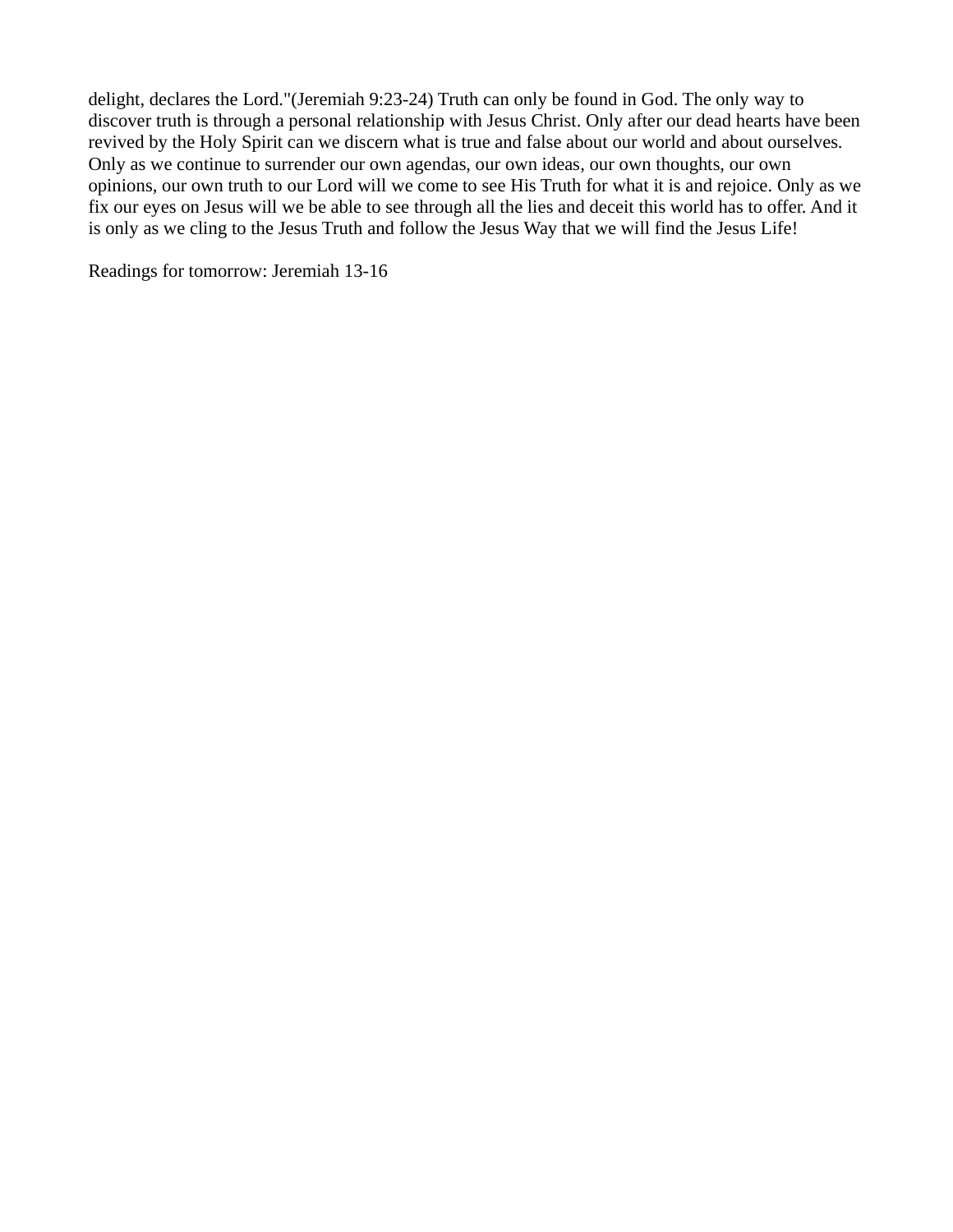delight, declares the Lord."(Jeremiah 9:23-24) Truth can only be found in God. The only way to discover truth is through a personal relationship with Jesus Christ. Only after our dead hearts have been revived by the Holy Spirit can we discern what is true and false about our world and about ourselves. Only as we continue to surrender our own agendas, our own ideas, our own thoughts, our own opinions, our own truth to our Lord will we come to see His Truth for what it is and rejoice. Only as we fix our eyes on Jesus will we be able to see through all the lies and deceit this world has to offer. And it is only as we cling to the Jesus Truth and follow the Jesus Way that we will find the Jesus Life!

Readings for tomorrow: Jeremiah 13-16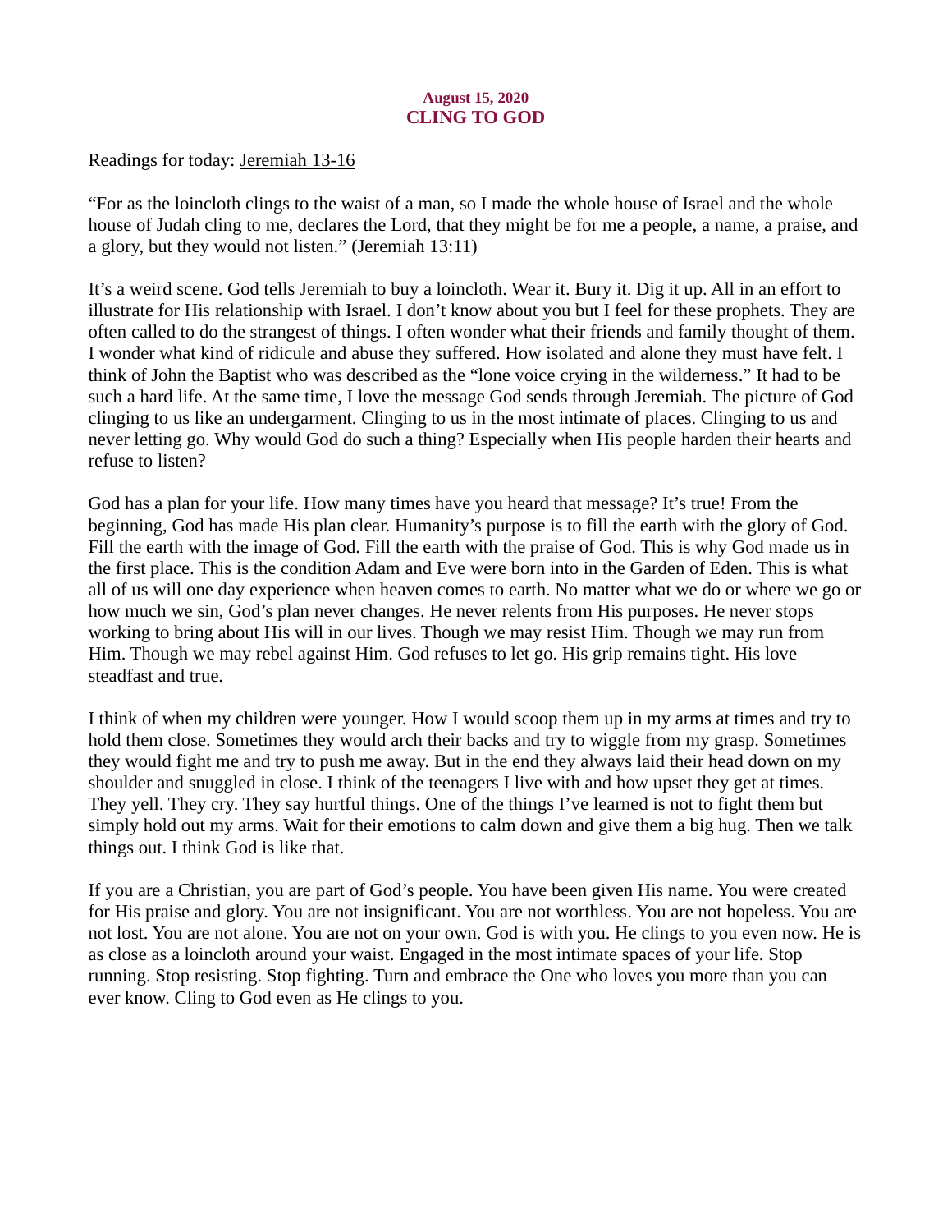**August 15, 2020**

## CLING TO GOD

Readings for today: Jeremiah 13-16

"For as the loincloth clings to the waist of a man, so I made the whole house of Israel and the whole house of Judah cling to me, declares the Lord, that they might be for me a people, a name, a praise, and a glory, but they would not listen." (Jeremiah 13:11)

It's a weird scene. God tells Jeremiah to buy a loincloth. Wear it. Bury it. Dig it up. All in an effort to illustrate for His relationship with Israel. I don't know about you but I feel for these prophets. They are often called to do the strangest of things. I often wonder what their friends and family thought of them. I wonder what kind of ridicule and abuse they suffered. How isolated and alone they must have felt. I think of John the Baptist who was described as the "lone voice crying in the wilderness." It had to be such a hard life. At the same time, I love the message God sends through Jeremiah. The picture of God clinging to us like an undergarment. Clinging to us in the most intimate of places. Clinging to us and never letting go. Why would God do such a thing? Especially when His people harden their hearts and refuse to listen?

God has a plan for your life. How many times have you heard that message? It's true! From the beginning, God has made His plan clear. Humanity's purpose is to fill the earth with the glory of God. Fill the earth with the image of God. Fill the earth with the praise of God. This is why God made us in the first place. This is the condition Adam and Eve were born into in the Garden of Eden. This is what all of us will one day experience when heaven comes to earth. No matter what we do or where we go or how much we sin, God's plan never changes. He never relents from His purposes. He never stops working to bring about His will in our lives. Though we may resist Him. Though we may run from Him. Though we may rebel against Him. God refuses to let go. His grip remains tight. His love steadfast and true.

I think of when my children were younger. How I would scoop them up in my arms at times and try to hold them close. Sometimes they would arch their backs and try to wiggle from my grasp. Sometimes they would fight me and try to push me away. But in the end they always laid their head down on my shoulder and snuggled in close. I think of the teenagers I live with and how upset they get at times. They yell. They cry. They say hurtful things. One of the things I've learned is not to fight them but simply hold out my arms. Wait for their emotions to calm down and give them a big hug. Then we talk things out. I think God is like that.

If you are a Christian, you are part of God's people. You have been given His name. You were created for His praise and glory. You are not insignificant. You are not worthless. You are not hopeless. You are not lost. You are not alone. You are not on your own. God is with you. He clings to you even now. He is as close as a loincloth around your waist. Engaged in the most intimate spaces of your life. Stop running. Stop resisting. Stop fighting. Turn and embrace the One who loves you more than you can ever know. Cling to God even as He clings to you.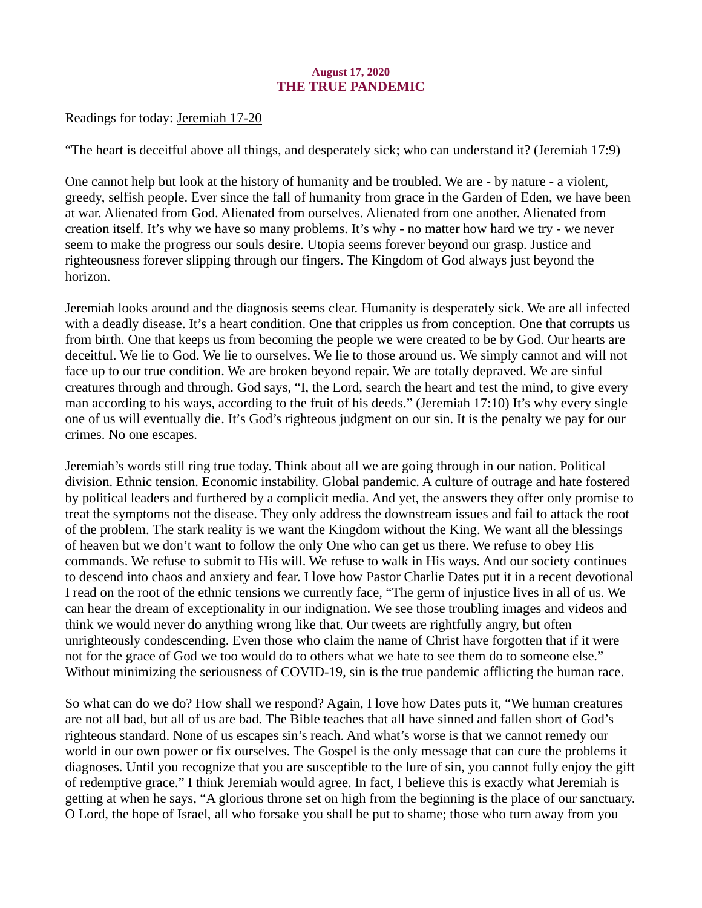**August 17, 2020**

## THE TRUE PANDEMIC

Readings for today: Jeremiah 17-20

"The heart is deceitful above all things, and desperately sick; who can understand it? (Jeremiah 17:9)

One cannot help but look at the history of humanity and be troubled. We are - by nature - a violent, greedy, selfish people. Ever since the fall of humanity from grace in the Garden of Eden, we have been at war. Alienated from God. Alienated from ourselves. Alienated from one another. Alienated from creation itself. It's why we have so many problems. It's why - no matter how hard we try - we never seem to make the progress our souls desire. Utopia seems forever beyond our grasp. Justice and righteousness forever slipping through our fingers. The Kingdom of God always just beyond the horizon.

Jeremiah looks around and the diagnosis seems clear. Humanity is desperately sick. We are all infected with a deadly disease. It's a heart condition. One that cripples us from conception. One that corrupts us from birth. One that keeps us from becoming the people we were created to be by God. Our hearts are deceitful. We lie to God. We lie to ourselves. We lie to those around us. We simply cannot and will not face up to our true condition. We are broken beyond repair. We are totally depraved. We are sinful creatures through and through. God says, "I, the Lord, search the heart and test the mind, to give every man according to his ways, according to the fruit of his deeds." (Jeremiah 17:10) It's why every single one of us will eventually die. It's God's righteous judgment on our sin. It is the penalty we pay for our crimes. No one escapes.

Jeremiah's words still ring true today. Think about all we are going through in our nation. Political division. Ethnic tension. Economic instability. Global pandemic. A culture of outrage and hate fostered by political leaders and furthered by a complicit media. And yet, the answers they offer only promise to treat the symptoms not the disease. They only address the downstream issues and fail to attack the root of the problem. The stark reality is we want the Kingdom without the King. We want all the blessings of heaven but we don't want to follow the only One who can get us there. We refuse to obey His commands. We refuse to submit to His will. We refuse to walk in His ways. And our society continues to descend into chaos and anxiety and fear. I love how Pastor Charlie Dates put it in a recent devotional I read on the root of the ethnic tensions we currently face, "The germ of injustice lives in all of us. We can hear the dream of exceptionality in our indignation. We see those troubling images and videos and think we would never do anything wrong like that. Our tweets are rightfully angry, but often unrighteously condescending. Even those who claim the name of Christ have forgotten that if it were not for the grace of God we too would do to others what we hate to see them do to someone else." Without minimizing the seriousness of COVID-19, sin is the true pandemic afflicting the human race.

So what can do we do? How shall we respond? Again, I love how Dates puts it, "We human creatures are not all bad, but all of us are bad. The Bible teaches that all have sinned and fallen short of God's righteous standard. None of us escapes sin's reach. And what's worse is that we cannot remedy our world in our own power or fix ourselves. The Gospel is the only message that can cure the problems it diagnoses. Until you recognize that you are susceptible to the lure of sin, you cannot fully enjoy the gift of redemptive grace." I think Jeremiah would agree. In fact, I believe this is exactly what Jeremiah is getting at when he says, "A glorious throne set on high from the beginning is the place of our sanctuary. O Lord, the hope of Israel, all who forsake you shall be put to shame; those who turn away from you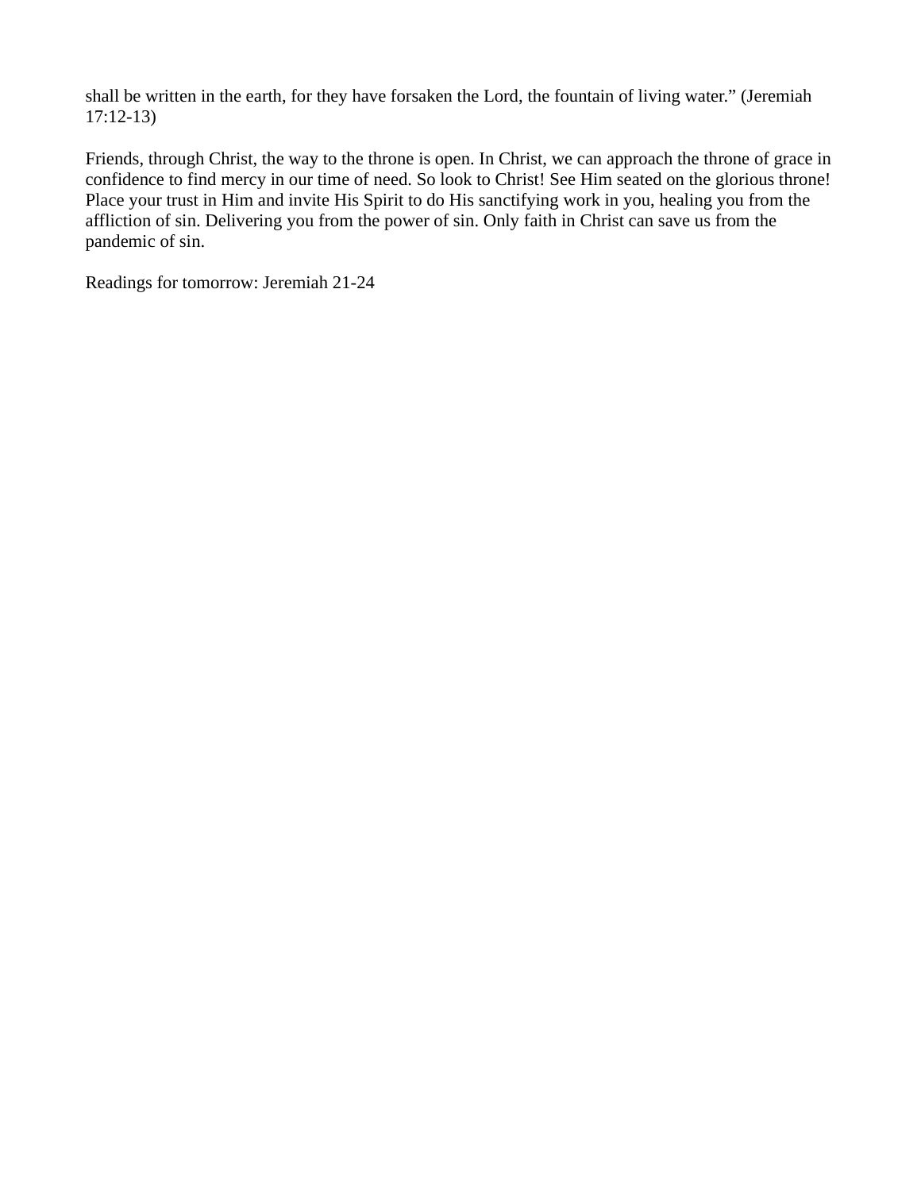shall be written in the earth, for they have forsaken the Lord, the fountain of living water." (Jeremiah 17:12-13)

Friends, through Christ, the way to the throne is open. In Christ, we can approach the throne of grace in confidence to find mercy in our time of need. So look to Christ! See Him seated on the glorious throne! Place your trust in Him and invite His Spirit to do His sanctifying work in you, healing you from the affliction of sin. Delivering you from the power of sin. Only faith in Christ can save us from the pandemic of sin.

Readings for tomorrow: Jeremiah 21-24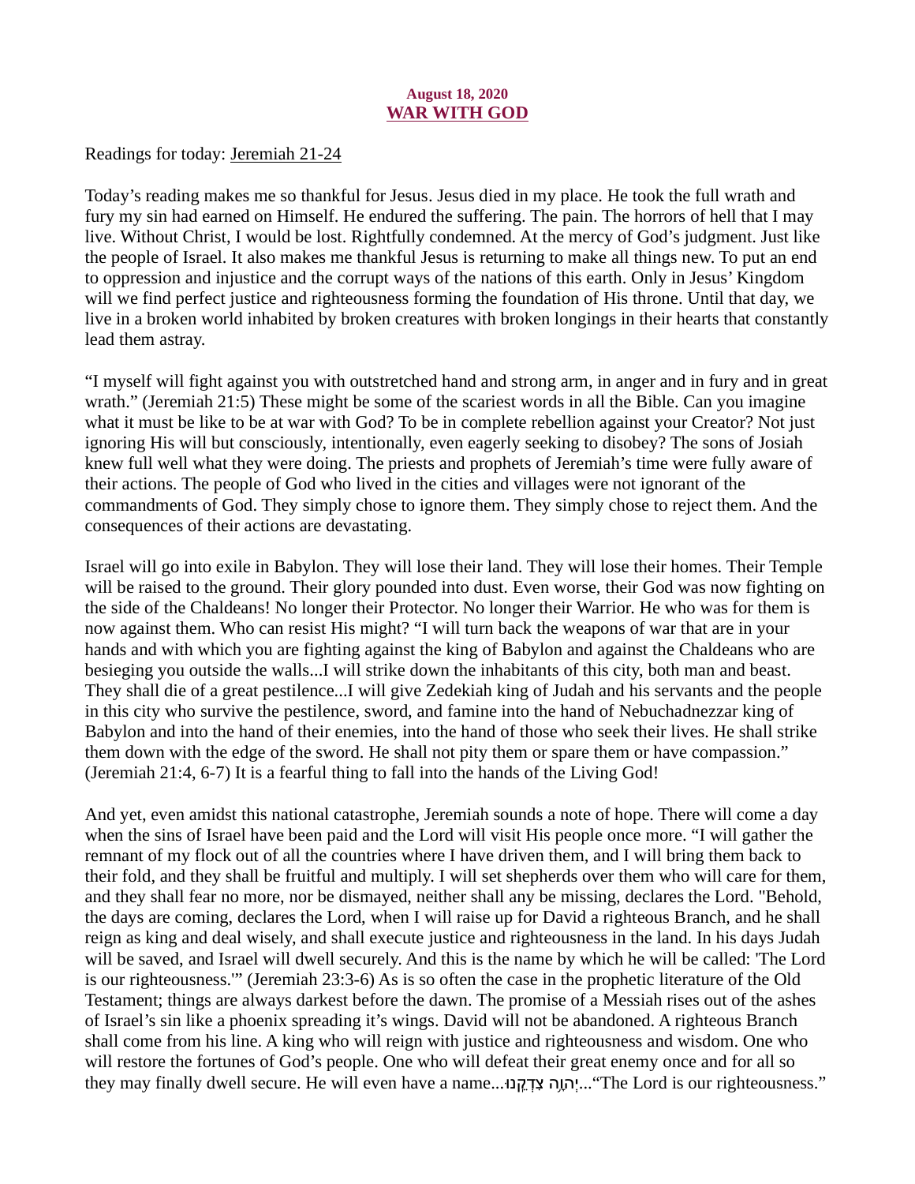**August 18, 2020**

## WAR WITH GOD

Readings for today: Jeremiah 21-24

Today's reading makes me so thankful for Jesus. Jesus died in my place. He took the full wrath and fury my sin had earned on Himself. He endured the suffering. The pain. The horrors of hell that I may live. Without Christ, I would be lost. Rightfully condemned. At the mercy of God's judgment. Just like the people of Israel. It also makes me thankful Jesus is returning to make all things new. To put an end to oppression and injustice and the corrupt ways of the nations of this earth. Only in Jesus' Kingdom will we find perfect justice and righteousness forming the foundation of His throne. Until that day, we live in a broken world inhabited by broken creatures with broken longings in their hearts that constantly lead them astray.

"I myself will fight against you with outstretched hand and strong arm, in anger and in fury and in great wrath." (Jeremiah 21:5) These might be some of the scariest words in all the Bible. Can you imagine what it must be like to be at war with God? To be in complete rebellion against your Creator? Not just ignoring His will but consciously, intentionally, even eagerly seeking to disobey? The sons of Josiah knew full well what they were doing. The priests and prophets of Jeremiah's time were fully aware of their actions. The people of God who lived in the cities and villages were not ignorant of the commandments of God. They simply chose to ignore them. They simply chose to reject them. And the consequences of their actions are devastating.

Israel will go into exile in Babylon. They will lose their land. They will lose their homes. Their Temple will be raised to the ground. Their glory pounded into dust. Even worse, their God was now fighting on the side of the Chaldeans! No longer their Protector. No longer their Warrior. He who was for them is now against them. Who can resist His might? "I will turn back the weapons of war that are in your hands and with which you are fighting against the king of Babylon and against the Chaldeans who are besieging you outside the walls...I will strike down the inhabitants of this city, both man and beast. They shall die of a great pestilence...I will give Zedekiah king of Judah and his servants and the people in this city who survive the pestilence, sword, and famine into the hand of Nebuchadnezzar king of Babylon and into the hand of their enemies, into the hand of those who seek their lives. He shall strike them down with the edge of the sword. He shall not pity them or spare them or have compassion." (Jeremiah 21:4, 6-7) It is a fearful thing to fall into the hands of the Living God!

And yet, even amidst this national catastrophe, Jeremiah sounds a note of hope. There will come a day when the sins of Israel have been paid and the Lord will visit His people once more. "I will gather the remnant of my flock out of all the countries where I have driven them, and I will bring them back to their fold, and they shall be fruitful and multiply. I will set shepherds over them who will care for them, and they shall fear no more, nor be dismayed, neither shall any be missing, declares the Lord. "Behold, the days are coming, declares the Lord, when I will raise up for David a righteous Branch, and he shall reign as king and deal wisely, and shall execute justice and righteousness in the land. In his days Judah will be saved, and Israel will dwell securely. And this is the name by which he will be called: 'The Lord is our righteousness.'" (Jeremiah 23:3-6) As is so often the case in the prophetic literature of the Old Testament; things are always darkest before the dawn. The promise of a Messiah rises out of the ashes of Israel's sin like a phoenix spreading it's wings. David will not be abandoned. A righteous Branch shall come from his line. A king who will reign with justice and righteousness and wisdom. One who will restore the fortunes of God's people. One who will defeat their great enemy once and for all so they may finally dwell secure. He will even have a name...יְהוָה צִדְקֵנוּ..."The Lord is our righteousness."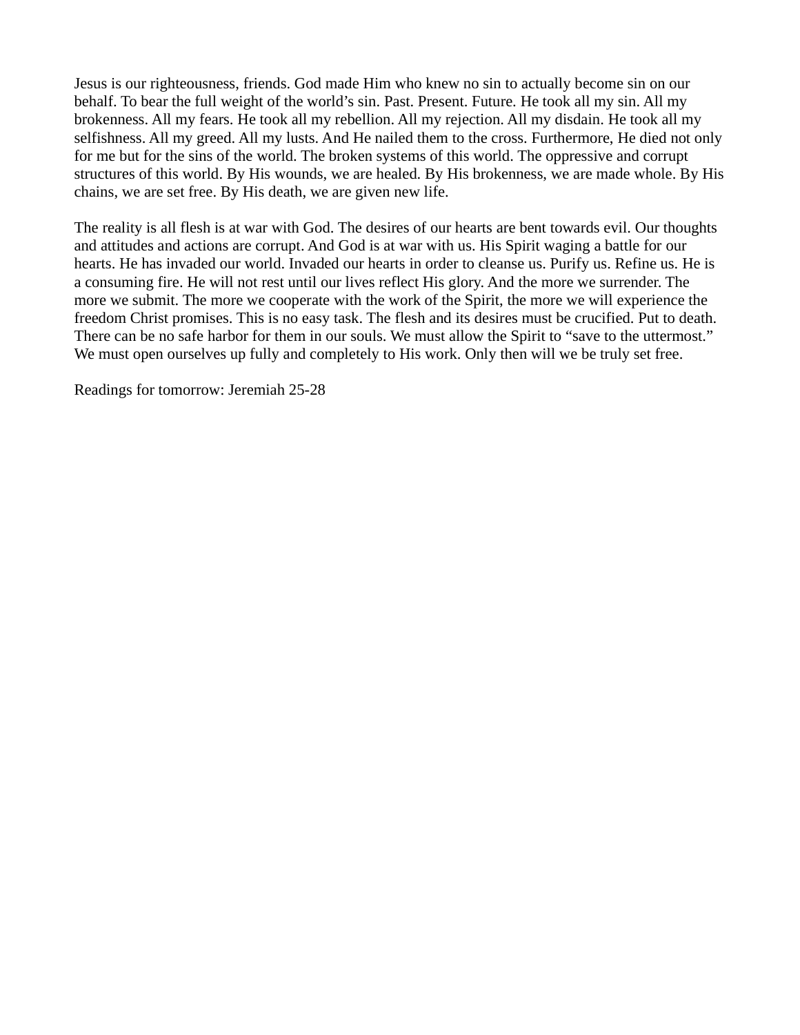Jesus is our righteousness, friends. God made Him who knew no sin to actually become sin on our behalf. To bear the full weight of the world's sin. Past. Present. Future. He took all my sin. All my brokenness. All my fears. He took all my rebellion. All my rejection. All my disdain. He took all my selfishness. All my greed. All my lusts. And He nailed them to the cross. Furthermore, He died not only for me but for the sins of the world. The broken systems of this world. The oppressive and corrupt structures of this world. By His wounds, we are healed. By His brokenness, we are made whole. By His chains, we are set free. By His death, we are given new life.

The reality is all flesh is at war with God. The desires of our hearts are bent towards evil. Our thoughts and attitudes and actions are corrupt. And God is at war with us. His Spirit waging a battle for our hearts. He has invaded our world. Invaded our hearts in order to cleanse us. Purify us. Refine us. He is a consuming fire. He will not rest until our lives reflect His glory. And the more we surrender. The more we submit. The more we cooperate with the work of the Spirit, the more we will experience the freedom Christ promises. This is no easy task. The flesh and its desires must be crucified. Put to death. There can be no safe harbor for them in our souls. We must allow the Spirit to "save to the uttermost." We must open ourselves up fully and completely to His work. Only then will we be truly set free.

Readings for tomorrow: Jeremiah 25-28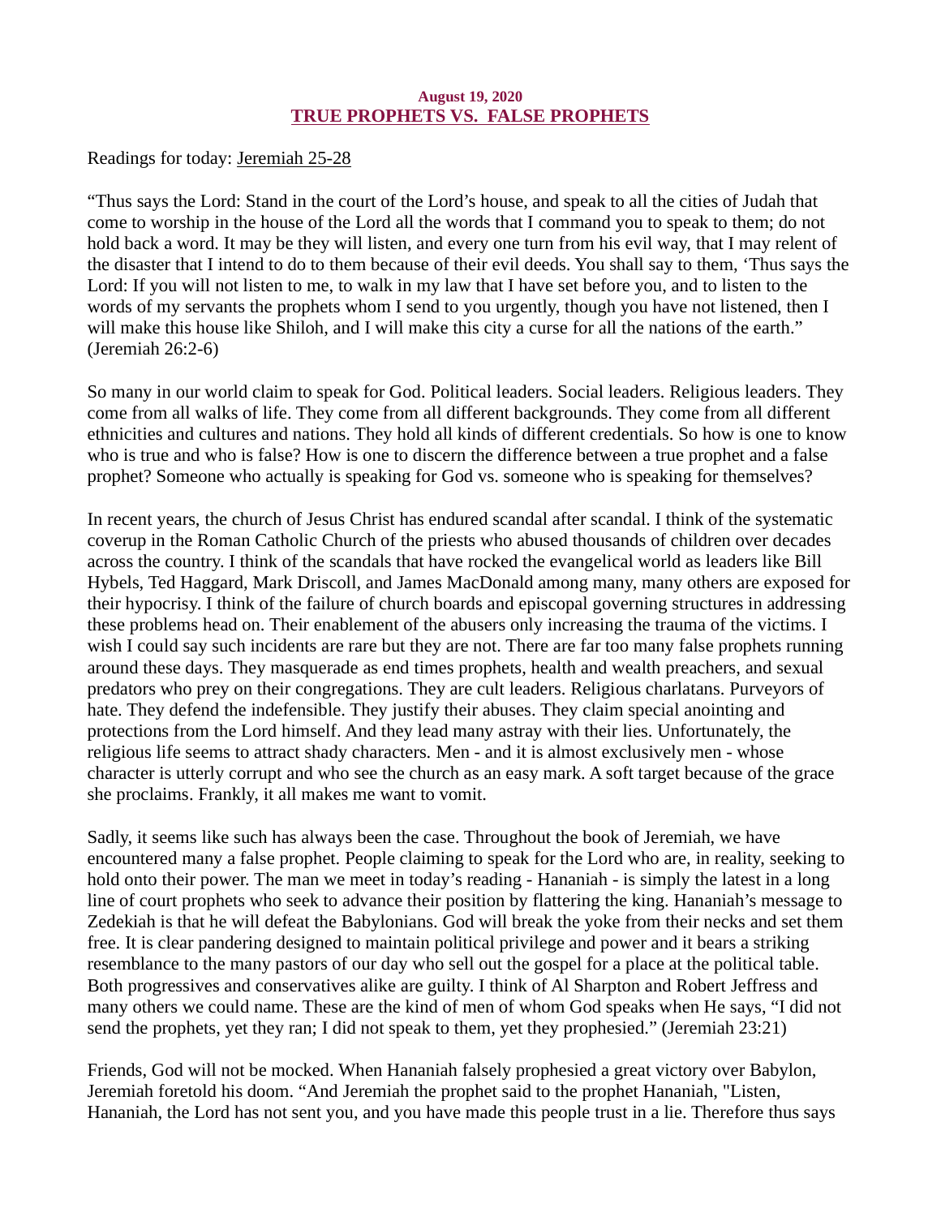**August 19, 2020**
## TRUE PROPHETS VS. FALSE PROPHETS

Readings for today: Jeremiah 25-28

"Thus says the Lord: Stand in the court of the Lord's house, and speak to all the cities of Judah that come to worship in the house of the Lord all the words that I command you to speak to them; do not hold back a word. It may be they will listen, and every one turn from his evil way, that I may relent of the disaster that I intend to do to them because of their evil deeds. You shall say to them, 'Thus says the Lord: If you will not listen to me, to walk in my law that I have set before you, and to listen to the words of my servants the prophets whom I send to you urgently, though you have not listened, then I will make this house like Shiloh, and I will make this city a curse for all the nations of the earth." (Jeremiah 26:2-6)

So many in our world claim to speak for God. Political leaders. Social leaders. Religious leaders. They come from all walks of life. They come from all different backgrounds. They come from all different ethnicities and cultures and nations. They hold all kinds of different credentials. So how is one to know who is true and who is false? How is one to discern the difference between a true prophet and a false prophet? Someone who actually is speaking for God vs. someone who is speaking for themselves?

In recent years, the church of Jesus Christ has endured scandal after scandal. I think of the systematic coverup in the Roman Catholic Church of the priests who abused thousands of children over decades across the country. I think of the scandals that have rocked the evangelical world as leaders like Bill Hybels, Ted Haggard, Mark Driscoll, and James MacDonald among many, many others are exposed for their hypocrisy. I think of the failure of church boards and episcopal governing structures in addressing these problems head on. Their enablement of the abusers only increasing the trauma of the victims. I wish I could say such incidents are rare but they are not. There are far too many false prophets running around these days. They masquerade as end times prophets, health and wealth preachers, and sexual predators who prey on their congregations. They are cult leaders. Religious charlatans. Purveyors of hate. They defend the indefensible. They justify their abuses. They claim special anointing and protections from the Lord himself. And they lead many astray with their lies. Unfortunately, the religious life seems to attract shady characters. Men - and it is almost exclusively men - whose character is utterly corrupt and who see the church as an easy mark. A soft target because of the grace she proclaims. Frankly, it all makes me want to vomit.

Sadly, it seems like such has always been the case. Throughout the book of Jeremiah, we have encountered many a false prophet. People claiming to speak for the Lord who are, in reality, seeking to hold onto their power. The man we meet in today's reading - Hananiah - is simply the latest in a long line of court prophets who seek to advance their position by flattering the king. Hananiah's message to Zedekiah is that he will defeat the Babylonians. God will break the yoke from their necks and set them free. It is clear pandering designed to maintain political privilege and power and it bears a striking resemblance to the many pastors of our day who sell out the gospel for a place at the political table. Both progressives and conservatives alike are guilty. I think of Al Sharpton and Robert Jeffress and many others we could name. These are the kind of men of whom God speaks when He says, "I did not send the prophets, yet they ran; I did not speak to them, yet they prophesied." (Jeremiah 23:21)

Friends, God will not be mocked. When Hananiah falsely prophesied a great victory over Babylon, Jeremiah foretold his doom. "And Jeremiah the prophet said to the prophet Hananiah, "Listen, Hananiah, the Lord has not sent you, and you have made this people trust in a lie. Therefore thus says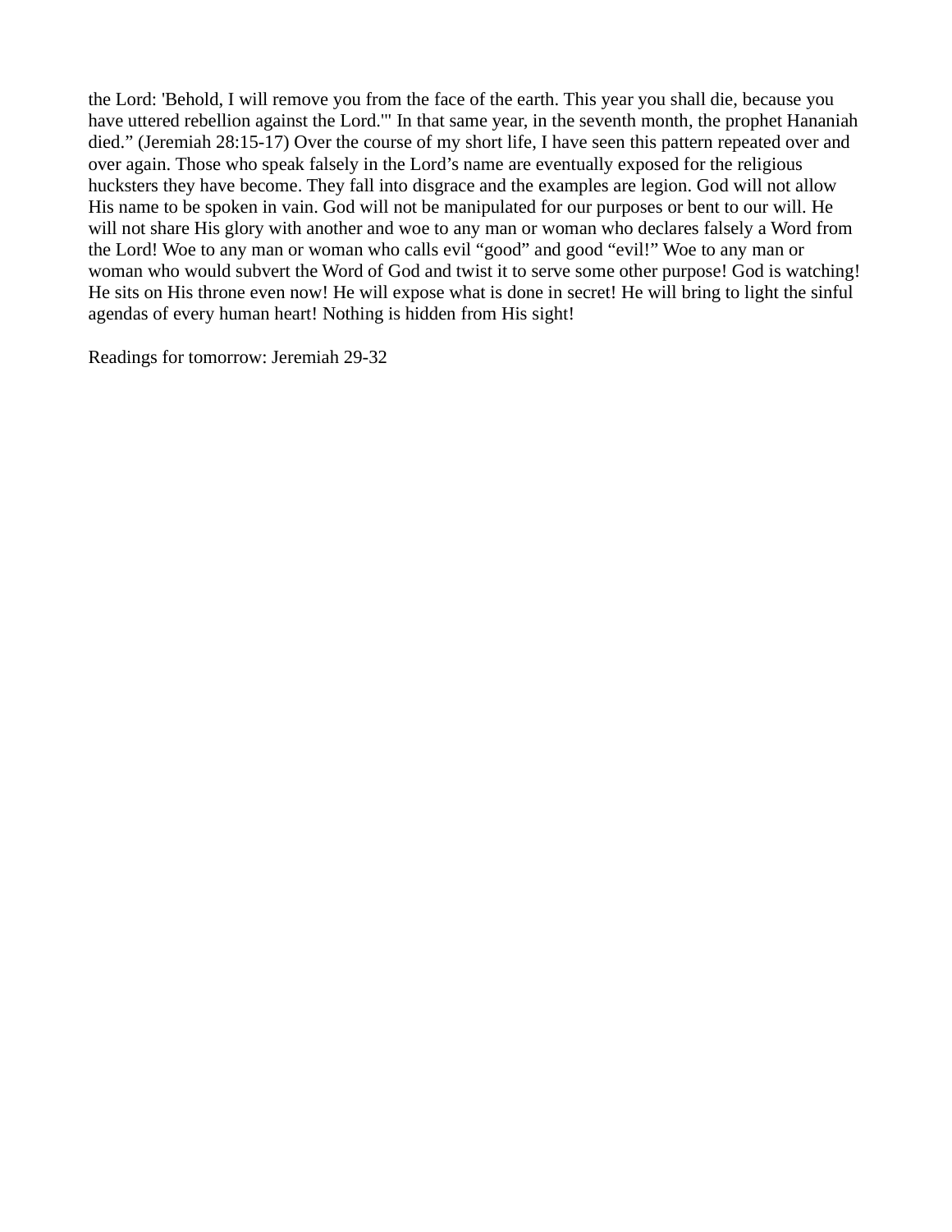the Lord: 'Behold, I will remove you from the face of the earth. This year you shall die, because you have uttered rebellion against the Lord.'" In that same year, in the seventh month, the prophet Hananiah died." (Jeremiah 28:15-17) Over the course of my short life, I have seen this pattern repeated over and over again. Those who speak falsely in the Lord's name are eventually exposed for the religious hucksters they have become. They fall into disgrace and the examples are legion. God will not allow His name to be spoken in vain. God will not be manipulated for our purposes or bent to our will. He will not share His glory with another and woe to any man or woman who declares falsely a Word from the Lord! Woe to any man or woman who calls evil "good" and good "evil!" Woe to any man or woman who would subvert the Word of God and twist it to serve some other purpose! God is watching! He sits on His throne even now! He will expose what is done in secret! He will bring to light the sinful agendas of every human heart! Nothing is hidden from His sight!

Readings for tomorrow: Jeremiah 29-32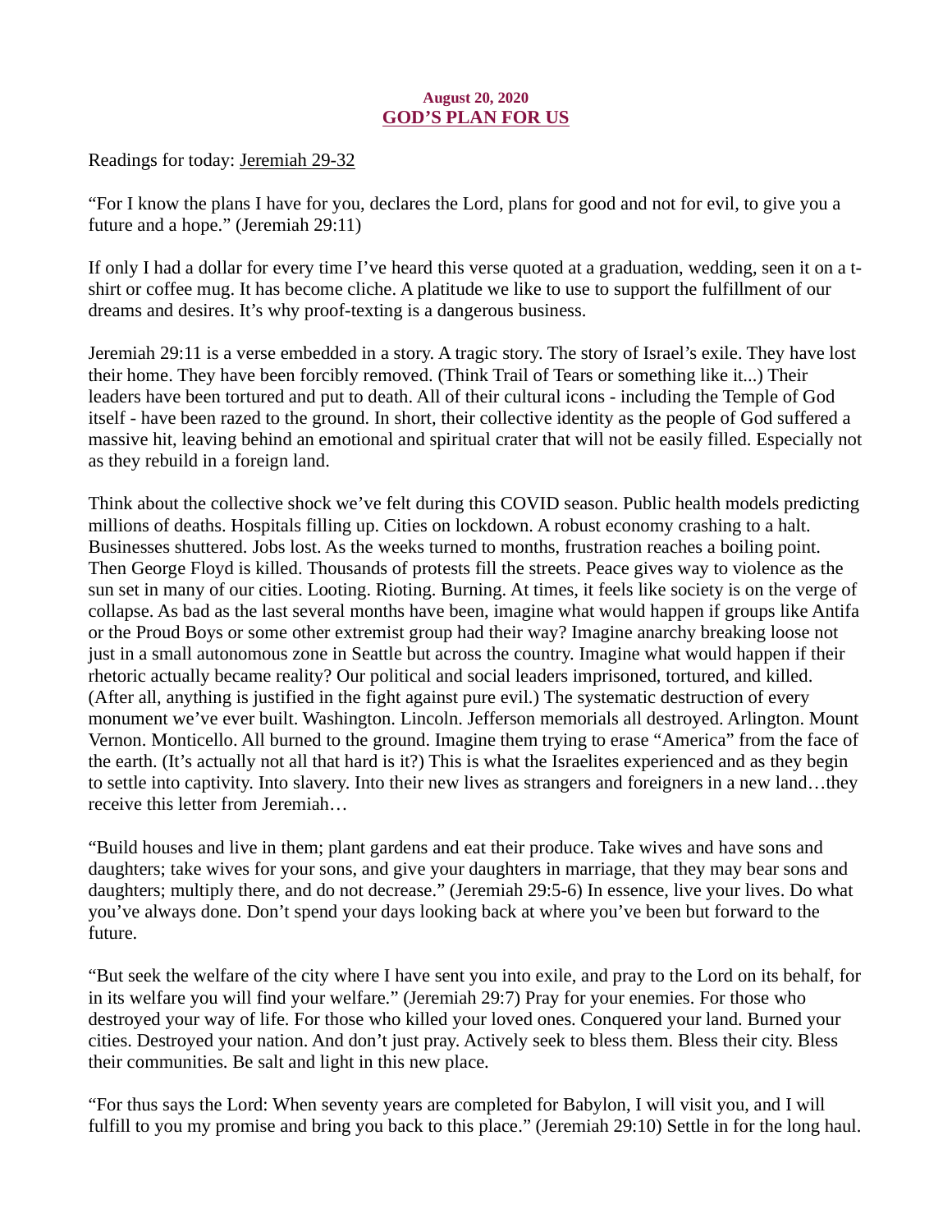**August 20, 2020**

## GOD'S PLAN FOR US

Readings for today: Jeremiah 29-32

"For I know the plans I have for you, declares the Lord, plans for good and not for evil, to give you a future and a hope." (Jeremiah 29:11)

If only I had a dollar for every time I've heard this verse quoted at a graduation, wedding, seen it on a t-shirt or coffee mug. It has become cliche. A platitude we like to use to support the fulfillment of our dreams and desires. It's why proof-texting is a dangerous business.

Jeremiah 29:11 is a verse embedded in a story. A tragic story. The story of Israel's exile. They have lost their home. They have been forcibly removed. (Think Trail of Tears or something like it...) Their leaders have been tortured and put to death. All of their cultural icons - including the Temple of God itself - have been razed to the ground. In short, their collective identity as the people of God suffered a massive hit, leaving behind an emotional and spiritual crater that will not be easily filled. Especially not as they rebuild in a foreign land.

Think about the collective shock we've felt during this COVID season. Public health models predicting millions of deaths. Hospitals filling up. Cities on lockdown. A robust economy crashing to a halt. Businesses shuttered. Jobs lost. As the weeks turned to months, frustration reaches a boiling point. Then George Floyd is killed. Thousands of protests fill the streets. Peace gives way to violence as the sun set in many of our cities. Looting. Rioting. Burning. At times, it feels like society is on the verge of collapse. As bad as the last several months have been, imagine what would happen if groups like Antifa or the Proud Boys or some other extremist group had their way? Imagine anarchy breaking loose not just in a small autonomous zone in Seattle but across the country. Imagine what would happen if their rhetoric actually became reality? Our political and social leaders imprisoned, tortured, and killed. (After all, anything is justified in the fight against pure evil.) The systematic destruction of every monument we've ever built. Washington. Lincoln. Jefferson memorials all destroyed. Arlington. Mount Vernon. Monticello. All burned to the ground. Imagine them trying to erase "America" from the face of the earth. (It's actually not all that hard is it?) This is what the Israelites experienced and as they begin to settle into captivity. Into slavery. Into their new lives as strangers and foreigners in a new land…they receive this letter from Jeremiah…

"Build houses and live in them; plant gardens and eat their produce. Take wives and have sons and daughters; take wives for your sons, and give your daughters in marriage, that they may bear sons and daughters; multiply there, and do not decrease." (Jeremiah 29:5-6) In essence, live your lives. Do what you've always done. Don't spend your days looking back at where you've been but forward to the future.

"But seek the welfare of the city where I have sent you into exile, and pray to the Lord on its behalf, for in its welfare you will find your welfare." (Jeremiah 29:7) Pray for your enemies. For those who destroyed your way of life. For those who killed your loved ones. Conquered your land. Burned your cities. Destroyed your nation. And don't just pray. Actively seek to bless them. Bless their city. Bless their communities. Be salt and light in this new place.

"For thus says the Lord: When seventy years are completed for Babylon, I will visit you, and I will fulfill to you my promise and bring you back to this place." (Jeremiah 29:10) Settle in for the long haul.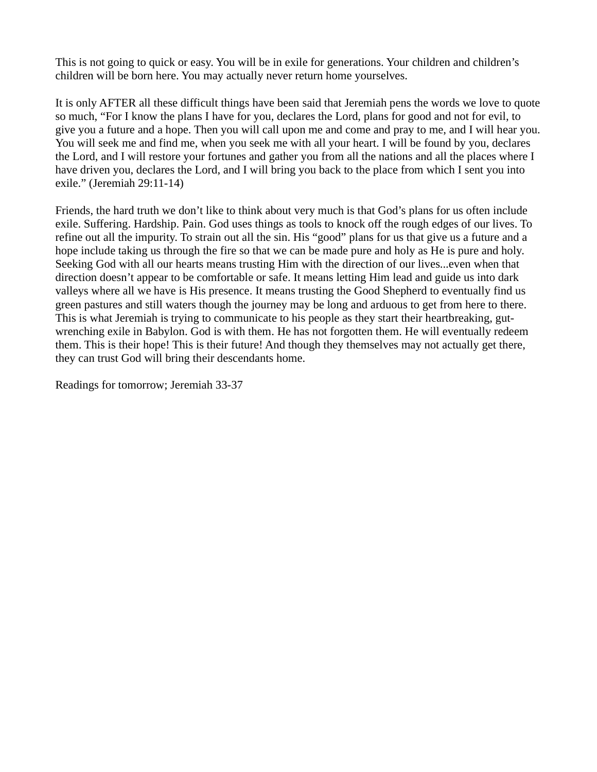This is not going to quick or easy. You will be in exile for generations. Your children and children's children will be born here. You may actually never return home yourselves.

It is only AFTER all these difficult things have been said that Jeremiah pens the words we love to quote so much, "For I know the plans I have for you, declares the Lord, plans for good and not for evil, to give you a future and a hope. Then you will call upon me and come and pray to me, and I will hear you. You will seek me and find me, when you seek me with all your heart. I will be found by you, declares the Lord, and I will restore your fortunes and gather you from all the nations and all the places where I have driven you, declares the Lord, and I will bring you back to the place from which I sent you into exile." (Jeremiah 29:11-14)

Friends, the hard truth we don't like to think about very much is that God's plans for us often include exile. Suffering. Hardship. Pain. God uses things as tools to knock off the rough edges of our lives. To refine out all the impurity. To strain out all the sin. His "good" plans for us that give us a future and a hope include taking us through the fire so that we can be made pure and holy as He is pure and holy. Seeking God with all our hearts means trusting Him with the direction of our lives...even when that direction doesn't appear to be comfortable or safe. It means letting Him lead and guide us into dark valleys where all we have is His presence. It means trusting the Good Shepherd to eventually find us green pastures and still waters though the journey may be long and arduous to get from here to there. This is what Jeremiah is trying to communicate to his people as they start their heartbreaking, gut-wrenching exile in Babylon. God is with them. He has not forgotten them. He will eventually redeem them. This is their hope! This is their future! And though they themselves may not actually get there, they can trust God will bring their descendants home.

Readings for tomorrow; Jeremiah 33-37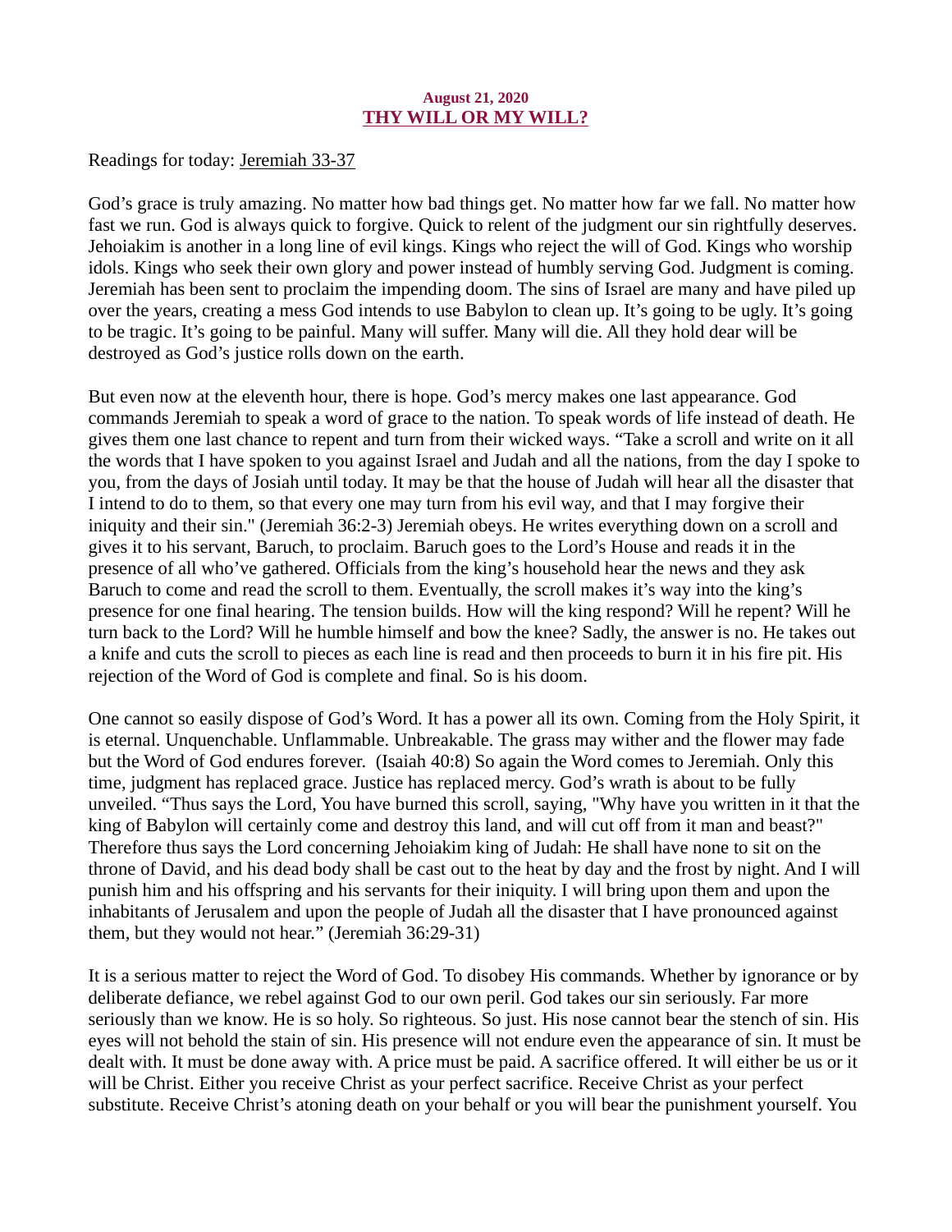**August 21, 2020**

## THY WILL OR MY WILL?

Readings for today: Jeremiah 33-37

God's grace is truly amazing. No matter how bad things get. No matter how far we fall. No matter how fast we run. God is always quick to forgive. Quick to relent of the judgment our sin rightfully deserves. Jehoiakim is another in a long line of evil kings. Kings who reject the will of God. Kings who worship idols. Kings who seek their own glory and power instead of humbly serving God. Judgment is coming. Jeremiah has been sent to proclaim the impending doom. The sins of Israel are many and have piled up over the years, creating a mess God intends to use Babylon to clean up. It's going to be ugly. It's going to be tragic. It's going to be painful. Many will suffer. Many will die. All they hold dear will be destroyed as God's justice rolls down on the earth.

But even now at the eleventh hour, there is hope. God's mercy makes one last appearance. God commands Jeremiah to speak a word of grace to the nation. To speak words of life instead of death. He gives them one last chance to repent and turn from their wicked ways. "Take a scroll and write on it all the words that I have spoken to you against Israel and Judah and all the nations, from the day I spoke to you, from the days of Josiah until today. It may be that the house of Judah will hear all the disaster that I intend to do to them, so that every one may turn from his evil way, and that I may forgive their iniquity and their sin." (Jeremiah 36:2-3) Jeremiah obeys. He writes everything down on a scroll and gives it to his servant, Baruch, to proclaim. Baruch goes to the Lord's House and reads it in the presence of all who've gathered. Officials from the king's household hear the news and they ask Baruch to come and read the scroll to them. Eventually, the scroll makes it's way into the king's presence for one final hearing. The tension builds. How will the king respond? Will he repent? Will he turn back to the Lord? Will he humble himself and bow the knee? Sadly, the answer is no. He takes out a knife and cuts the scroll to pieces as each line is read and then proceeds to burn it in his fire pit. His rejection of the Word of God is complete and final. So is his doom.

One cannot so easily dispose of God's Word. It has a power all its own. Coming from the Holy Spirit, it is eternal. Unquenchable. Unflammable. Unbreakable. The grass may wither and the flower may fade but the Word of God endures forever. (Isaiah 40:8) So again the Word comes to Jeremiah. Only this time, judgment has replaced grace. Justice has replaced mercy. God's wrath is about to be fully unveiled. "Thus says the Lord, You have burned this scroll, saying, "Why have you written in it that the king of Babylon will certainly come and destroy this land, and will cut off from it man and beast?" Therefore thus says the Lord concerning Jehoiakim king of Judah: He shall have none to sit on the throne of David, and his dead body shall be cast out to the heat by day and the frost by night. And I will punish him and his offspring and his servants for their iniquity. I will bring upon them and upon the inhabitants of Jerusalem and upon the people of Judah all the disaster that I have pronounced against them, but they would not hear." (Jeremiah 36:29-31)

It is a serious matter to reject the Word of God. To disobey His commands. Whether by ignorance or by deliberate defiance, we rebel against God to our own peril. God takes our sin seriously. Far more seriously than we know. He is so holy. So righteous. So just. His nose cannot bear the stench of sin. His eyes will not behold the stain of sin. His presence will not endure even the appearance of sin. It must be dealt with. It must be done away with. A price must be paid. A sacrifice offered. It will either be us or it will be Christ. Either you receive Christ as your perfect sacrifice. Receive Christ as your perfect substitute. Receive Christ's atoning death on your behalf or you will bear the punishment yourself. You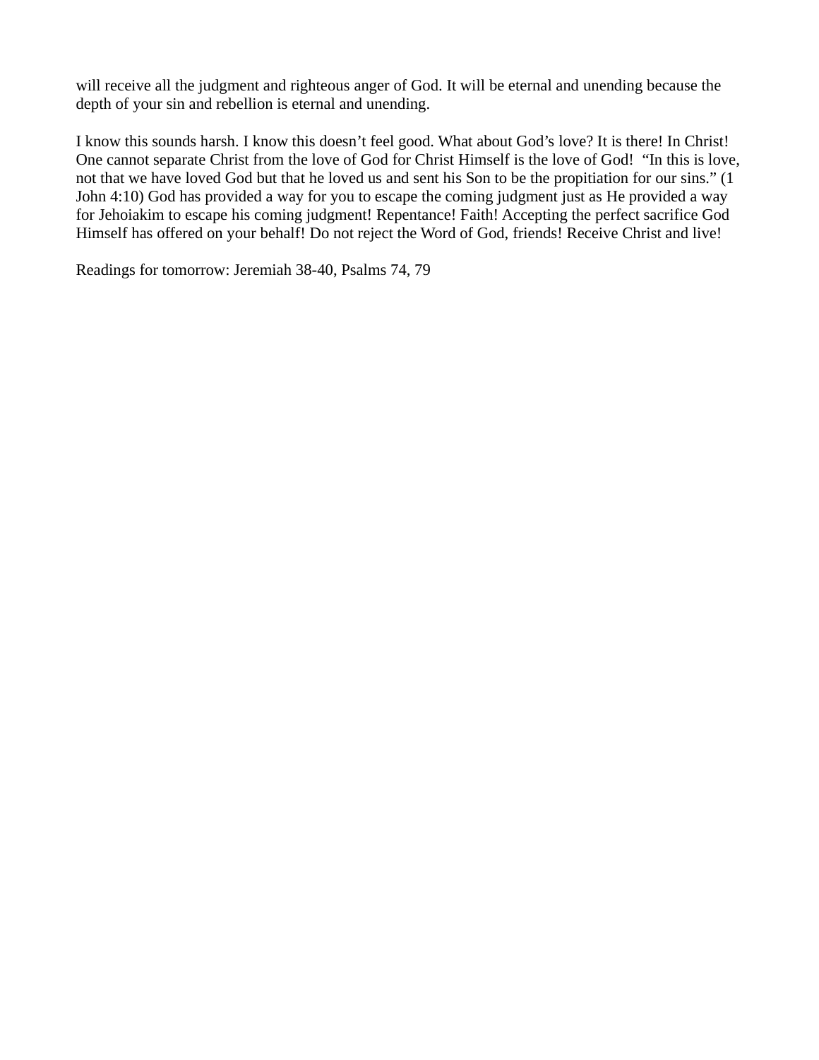will receive all the judgment and righteous anger of God. It will be eternal and unending because the depth of your sin and rebellion is eternal and unending.

I know this sounds harsh. I know this doesn't feel good. What about God's love? It is there! In Christ! One cannot separate Christ from the love of God for Christ Himself is the love of God! "In this is love, not that we have loved God but that he loved us and sent his Son to be the propitiation for our sins." (1 John 4:10) God has provided a way for you to escape the coming judgment just as He provided a way for Jehoiakim to escape his coming judgment! Repentance! Faith! Accepting the perfect sacrifice God Himself has offered on your behalf! Do not reject the Word of God, friends! Receive Christ and live!

Readings for tomorrow: Jeremiah 38-40, Psalms 74, 79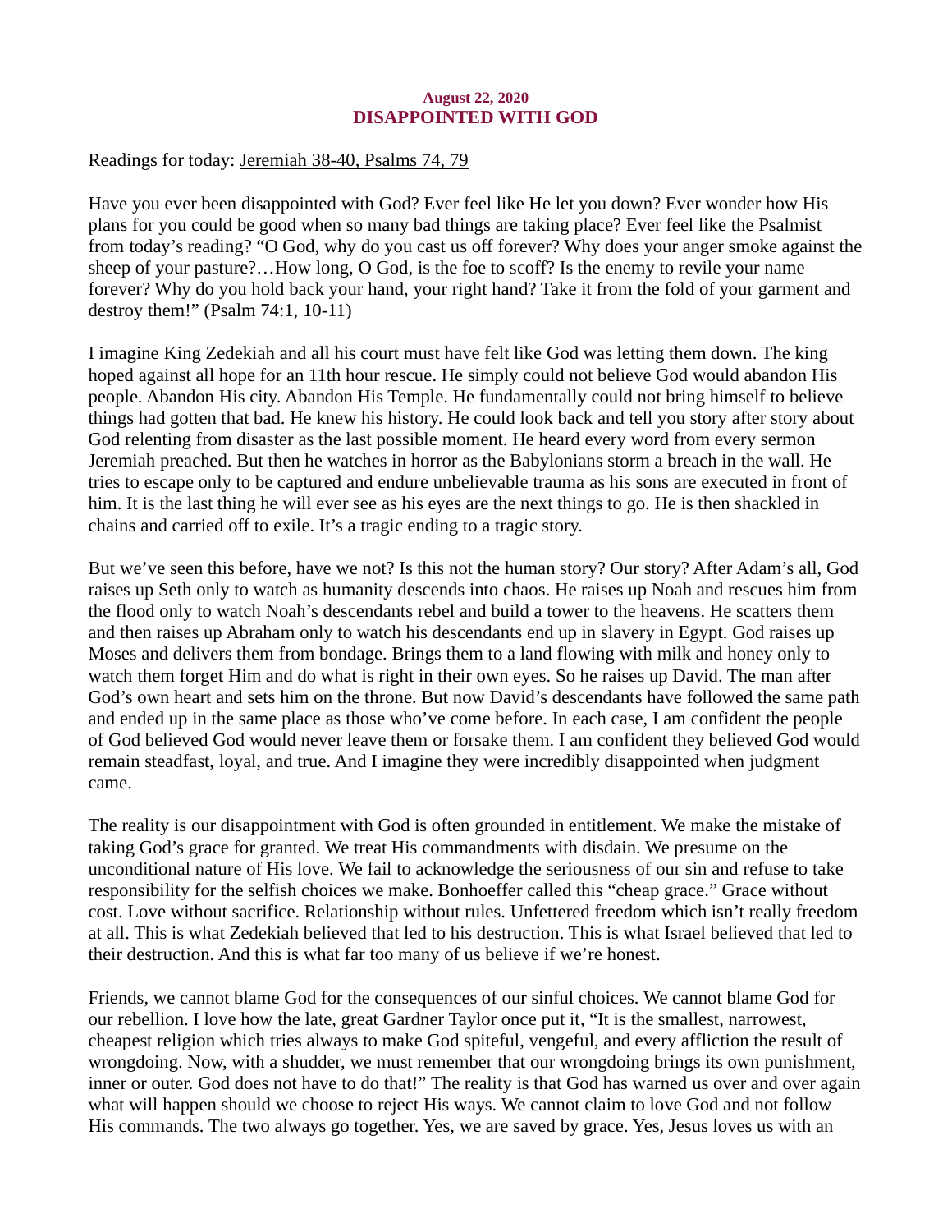August 22, 2020

# DISAPPOINTED WITH GOD

Readings for today: Jeremiah 38-40, Psalms 74, 79

Have you ever been disappointed with God? Ever feel like He let you down? Ever wonder how His plans for you could be good when so many bad things are taking place? Ever feel like the Psalmist from today's reading? "O God, why do you cast us off forever? Why does your anger smoke against the sheep of your pasture?…How long, O God, is the foe to scoff? Is the enemy to revile your name forever? Why do you hold back your hand, your right hand? Take it from the fold of your garment and destroy them!" (Psalm 74:1, 10-11)

I imagine King Zedekiah and all his court must have felt like God was letting them down. The king hoped against all hope for an 11th hour rescue. He simply could not believe God would abandon His people. Abandon His city. Abandon His Temple. He fundamentally could not bring himself to believe things had gotten that bad. He knew his history. He could look back and tell you story after story about God relenting from disaster as the last possible moment. He heard every word from every sermon Jeremiah preached. But then he watches in horror as the Babylonians storm a breach in the wall. He tries to escape only to be captured and endure unbelievable trauma as his sons are executed in front of him. It is the last thing he will ever see as his eyes are the next things to go. He is then shackled in chains and carried off to exile. It's a tragic ending to a tragic story.

But we've seen this before, have we not? Is this not the human story? Our story? After Adam's all, God raises up Seth only to watch as humanity descends into chaos. He raises up Noah and rescues him from the flood only to watch Noah's descendants rebel and build a tower to the heavens. He scatters them and then raises up Abraham only to watch his descendants end up in slavery in Egypt. God raises up Moses and delivers them from bondage. Brings them to a land flowing with milk and honey only to watch them forget Him and do what is right in their own eyes. So he raises up David. The man after God's own heart and sets him on the throne. But now David's descendants have followed the same path and ended up in the same place as those who've come before. In each case, I am confident the people of God believed God would never leave them or forsake them. I am confident they believed God would remain steadfast, loyal, and true. And I imagine they were incredibly disappointed when judgment came.

The reality is our disappointment with God is often grounded in entitlement. We make the mistake of taking God's grace for granted. We treat His commandments with disdain. We presume on the unconditional nature of His love. We fail to acknowledge the seriousness of our sin and refuse to take responsibility for the selfish choices we make. Bonhoeffer called this "cheap grace." Grace without cost. Love without sacrifice. Relationship without rules. Unfettered freedom which isn't really freedom at all. This is what Zedekiah believed that led to his destruction. This is what Israel believed that led to their destruction. And this is what far too many of us believe if we're honest.

Friends, we cannot blame God for the consequences of our sinful choices. We cannot blame God for our rebellion. I love how the late, great Gardner Taylor once put it, "It is the smallest, narrowest, cheapest religion which tries always to make God spiteful, vengeful, and every affliction the result of wrongdoing. Now, with a shudder, we must remember that our wrongdoing brings its own punishment, inner or outer. God does not have to do that!" The reality is that God has warned us over and over again what will happen should we choose to reject His ways. We cannot claim to love God and not follow His commands. The two always go together. Yes, we are saved by grace. Yes, Jesus loves us with an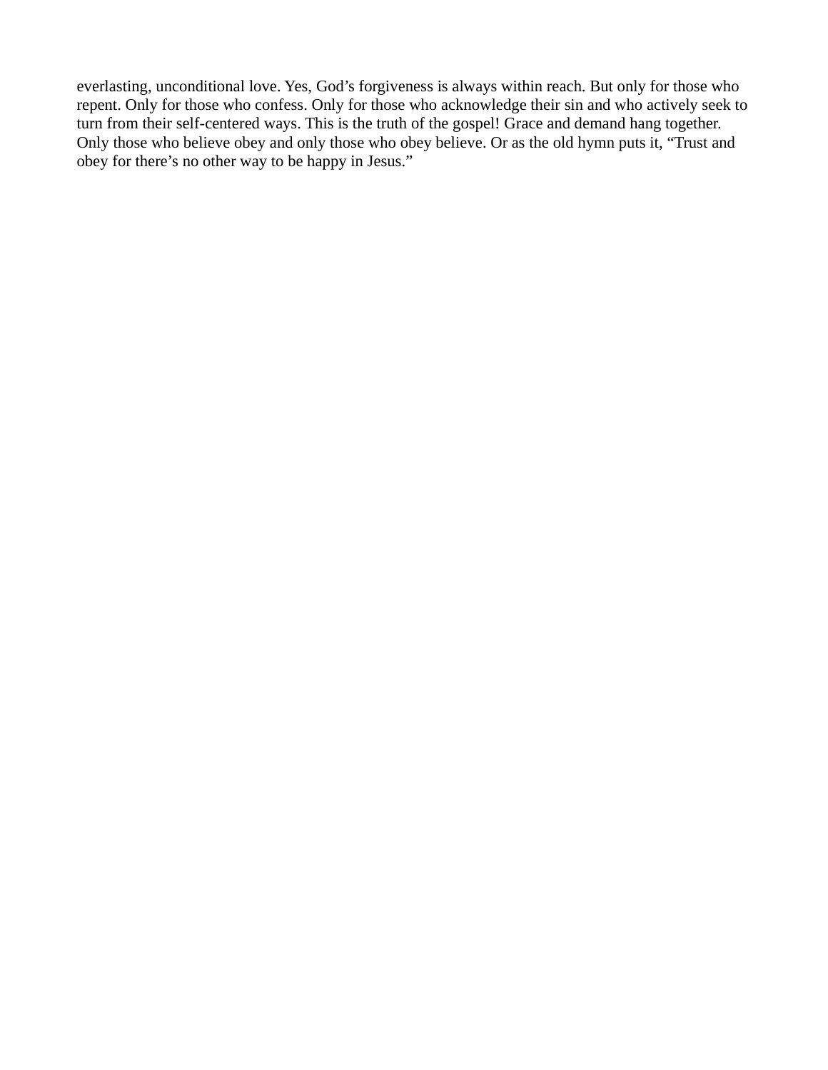everlasting, unconditional love. Yes, God’s forgiveness is always within reach. But only for those who repent. Only for those who confess. Only for those who acknowledge their sin and who actively seek to turn from their self-centered ways. This is the truth of the gospel! Grace and demand hang together. Only those who believe obey and only those who obey believe. Or as the old hymn puts it, “Trust and obey for there’s no other way to be happy in Jesus.”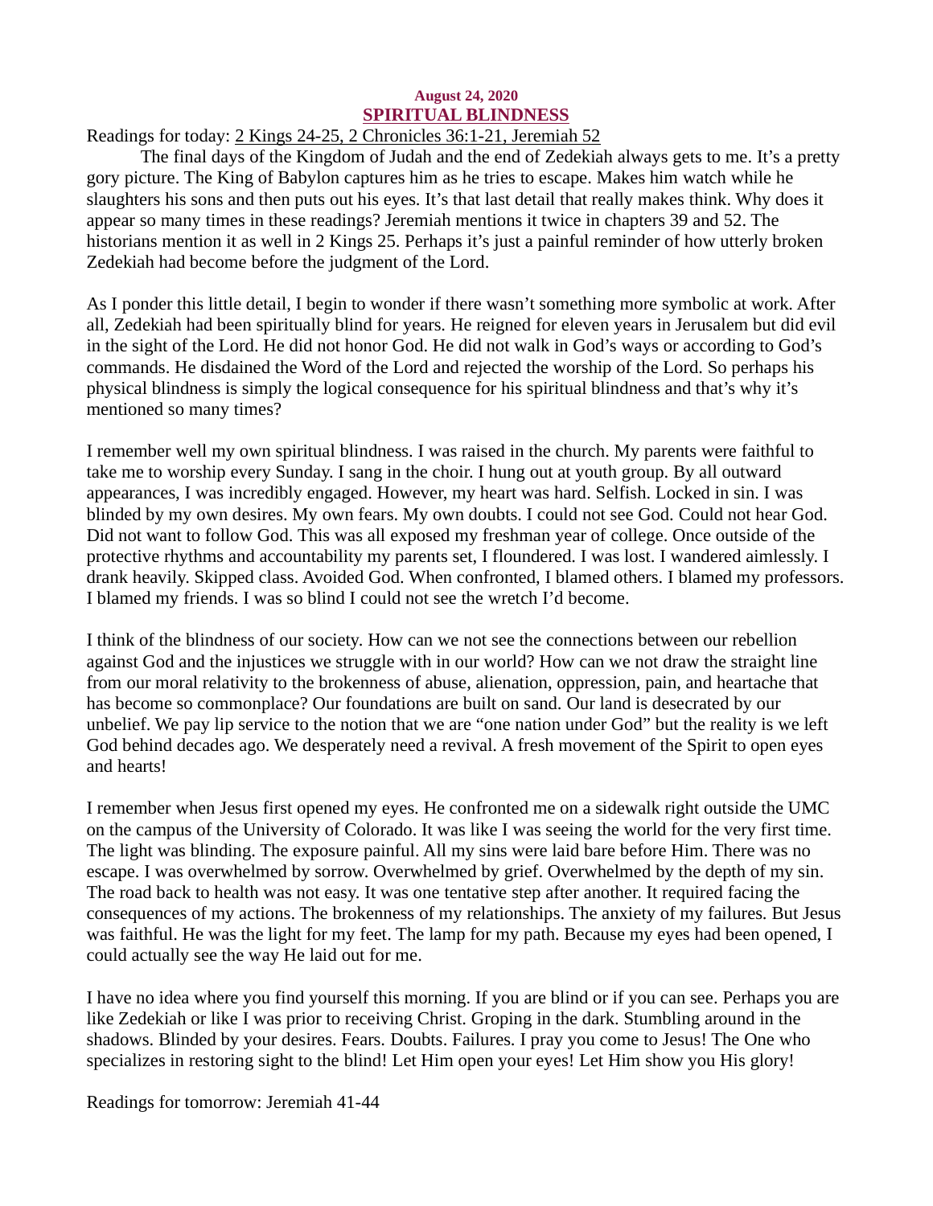**August 24, 2020**

## SPIRITUAL BLINDNESS

Readings for today: 2 Kings 24-25, 2 Chronicles 36:1-21, Jeremiah 52

The final days of the Kingdom of Judah and the end of Zedekiah always gets to me. It's a pretty gory picture. The King of Babylon captures him as he tries to escape. Makes him watch while he slaughters his sons and then puts out his eyes. It's that last detail that really makes think. Why does it appear so many times in these readings? Jeremiah mentions it twice in chapters 39 and 52. The historians mention it as well in 2 Kings 25. Perhaps it's just a painful reminder of how utterly broken Zedekiah had become before the judgment of the Lord.

As I ponder this little detail, I begin to wonder if there wasn't something more symbolic at work. After all, Zedekiah had been spiritually blind for years. He reigned for eleven years in Jerusalem but did evil in the sight of the Lord. He did not honor God. He did not walk in God's ways or according to God's commands. He disdained the Word of the Lord and rejected the worship of the Lord. So perhaps his physical blindness is simply the logical consequence for his spiritual blindness and that's why it's mentioned so many times?

I remember well my own spiritual blindness. I was raised in the church. My parents were faithful to take me to worship every Sunday. I sang in the choir. I hung out at youth group. By all outward appearances, I was incredibly engaged. However, my heart was hard. Selfish. Locked in sin. I was blinded by my own desires. My own fears. My own doubts. I could not see God. Could not hear God. Did not want to follow God. This was all exposed my freshman year of college. Once outside of the protective rhythms and accountability my parents set, I floundered. I was lost. I wandered aimlessly. I drank heavily. Skipped class. Avoided God. When confronted, I blamed others. I blamed my professors. I blamed my friends. I was so blind I could not see the wretch I'd become.

I think of the blindness of our society. How can we not see the connections between our rebellion against God and the injustices we struggle with in our world? How can we not draw the straight line from our moral relativity to the brokenness of abuse, alienation, oppression, pain, and heartache that has become so commonplace? Our foundations are built on sand. Our land is desecrated by our unbelief. We pay lip service to the notion that we are "one nation under God" but the reality is we left God behind decades ago. We desperately need a revival. A fresh movement of the Spirit to open eyes and hearts!

I remember when Jesus first opened my eyes. He confronted me on a sidewalk right outside the UMC on the campus of the University of Colorado. It was like I was seeing the world for the very first time. The light was blinding. The exposure painful. All my sins were laid bare before Him. There was no escape. I was overwhelmed by sorrow. Overwhelmed by grief. Overwhelmed by the depth of my sin. The road back to health was not easy. It was one tentative step after another. It required facing the consequences of my actions. The brokenness of my relationships. The anxiety of my failures. But Jesus was faithful. He was the light for my feet. The lamp for my path. Because my eyes had been opened, I could actually see the way He laid out for me.

I have no idea where you find yourself this morning. If you are blind or if you can see. Perhaps you are like Zedekiah or like I was prior to receiving Christ. Groping in the dark. Stumbling around in the shadows. Blinded by your desires. Fears. Doubts. Failures. I pray you come to Jesus! The One who specializes in restoring sight to the blind! Let Him open your eyes! Let Him show you His glory!

Readings for tomorrow: Jeremiah 41-44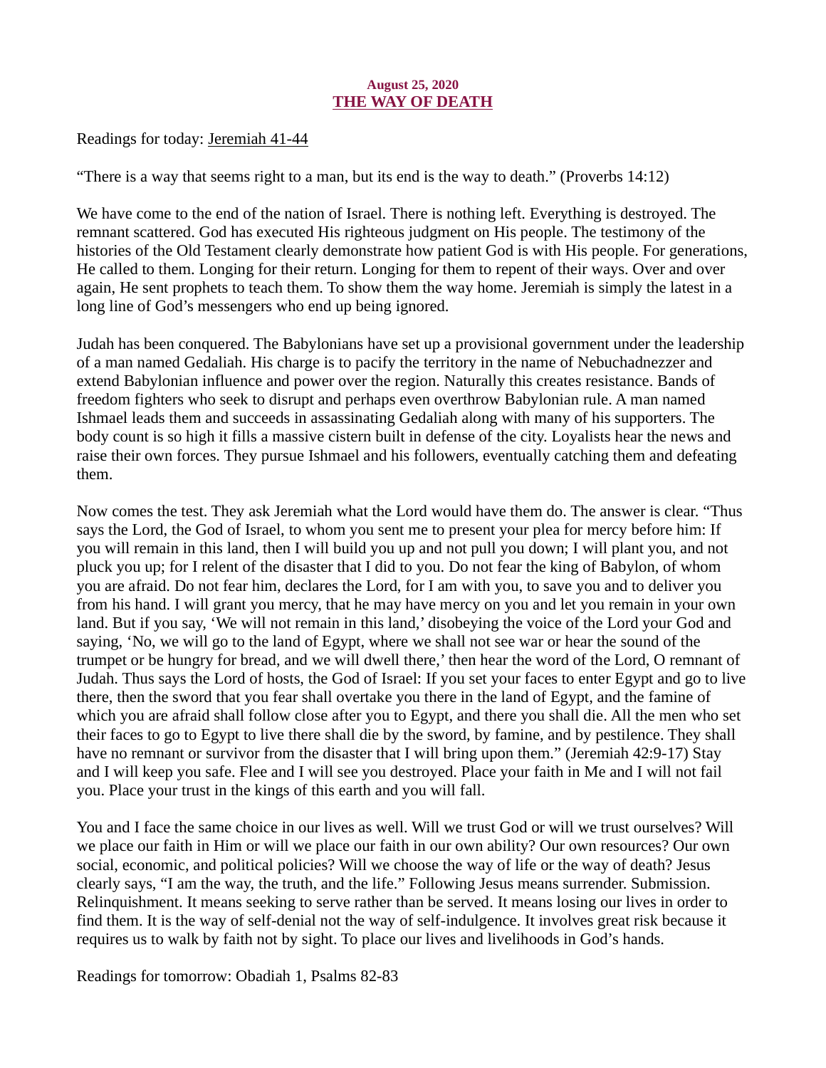**August 25, 2020**

# THE WAY OF DEATH

Readings for today: Jeremiah 41-44

"There is a way that seems right to a man, but its end is the way to death." (Proverbs 14:12)

We have come to the end of the nation of Israel. There is nothing left. Everything is destroyed. The remnant scattered. God has executed His righteous judgment on His people. The testimony of the histories of the Old Testament clearly demonstrate how patient God is with His people. For generations, He called to them. Longing for their return. Longing for them to repent of their ways. Over and over again, He sent prophets to teach them. To show them the way home. Jeremiah is simply the latest in a long line of God's messengers who end up being ignored.

Judah has been conquered. The Babylonians have set up a provisional government under the leadership of a man named Gedaliah. His charge is to pacify the territory in the name of Nebuchadnezzer and extend Babylonian influence and power over the region. Naturally this creates resistance. Bands of freedom fighters who seek to disrupt and perhaps even overthrow Babylonian rule. A man named Ishmael leads them and succeeds in assassinating Gedaliah along with many of his supporters. The body count is so high it fills a massive cistern built in defense of the city. Loyalists hear the news and raise their own forces. They pursue Ishmael and his followers, eventually catching them and defeating them.

Now comes the test. They ask Jeremiah what the Lord would have them do. The answer is clear. "Thus says the Lord, the God of Israel, to whom you sent me to present your plea for mercy before him: If you will remain in this land, then I will build you up and not pull you down; I will plant you, and not pluck you up; for I relent of the disaster that I did to you. Do not fear the king of Babylon, of whom you are afraid. Do not fear him, declares the Lord, for I am with you, to save you and to deliver you from his hand. I will grant you mercy, that he may have mercy on you and let you remain in your own land. But if you say, 'We will not remain in this land,' disobeying the voice of the Lord your God and saying, 'No, we will go to the land of Egypt, where we shall not see war or hear the sound of the trumpet or be hungry for bread, and we will dwell there,' then hear the word of the Lord, O remnant of Judah. Thus says the Lord of hosts, the God of Israel: If you set your faces to enter Egypt and go to live there, then the sword that you fear shall overtake you there in the land of Egypt, and the famine of which you are afraid shall follow close after you to Egypt, and there you shall die. All the men who set their faces to go to Egypt to live there shall die by the sword, by famine, and by pestilence. They shall have no remnant or survivor from the disaster that I will bring upon them." (Jeremiah 42:9-17) Stay and I will keep you safe. Flee and I will see you destroyed. Place your faith in Me and I will not fail you. Place your trust in the kings of this earth and you will fall.

You and I face the same choice in our lives as well. Will we trust God or will we trust ourselves? Will we place our faith in Him or will we place our faith in our own ability? Our own resources? Our own social, economic, and political policies? Will we choose the way of life or the way of death? Jesus clearly says, "I am the way, the truth, and the life." Following Jesus means surrender. Submission. Relinquishment. It means seeking to serve rather than be served. It means losing our lives in order to find them. It is the way of self-denial not the way of self-indulgence. It involves great risk because it requires us to walk by faith not by sight. To place our lives and livelihoods in God's hands.

Readings for tomorrow: Obadiah 1, Psalms 82-83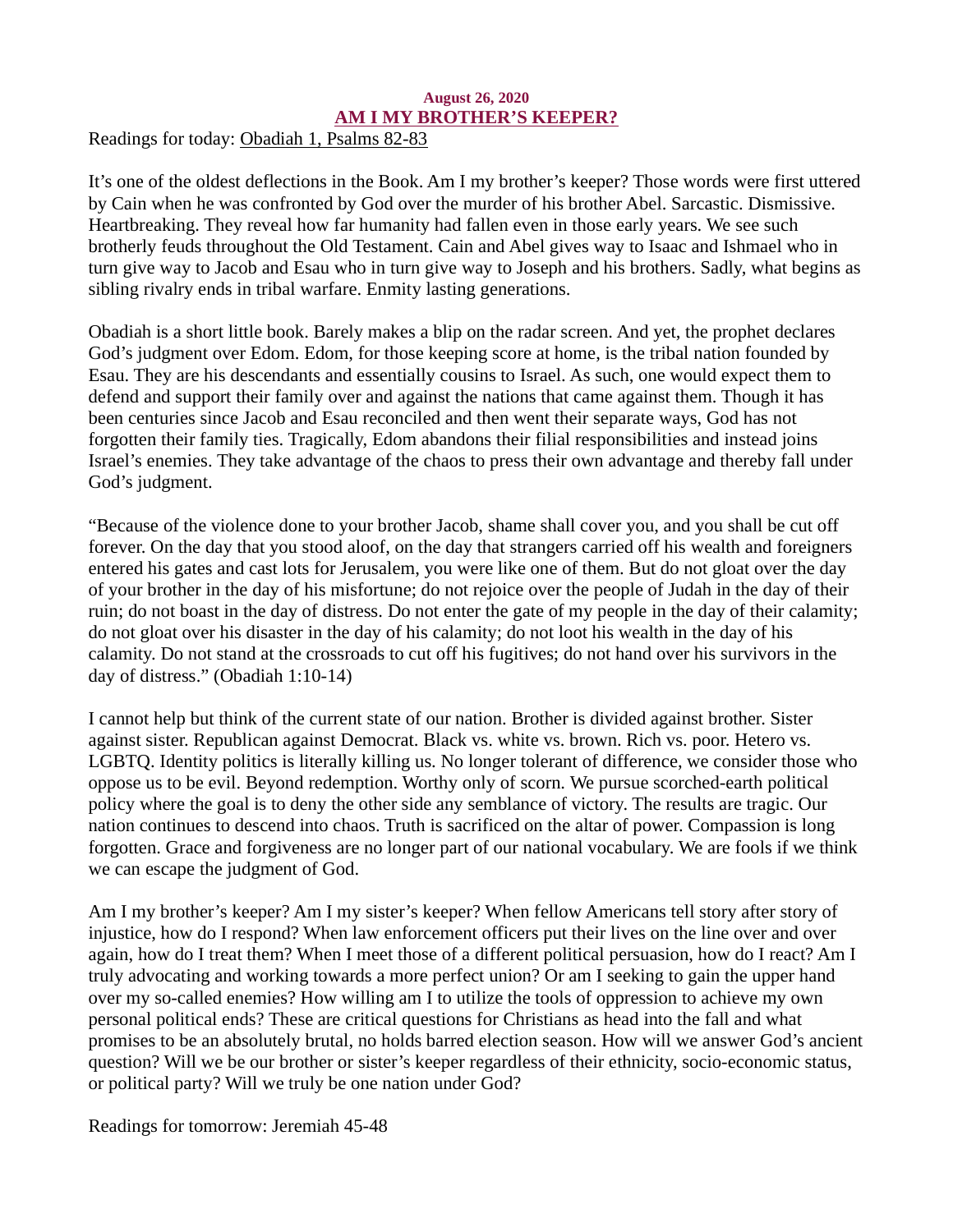**August 26, 2020**

## AM I MY BROTHER'S KEEPER?

Readings for today: Obadiah 1, Psalms 82-83

It's one of the oldest deflections in the Book. Am I my brother's keeper? Those words were first uttered by Cain when he was confronted by God over the murder of his brother Abel. Sarcastic. Dismissive. Heartbreaking. They reveal how far humanity had fallen even in those early years. We see such brotherly feuds throughout the Old Testament. Cain and Abel gives way to Isaac and Ishmael who in turn give way to Jacob and Esau who in turn give way to Joseph and his brothers. Sadly, what begins as sibling rivalry ends in tribal warfare. Enmity lasting generations.

Obadiah is a short little book. Barely makes a blip on the radar screen. And yet, the prophet declares God's judgment over Edom. Edom, for those keeping score at home, is the tribal nation founded by Esau. They are his descendants and essentially cousins to Israel. As such, one would expect them to defend and support their family over and against the nations that came against them. Though it has been centuries since Jacob and Esau reconciled and then went their separate ways, God has not forgotten their family ties. Tragically, Edom abandons their filial responsibilities and instead joins Israel's enemies. They take advantage of the chaos to press their own advantage and thereby fall under God's judgment.

"Because of the violence done to your brother Jacob, shame shall cover you, and you shall be cut off forever. On the day that you stood aloof, on the day that strangers carried off his wealth and foreigners entered his gates and cast lots for Jerusalem, you were like one of them. But do not gloat over the day of your brother in the day of his misfortune; do not rejoice over the people of Judah in the day of their ruin; do not boast in the day of distress. Do not enter the gate of my people in the day of their calamity; do not gloat over his disaster in the day of his calamity; do not loot his wealth in the day of his calamity. Do not stand at the crossroads to cut off his fugitives; do not hand over his survivors in the day of distress." (Obadiah 1:10-14)

I cannot help but think of the current state of our nation. Brother is divided against brother. Sister against sister. Republican against Democrat. Black vs. white vs. brown. Rich vs. poor. Hetero vs. LGBTQ. Identity politics is literally killing us. No longer tolerant of difference, we consider those who oppose us to be evil. Beyond redemption. Worthy only of scorn. We pursue scorched-earth political policy where the goal is to deny the other side any semblance of victory. The results are tragic. Our nation continues to descend into chaos. Truth is sacrificed on the altar of power. Compassion is long forgotten. Grace and forgiveness are no longer part of our national vocabulary. We are fools if we think we can escape the judgment of God.

Am I my brother's keeper? Am I my sister's keeper? When fellow Americans tell story after story of injustice, how do I respond? When law enforcement officers put their lives on the line over and over again, how do I treat them? When I meet those of a different political persuasion, how do I react? Am I truly advocating and working towards a more perfect union? Or am I seeking to gain the upper hand over my so-called enemies? How willing am I to utilize the tools of oppression to achieve my own personal political ends? These are critical questions for Christians as head into the fall and what promises to be an absolutely brutal, no holds barred election season. How will we answer God's ancient question? Will we be our brother or sister's keeper regardless of their ethnicity, socio-economic status, or political party? Will we truly be one nation under God?

Readings for tomorrow: Jeremiah 45-48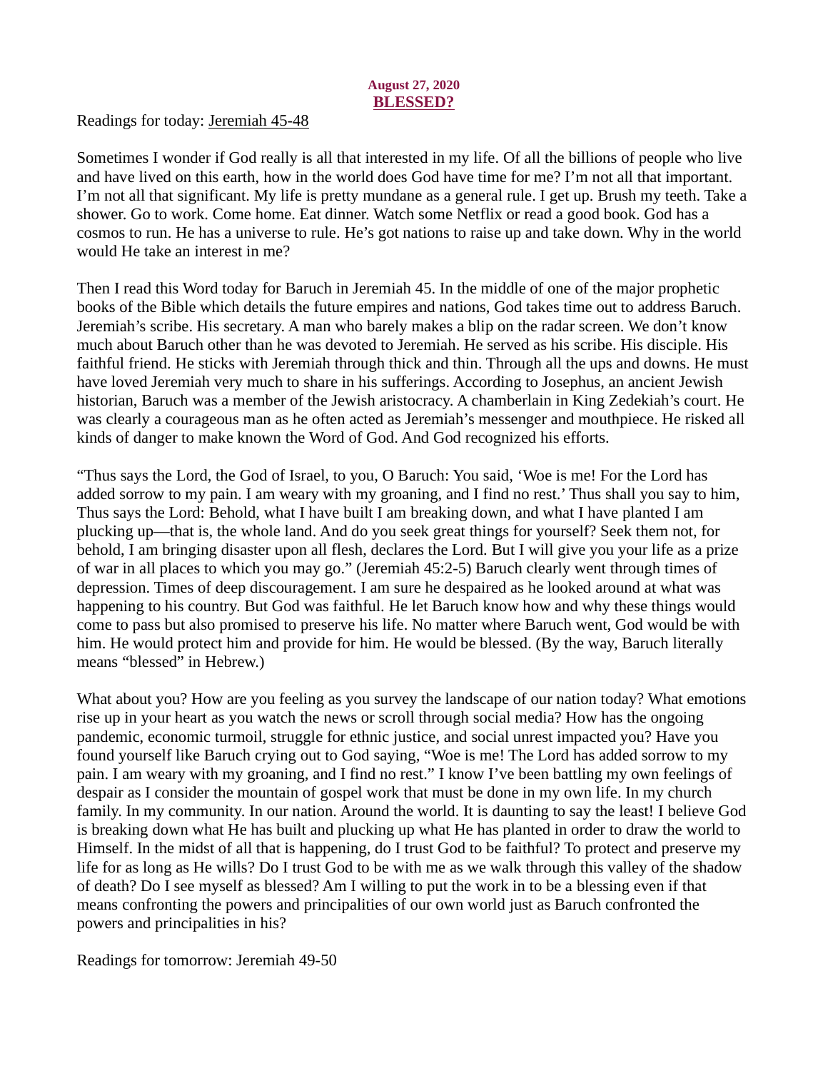**August 27, 2020**

## BLESSED?

Readings for today: Jeremiah 45-48

Sometimes I wonder if God really is all that interested in my life. Of all the billions of people who live and have lived on this earth, how in the world does God have time for me? I'm not all that important. I'm not all that significant. My life is pretty mundane as a general rule. I get up. Brush my teeth. Take a shower. Go to work. Come home. Eat dinner. Watch some Netflix or read a good book. God has a cosmos to run. He has a universe to rule. He's got nations to raise up and take down. Why in the world would He take an interest in me?

Then I read this Word today for Baruch in Jeremiah 45. In the middle of one of the major prophetic books of the Bible which details the future empires and nations, God takes time out to address Baruch. Jeremiah's scribe. His secretary. A man who barely makes a blip on the radar screen. We don't know much about Baruch other than he was devoted to Jeremiah. He served as his scribe. His disciple. His faithful friend. He sticks with Jeremiah through thick and thin. Through all the ups and downs. He must have loved Jeremiah very much to share in his sufferings. According to Josephus, an ancient Jewish historian, Baruch was a member of the Jewish aristocracy. A chamberlain in King Zedekiah's court. He was clearly a courageous man as he often acted as Jeremiah's messenger and mouthpiece. He risked all kinds of danger to make known the Word of God. And God recognized his efforts.

"Thus says the Lord, the God of Israel, to you, O Baruch: You said, 'Woe is me! For the Lord has added sorrow to my pain. I am weary with my groaning, and I find no rest.' Thus shall you say to him, Thus says the Lord: Behold, what I have built I am breaking down, and what I have planted I am plucking up—that is, the whole land. And do you seek great things for yourself? Seek them not, for behold, I am bringing disaster upon all flesh, declares the Lord. But I will give you your life as a prize of war in all places to which you may go." (Jeremiah 45:2-5) Baruch clearly went through times of depression. Times of deep discouragement. I am sure he despaired as he looked around at what was happening to his country. But God was faithful. He let Baruch know how and why these things would come to pass but also promised to preserve his life. No matter where Baruch went, God would be with him. He would protect him and provide for him. He would be blessed. (By the way, Baruch literally means "blessed" in Hebrew.)

What about you? How are you feeling as you survey the landscape of our nation today? What emotions rise up in your heart as you watch the news or scroll through social media? How has the ongoing pandemic, economic turmoil, struggle for ethnic justice, and social unrest impacted you? Have you found yourself like Baruch crying out to God saying, "Woe is me! The Lord has added sorrow to my pain. I am weary with my groaning, and I find no rest." I know I've been battling my own feelings of despair as I consider the mountain of gospel work that must be done in my own life. In my church family. In my community. In our nation. Around the world. It is daunting to say the least! I believe God is breaking down what He has built and plucking up what He has planted in order to draw the world to Himself. In the midst of all that is happening, do I trust God to be faithful? To protect and preserve my life for as long as He wills? Do I trust God to be with me as we walk through this valley of the shadow of death? Do I see myself as blessed? Am I willing to put the work in to be a blessing even if that means confronting the powers and principalities of our own world just as Baruch confronted the powers and principalities in his?

Readings for tomorrow: Jeremiah 49-50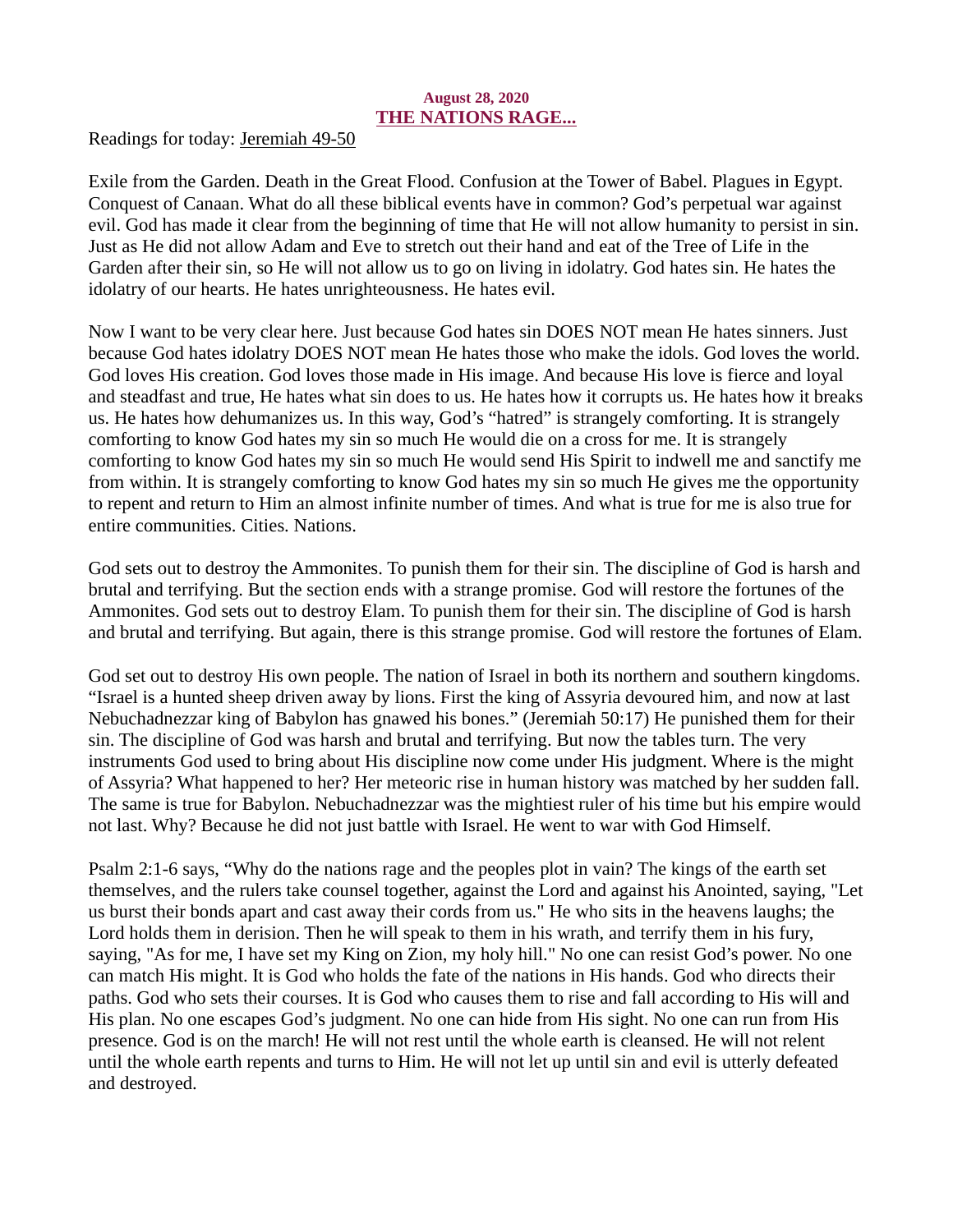**August 28, 2020**

## THE NATIONS RAGE...

Readings for today: Jeremiah 49-50

Exile from the Garden. Death in the Great Flood. Confusion at the Tower of Babel. Plagues in Egypt. Conquest of Canaan. What do all these biblical events have in common? God's perpetual war against evil. God has made it clear from the beginning of time that He will not allow humanity to persist in sin. Just as He did not allow Adam and Eve to stretch out their hand and eat of the Tree of Life in the Garden after their sin, so He will not allow us to go on living in idolatry. God hates sin. He hates the idolatry of our hearts. He hates unrighteousness. He hates evil.

Now I want to be very clear here. Just because God hates sin DOES NOT mean He hates sinners. Just because God hates idolatry DOES NOT mean He hates those who make the idols. God loves the world. God loves His creation. God loves those made in His image. And because His love is fierce and loyal and steadfast and true, He hates what sin does to us. He hates how it corrupts us. He hates how it breaks us. He hates how dehumanizes us. In this way, God's "hatred" is strangely comforting. It is strangely comforting to know God hates my sin so much He would die on a cross for me. It is strangely comforting to know God hates my sin so much He would send His Spirit to indwell me and sanctify me from within. It is strangely comforting to know God hates my sin so much He gives me the opportunity to repent and return to Him an almost infinite number of times. And what is true for me is also true for entire communities. Cities. Nations.

God sets out to destroy the Ammonites. To punish them for their sin. The discipline of God is harsh and brutal and terrifying. But the section ends with a strange promise. God will restore the fortunes of the Ammonites. God sets out to destroy Elam. To punish them for their sin. The discipline of God is harsh and brutal and terrifying. But again, there is this strange promise. God will restore the fortunes of Elam.

God set out to destroy His own people. The nation of Israel in both its northern and southern kingdoms. "Israel is a hunted sheep driven away by lions. First the king of Assyria devoured him, and now at last Nebuchadnezzar king of Babylon has gnawed his bones." (Jeremiah 50:17) He punished them for their sin. The discipline of God was harsh and brutal and terrifying. But now the tables turn. The very instruments God used to bring about His discipline now come under His judgment. Where is the might of Assyria? What happened to her? Her meteoric rise in human history was matched by her sudden fall. The same is true for Babylon. Nebuchadnezzar was the mightiest ruler of his time but his empire would not last. Why? Because he did not just battle with Israel. He went to war with God Himself.

Psalm 2:1-6 says, "Why do the nations rage and the peoples plot in vain? The kings of the earth set themselves, and the rulers take counsel together, against the Lord and against his Anointed, saying, "Let us burst their bonds apart and cast away their cords from us." He who sits in the heavens laughs; the Lord holds them in derision. Then he will speak to them in his wrath, and terrify them in his fury, saying, "As for me, I have set my King on Zion, my holy hill." No one can resist God's power. No one can match His might. It is God who holds the fate of the nations in His hands. God who directs their paths. God who sets their courses. It is God who causes them to rise and fall according to His will and His plan. No one escapes God's judgment. No one can hide from His sight. No one can run from His presence. God is on the march! He will not rest until the whole earth is cleansed. He will not relent until the whole earth repents and turns to Him. He will not let up until sin and evil is utterly defeated and destroyed.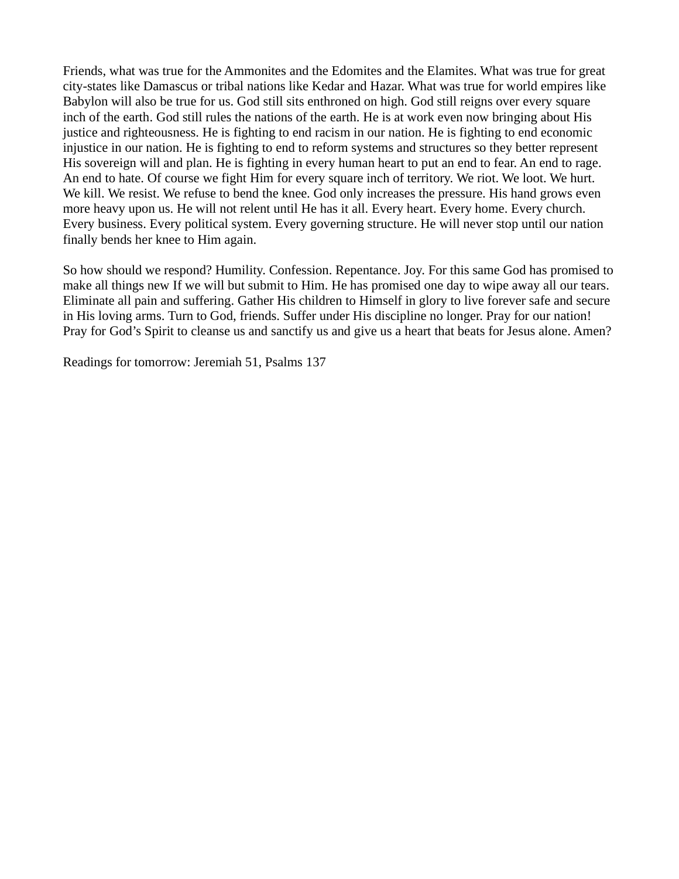Friends, what was true for the Ammonites and the Edomites and the Elamites. What was true for great city-states like Damascus or tribal nations like Kedar and Hazar. What was true for world empires like Babylon will also be true for us. God still sits enthroned on high. God still reigns over every square inch of the earth. God still rules the nations of the earth. He is at work even now bringing about His justice and righteousness. He is fighting to end racism in our nation. He is fighting to end economic injustice in our nation. He is fighting to end to reform systems and structures so they better represent His sovereign will and plan. He is fighting in every human heart to put an end to fear. An end to rage. An end to hate. Of course we fight Him for every square inch of territory. We riot. We loot. We hurt. We kill. We resist. We refuse to bend the knee. God only increases the pressure. His hand grows even more heavy upon us. He will not relent until He has it all. Every heart. Every home. Every church. Every business. Every political system. Every governing structure. He will never stop until our nation finally bends her knee to Him again.

So how should we respond? Humility. Confession. Repentance. Joy. For this same God has promised to make all things new If we will but submit to Him. He has promised one day to wipe away all our tears. Eliminate all pain and suffering. Gather His children to Himself in glory to live forever safe and secure in His loving arms. Turn to God, friends. Suffer under His discipline no longer. Pray for our nation! Pray for God's Spirit to cleanse us and sanctify us and give us a heart that beats for Jesus alone. Amen?

Readings for tomorrow: Jeremiah 51, Psalms 137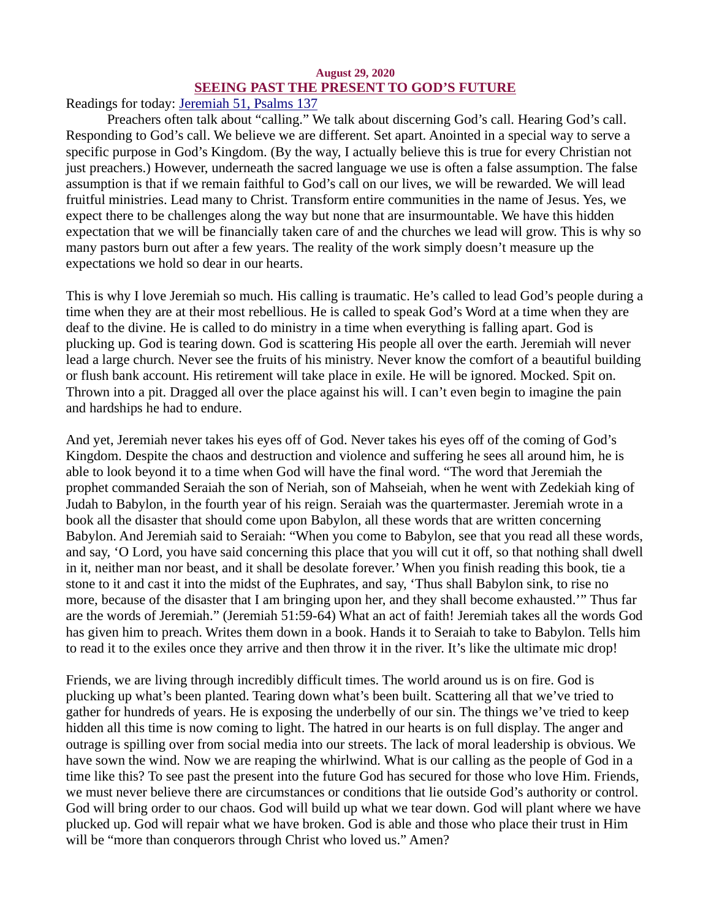**August 29, 2020**

## SEEING PAST THE PRESENT TO GOD'S FUTURE

Readings for today: [Jeremiah 51, Psalms 137]

Preachers often talk about "calling." We talk about discerning God's call. Hearing God's call. Responding to God's call. We believe we are different. Set apart. Anointed in a special way to serve a specific purpose in God's Kingdom. (By the way, I actually believe this is true for every Christian not just preachers.) However, underneath the sacred language we use is often a false assumption. The false assumption is that if we remain faithful to God's call on our lives, we will be rewarded. We will lead fruitful ministries. Lead many to Christ. Transform entire communities in the name of Jesus. Yes, we expect there to be challenges along the way but none that are insurmountable. We have this hidden expectation that we will be financially taken care of and the churches we lead will grow. This is why so many pastors burn out after a few years. The reality of the work simply doesn't measure up the expectations we hold so dear in our hearts.

This is why I love Jeremiah so much. His calling is traumatic. He's called to lead God's people during a time when they are at their most rebellious. He is called to speak God's Word at a time when they are deaf to the divine. He is called to do ministry in a time when everything is falling apart. God is plucking up. God is tearing down. God is scattering His people all over the earth. Jeremiah will never lead a large church. Never see the fruits of his ministry. Never know the comfort of a beautiful building or flush bank account. His retirement will take place in exile. He will be ignored. Mocked. Spit on. Thrown into a pit. Dragged all over the place against his will. I can't even begin to imagine the pain and hardships he had to endure.

And yet, Jeremiah never takes his eyes off of God. Never takes his eyes off of the coming of God's Kingdom. Despite the chaos and destruction and violence and suffering he sees all around him, he is able to look beyond it to a time when God will have the final word. "The word that Jeremiah the prophet commanded Seraiah the son of Neriah, son of Mahseiah, when he went with Zedekiah king of Judah to Babylon, in the fourth year of his reign. Seraiah was the quartermaster. Jeremiah wrote in a book all the disaster that should come upon Babylon, all these words that are written concerning Babylon. And Jeremiah said to Seraiah: "When you come to Babylon, see that you read all these words, and say, 'O Lord, you have said concerning this place that you will cut it off, so that nothing shall dwell in it, neither man nor beast, and it shall be desolate forever.' When you finish reading this book, tie a stone to it and cast it into the midst of the Euphrates, and say, 'Thus shall Babylon sink, to rise no more, because of the disaster that I am bringing upon her, and they shall become exhausted.'" Thus far are the words of Jeremiah." (Jeremiah 51:59-64) What an act of faith! Jeremiah takes all the words God has given him to preach. Writes them down in a book. Hands it to Seraiah to take to Babylon. Tells him to read it to the exiles once they arrive and then throw it in the river. It's like the ultimate mic drop!

Friends, we are living through incredibly difficult times. The world around us is on fire. God is plucking up what's been planted. Tearing down what's been built. Scattering all that we've tried to gather for hundreds of years. He is exposing the underbelly of our sin. The things we've tried to keep hidden all this time is now coming to light. The hatred in our hearts is on full display. The anger and outrage is spilling over from social media into our streets. The lack of moral leadership is obvious. We have sown the wind. Now we are reaping the whirlwind. What is our calling as the people of God in a time like this? To see past the present into the future God has secured for those who love Him. Friends, we must never believe there are circumstances or conditions that lie outside God's authority or control. God will bring order to our chaos. God will build up what we tear down. God will plant where we have plucked up. God will repair what we have broken. God is able and those who place their trust in Him will be "more than conquerors through Christ who loved us." Amen?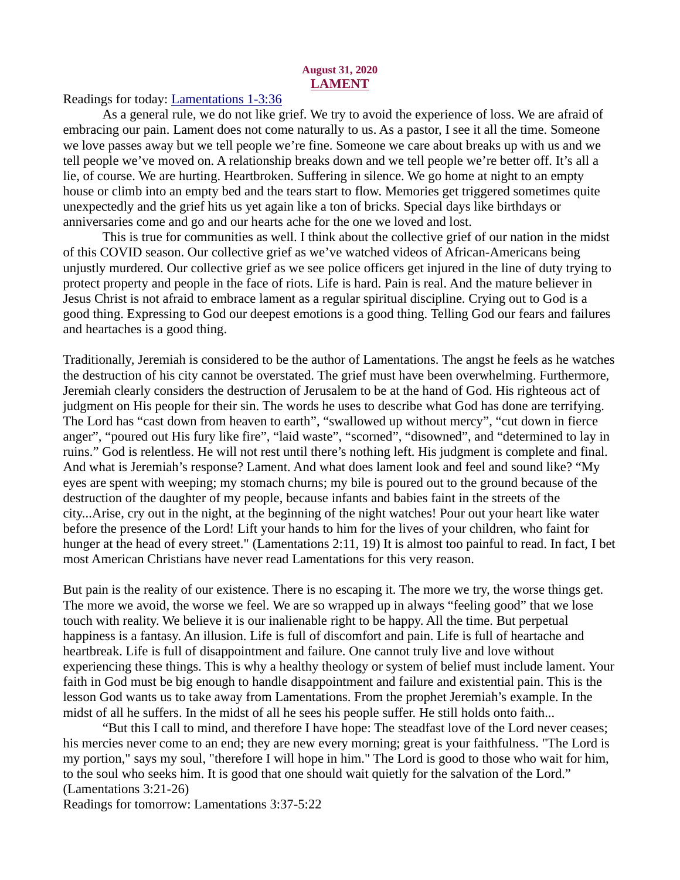**August 31, 2020**
## LAMENT

Readings for today: [Lamentations 1-3:36]

As a general rule, we do not like grief. We try to avoid the experience of loss. We are afraid of embracing our pain. Lament does not come naturally to us. As a pastor, I see it all the time. Someone we love passes away but we tell people we're fine. Someone we care about breaks up with us and we tell people we've moved on. A relationship breaks down and we tell people we're better off. It's all a lie, of course. We are hurting. Heartbroken. Suffering in silence. We go home at night to an empty house or climb into an empty bed and the tears start to flow. Memories get triggered sometimes quite unexpectedly and the grief hits us yet again like a ton of bricks. Special days like birthdays or anniversaries come and go and our hearts ache for the one we loved and lost.

This is true for communities as well. I think about the collective grief of our nation in the midst of this COVID season. Our collective grief as we've watched videos of African-Americans being unjustly murdered. Our collective grief as we see police officers get injured in the line of duty trying to protect property and people in the face of riots. Life is hard. Pain is real. And the mature believer in Jesus Christ is not afraid to embrace lament as a regular spiritual discipline. Crying out to God is a good thing. Expressing to God our deepest emotions is a good thing. Telling God our fears and failures and heartaches is a good thing.

Traditionally, Jeremiah is considered to be the author of Lamentations. The angst he feels as he watches the destruction of his city cannot be overstated. The grief must have been overwhelming. Furthermore, Jeremiah clearly considers the destruction of Jerusalem to be at the hand of God. His righteous act of judgment on His people for their sin. The words he uses to describe what God has done are terrifying. The Lord has "cast down from heaven to earth", "swallowed up without mercy", "cut down in fierce anger", "poured out His fury like fire", "laid waste", "scorned", "disowned", and "determined to lay in ruins." God is relentless. He will not rest until there's nothing left. His judgment is complete and final. And what is Jeremiah's response? Lament. And what does lament look and feel and sound like? "My eyes are spent with weeping; my stomach churns; my bile is poured out to the ground because of the destruction of the daughter of my people, because infants and babies faint in the streets of the city...Arise, cry out in the night, at the beginning of the night watches! Pour out your heart like water before the presence of the Lord! Lift your hands to him for the lives of your children, who faint for hunger at the head of every street." (Lamentations 2:11, 19) It is almost too painful to read. In fact, I bet most American Christians have never read Lamentations for this very reason.

But pain is the reality of our existence. There is no escaping it. The more we try, the worse things get. The more we avoid, the worse we feel. We are so wrapped up in always "feeling good" that we lose touch with reality. We believe it is our inalienable right to be happy. All the time. But perpetual happiness is a fantasy. An illusion. Life is full of discomfort and pain. Life is full of heartache and heartbreak. Life is full of disappointment and failure. One cannot truly live and love without experiencing these things. This is why a healthy theology or system of belief must include lament. Your faith in God must be big enough to handle disappointment and failure and existential pain. This is the lesson God wants us to take away from Lamentations. From the prophet Jeremiah's example. In the midst of all he suffers. In the midst of all he sees his people suffer. He still holds onto faith...

"But this I call to mind, and therefore I have hope: The steadfast love of the Lord never ceases; his mercies never come to an end; they are new every morning; great is your faithfulness. "The Lord is my portion," says my soul, "therefore I will hope in him." The Lord is good to those who wait for him, to the soul who seeks him. It is good that one should wait quietly for the salvation of the Lord." (Lamentations 3:21-26)

Readings for tomorrow: Lamentations 3:37-5:22